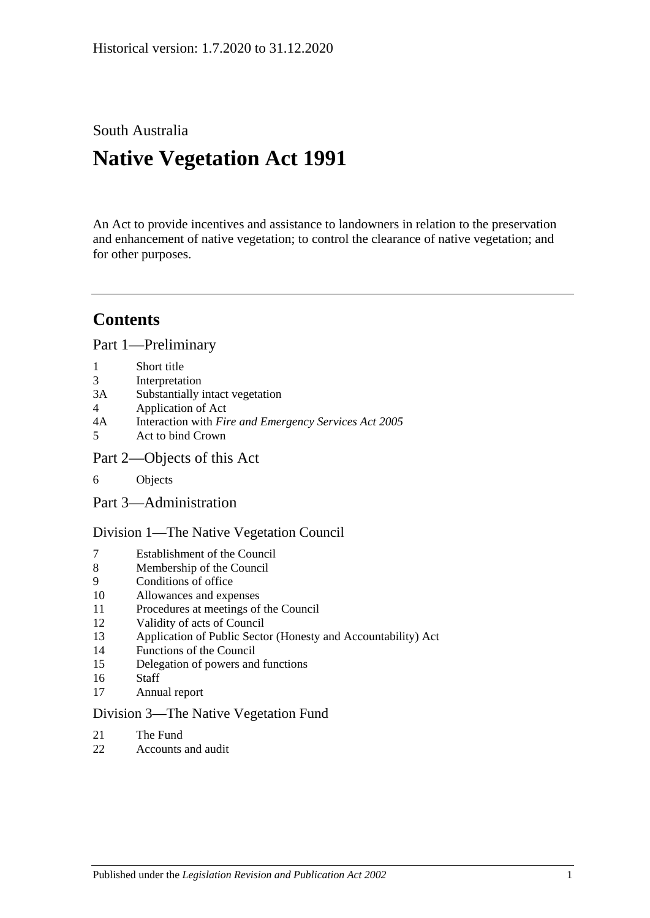Historical version: 1.7.2020 to 31.12.2020

South Australia

# Native Vegetation Act 1991

An Act to provide incentives and assistance to landowners in relation to the preservation and enhancement of native vegetation; to control the clearance of native vegetation; and for other purposes.

## Contents

### Part 1—Preliminary

1 Short title
3 Interpretation
3A Substantially intact vegetation
4 Application of Act
4A Interaction with *Fire and Emergency Services Act 2005*
5 Act to bind Crown

### Part 2—Objects of this Act

6 Objects

### Part 3—Administration

#### Division 1—The Native Vegetation Council

7 Establishment of the Council
8 Membership of the Council
9 Conditions of office
10 Allowances and expenses
11 Procedures at meetings of the Council
12 Validity of acts of Council
13 Application of Public Sector (Honesty and Accountability) Act
14 Functions of the Council
15 Delegation of powers and functions
16 Staff
17 Annual report

#### Division 3—The Native Vegetation Fund

21 The Fund
22 Accounts and audit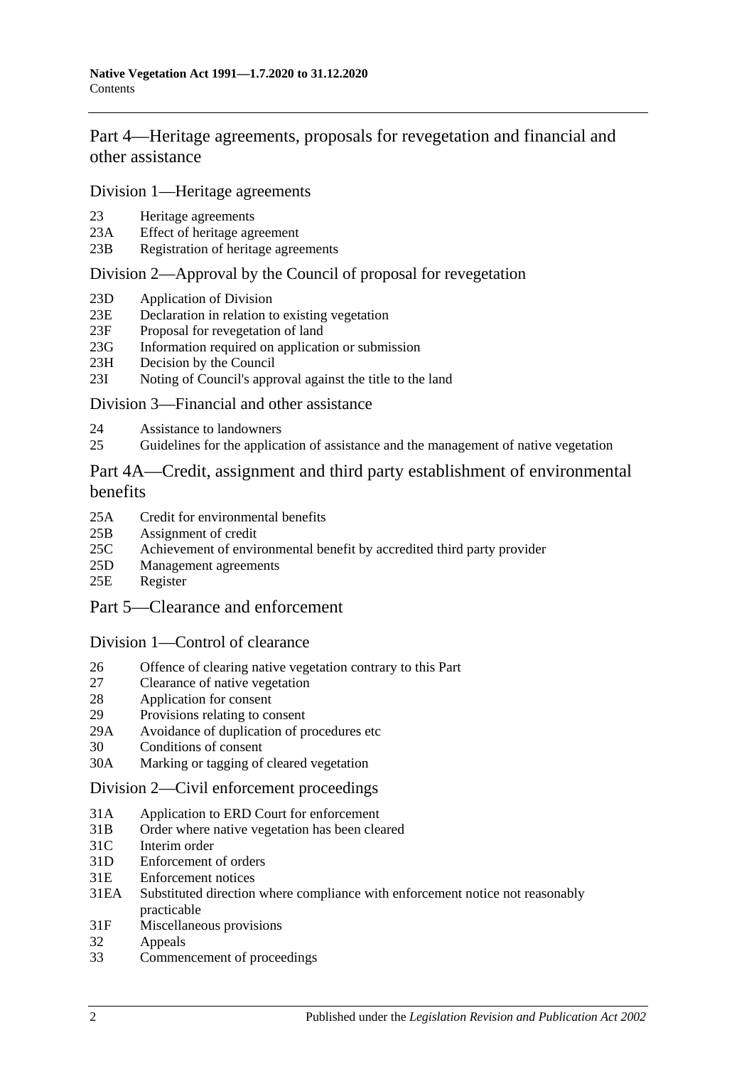## Part 4—Heritage agreements, proposals for revegetation and financial and other assistance

### Division 1—Heritage agreements

23 Heritage agreements
23A Effect of heritage agreement
23B Registration of heritage agreements

### Division 2—Approval by the Council of proposal for revegetation

23D Application of Division
23E Declaration in relation to existing vegetation
23F Proposal for revegetation of land
23G Information required on application or submission
23H Decision by the Council
23I Noting of Council's approval against the title to the land

### Division 3—Financial and other assistance

24 Assistance to landowners
25 Guidelines for the application of assistance and the management of native vegetation

## Part 4A—Credit, assignment and third party establishment of environmental benefits

25A Credit for environmental benefits
25B Assignment of credit
25C Achievement of environmental benefit by accredited third party provider
25D Management agreements
25E Register

## Part 5—Clearance and enforcement

### Division 1—Control of clearance

26 Offence of clearing native vegetation contrary to this Part
27 Clearance of native vegetation
28 Application for consent
29 Provisions relating to consent
29A Avoidance of duplication of procedures etc
30 Conditions of consent
30A Marking or tagging of cleared vegetation

### Division 2—Civil enforcement proceedings

31A Application to ERD Court for enforcement
31B Order where native vegetation has been cleared
31C Interim order
31D Enforcement of orders
31E Enforcement notices
31EA Substituted direction where compliance with enforcement notice not reasonably practicable
31F Miscellaneous provisions
32 Appeals
33 Commencement of proceedings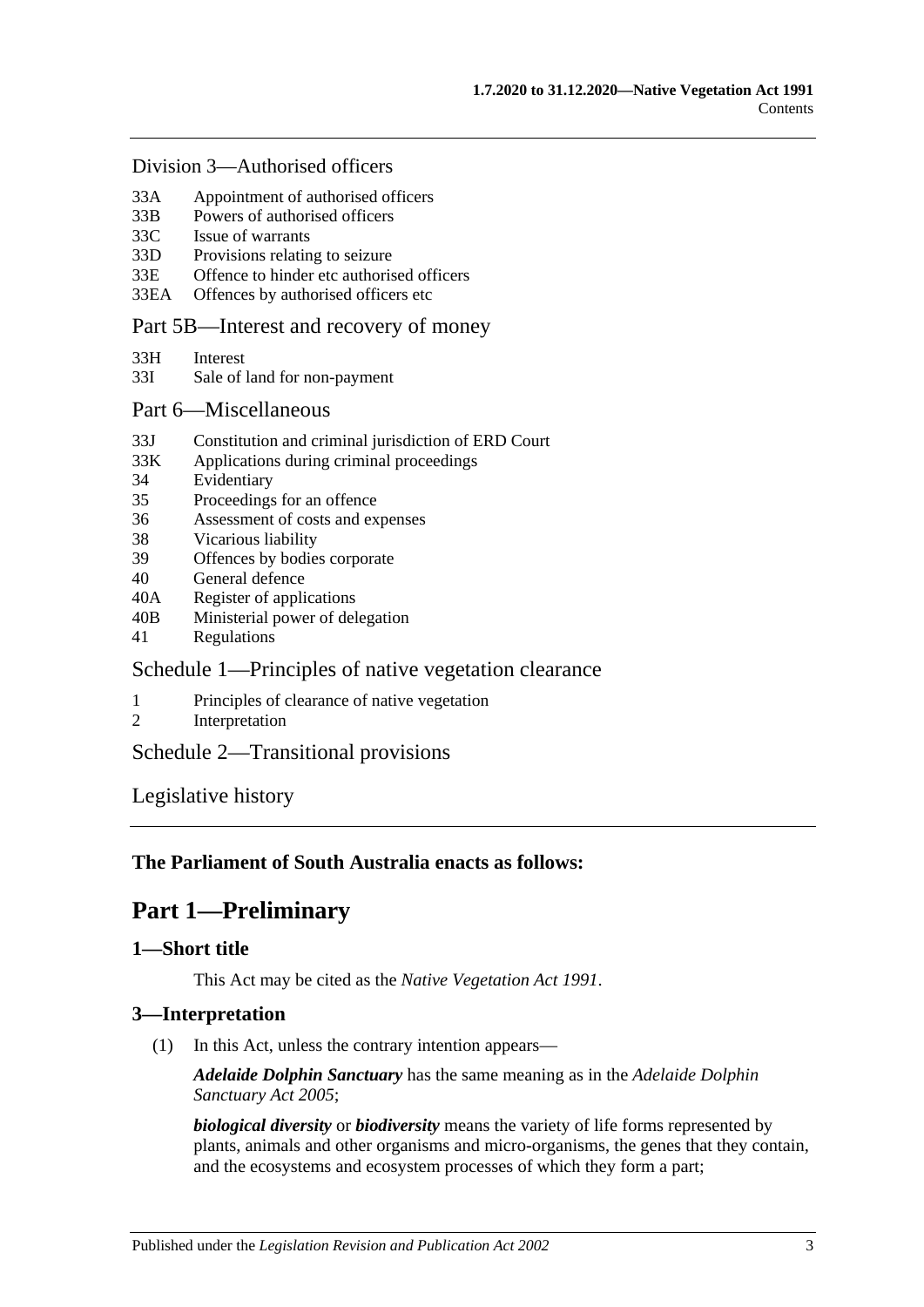Division 3—Authorised officers

- 33A Appointment of authorised officers
- 33B Powers of authorised officers
- 33C Issue of warrants
- 33D Provisions relating to seizure
- 33E Offence to hinder etc authorised officers
- 33EA Offences by authorised officers etc

Part 5B—Interest and recovery of money

- 33H Interest
- 33I Sale of land for non-payment

Part 6—Miscellaneous

- 33J Constitution and criminal jurisdiction of ERD Court
- 33K Applications during criminal proceedings
- 34 Evidentiary
- 35 Proceedings for an offence
- 36 Assessment of costs and expenses
- 38 Vicarious liability
- 39 Offences by bodies corporate
- 40 General defence
- 40A Register of applications
- 40B Ministerial power of delegation
- 41 Regulations

Schedule 1—Principles of native vegetation clearance

- 1 Principles of clearance of native vegetation
- 2 Interpretation

Schedule 2—Transitional provisions

Legislative history

**The Parliament of South Australia enacts as follows:**

# Part 1—Preliminary

## 1—Short title

This Act may be cited as the *Native Vegetation Act 1991*.

## 3—Interpretation

(1) In this Act, unless the contrary intention appears—

***Adelaide Dolphin Sanctuary*** has the same meaning as in the *Adelaide Dolphin Sanctuary Act 2005*;

***biological diversity*** or ***biodiversity*** means the variety of life forms represented by plants, animals and other organisms and micro-organisms, the genes that they contain, and the ecosystems and ecosystem processes of which they form a part;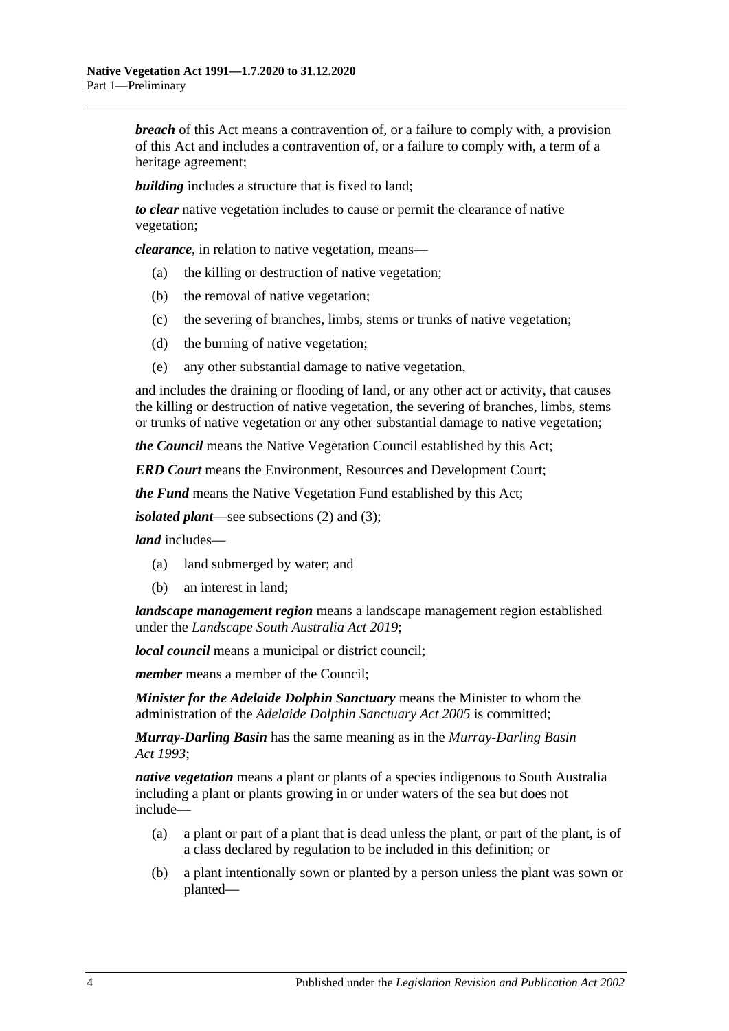***breach*** of this Act means a contravention of, or a failure to comply with, a provision of this Act and includes a contravention of, or a failure to comply with, a term of a heritage agreement;

***building*** includes a structure that is fixed to land;

***to clear*** native vegetation includes to cause or permit the clearance of native vegetation;

***clearance***, in relation to native vegetation, means—

- (a) the killing or destruction of native vegetation;
- (b) the removal of native vegetation;
- (c) the severing of branches, limbs, stems or trunks of native vegetation;
- (d) the burning of native vegetation;
- (e) any other substantial damage to native vegetation,

and includes the draining or flooding of land, or any other act or activity, that causes the killing or destruction of native vegetation, the severing of branches, limbs, stems or trunks of native vegetation or any other substantial damage to native vegetation;

***the Council*** means the Native Vegetation Council established by this Act;

***ERD Court*** means the Environment, Resources and Development Court;

***the Fund*** means the Native Vegetation Fund established by this Act;

***isolated plant***—see subsections (2) and (3);

***land*** includes—

- (a) land submerged by water; and
- (b) an interest in land;

***landscape management region*** means a landscape management region established under the *Landscape South Australia Act 2019*;

***local council*** means a municipal or district council;

***member*** means a member of the Council;

***Minister for the Adelaide Dolphin Sanctuary*** means the Minister to whom the administration of the *Adelaide Dolphin Sanctuary Act 2005* is committed;

***Murray-Darling Basin*** has the same meaning as in the *Murray-Darling Basin Act 1993*;

***native vegetation*** means a plant or plants of a species indigenous to South Australia including a plant or plants growing in or under waters of the sea but does not include—

- (a) a plant or part of a plant that is dead unless the plant, or part of the plant, is of a class declared by regulation to be included in this definition; or
- (b) a plant intentionally sown or planted by a person unless the plant was sown or planted—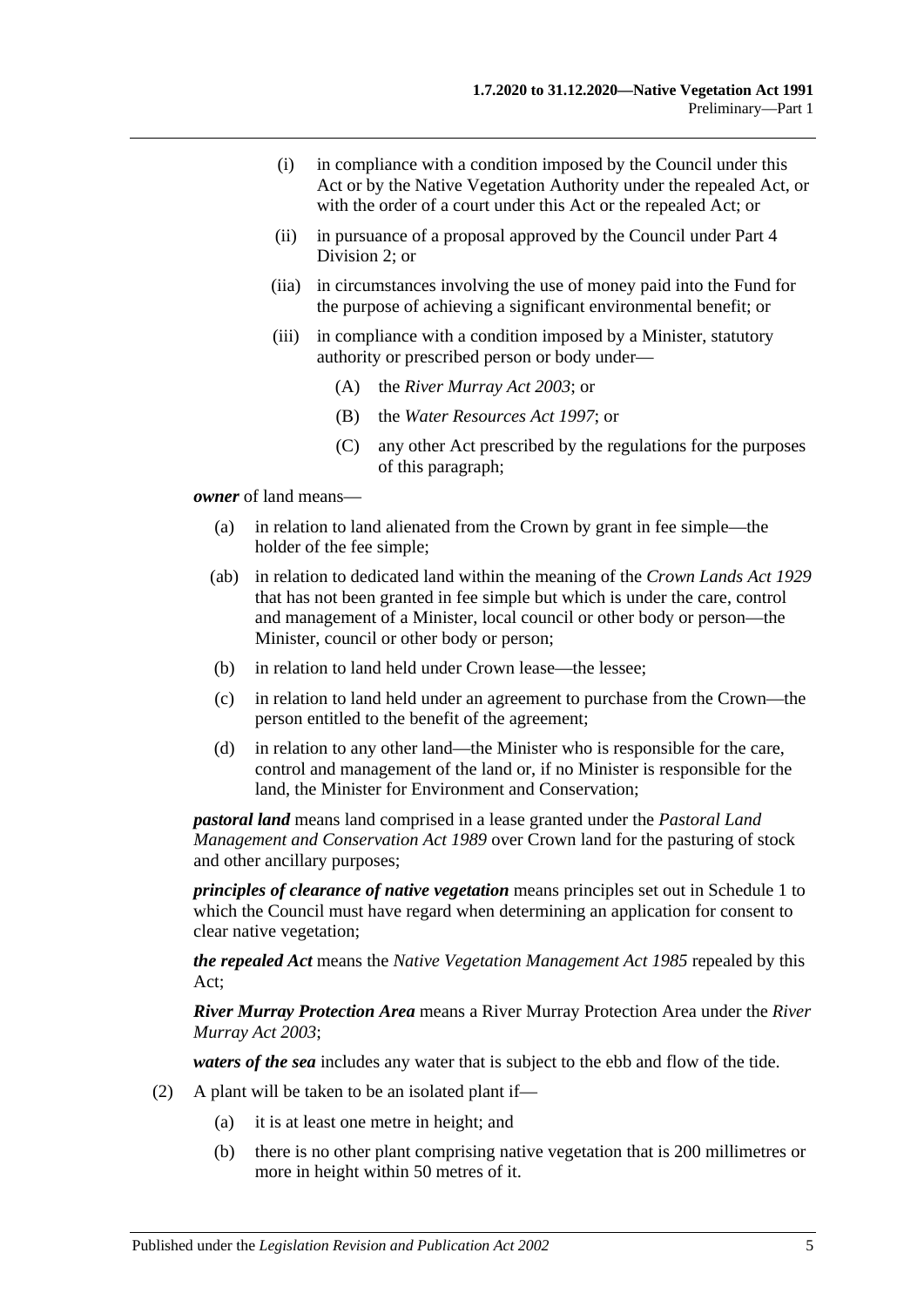- (i) in compliance with a condition imposed by the Council under this Act or by the Native Vegetation Authority under the repealed Act, or with the order of a court under this Act or the repealed Act; or
- (ii) in pursuance of a proposal approved by the Council under Part 4 Division 2; or
- (iia) in circumstances involving the use of money paid into the Fund for the purpose of achieving a significant environmental benefit; or
- (iii) in compliance with a condition imposed by a Minister, statutory authority or prescribed person or body under—
  - (A) the *River Murray Act 2003*; or
  - (B) the *Water Resources Act 1997*; or
  - (C) any other Act prescribed by the regulations for the purposes of this paragraph;

***owner*** of land means—

- (a) in relation to land alienated from the Crown by grant in fee simple—the holder of the fee simple;
- (ab) in relation to dedicated land within the meaning of the *Crown Lands Act 1929* that has not been granted in fee simple but which is under the care, control and management of a Minister, local council or other body or person—the Minister, council or other body or person;
- (b) in relation to land held under Crown lease—the lessee;
- (c) in relation to land held under an agreement to purchase from the Crown—the person entitled to the benefit of the agreement;
- (d) in relation to any other land—the Minister who is responsible for the care, control and management of the land or, if no Minister is responsible for the land, the Minister for Environment and Conservation;

***pastoral land*** means land comprised in a lease granted under the *Pastoral Land Management and Conservation Act 1989* over Crown land for the pasturing of stock and other ancillary purposes;

***principles of clearance of native vegetation*** means principles set out in Schedule 1 to which the Council must have regard when determining an application for consent to clear native vegetation;

***the repealed Act*** means the *Native Vegetation Management Act 1985* repealed by this Act;

***River Murray Protection Area*** means a River Murray Protection Area under the *River Murray Act 2003*;

***waters of the sea*** includes any water that is subject to the ebb and flow of the tide.

(2) A plant will be taken to be an isolated plant if—

- (a) it is at least one metre in height; and
- (b) there is no other plant comprising native vegetation that is 200 millimetres or more in height within 50 metres of it.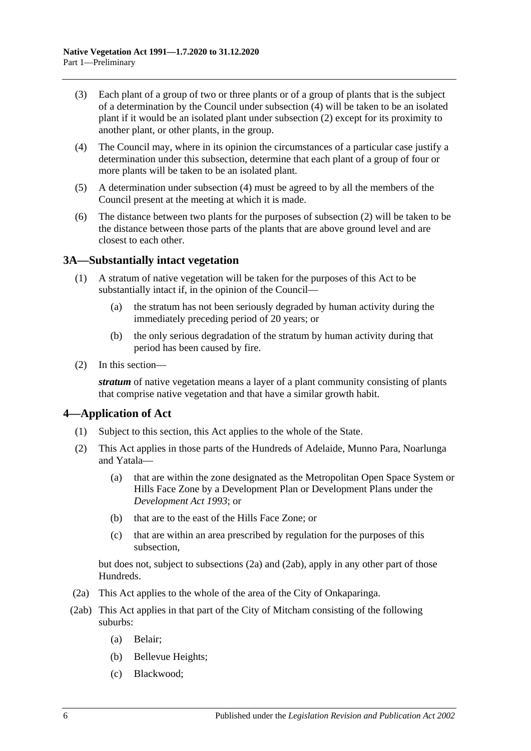(3) Each plant of a group of two or three plants or of a group of plants that is the subject of a determination by the Council under subsection (4) will be taken to be an isolated plant if it would be an isolated plant under subsection (2) except for its proximity to another plant, or other plants, in the group.

(4) The Council may, where in its opinion the circumstances of a particular case justify a determination under this subsection, determine that each plant of a group of four or more plants will be taken to be an isolated plant.

(5) A determination under subsection (4) must be agreed to by all the members of the Council present at the meeting at which it is made.

(6) The distance between two plants for the purposes of subsection (2) will be taken to be the distance between those parts of the plants that are above ground level and are closest to each other.

## 3A—Substantially intact vegetation

(1) A stratum of native vegetation will be taken for the purposes of this Act to be substantially intact if, in the opinion of the Council—

(a) the stratum has not been seriously degraded by human activity during the immediately preceding period of 20 years; or

(b) the only serious degradation of the stratum by human activity during that period has been caused by fire.

(2) In this section—

***stratum*** of native vegetation means a layer of a plant community consisting of plants that comprise native vegetation and that have a similar growth habit.

## 4—Application of Act

(1) Subject to this section, this Act applies to the whole of the State.

(2) This Act applies in those parts of the Hundreds of Adelaide, Munno Para, Noarlunga and Yatala—

(a) that are within the zone designated as the Metropolitan Open Space System or Hills Face Zone by a Development Plan or Development Plans under the *Development Act 1993*; or

(b) that are to the east of the Hills Face Zone; or

(c) that are within an area prescribed by regulation for the purposes of this subsection,

but does not, subject to subsections (2a) and (2ab), apply in any other part of those Hundreds.

(2a) This Act applies to the whole of the area of the City of Onkaparinga.

(2ab) This Act applies in that part of the City of Mitcham consisting of the following suburbs:

(a) Belair;

(b) Bellevue Heights;

(c) Blackwood;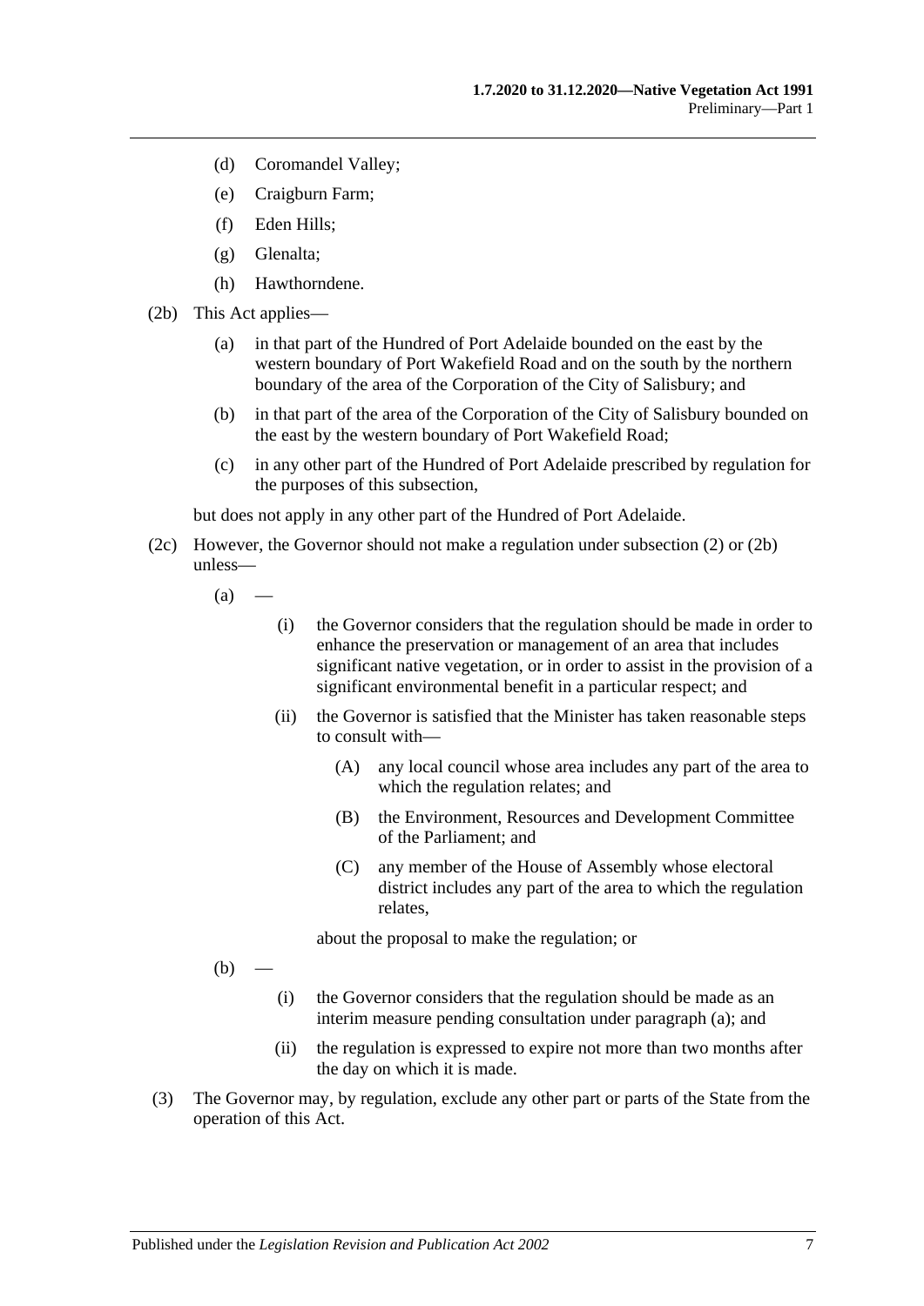(d) Coromandel Valley;

(e) Craigburn Farm;

(f) Eden Hills;

(g) Glenalta;

(h) Hawthorndene.

(2b) This Act applies—

(a) in that part of the Hundred of Port Adelaide bounded on the east by the western boundary of Port Wakefield Road and on the south by the northern boundary of the area of the Corporation of the City of Salisbury; and

(b) in that part of the area of the Corporation of the City of Salisbury bounded on the east by the western boundary of Port Wakefield Road;

(c) in any other part of the Hundred of Port Adelaide prescribed by regulation for the purposes of this subsection,

but does not apply in any other part of the Hundred of Port Adelaide.

(2c) However, the Governor should not make a regulation under subsection (2) or (2b) unless—

(a) —

(i) the Governor considers that the regulation should be made in order to enhance the preservation or management of an area that includes significant native vegetation, or in order to assist in the provision of a significant environmental benefit in a particular respect; and

(ii) the Governor is satisfied that the Minister has taken reasonable steps to consult with—

(A) any local council whose area includes any part of the area to which the regulation relates; and

(B) the Environment, Resources and Development Committee of the Parliament; and

(C) any member of the House of Assembly whose electoral district includes any part of the area to which the regulation relates,

about the proposal to make the regulation; or

(b) —

(i) the Governor considers that the regulation should be made as an interim measure pending consultation under paragraph (a); and

(ii) the regulation is expressed to expire not more than two months after the day on which it is made.

(3) The Governor may, by regulation, exclude any other part or parts of the State from the operation of this Act.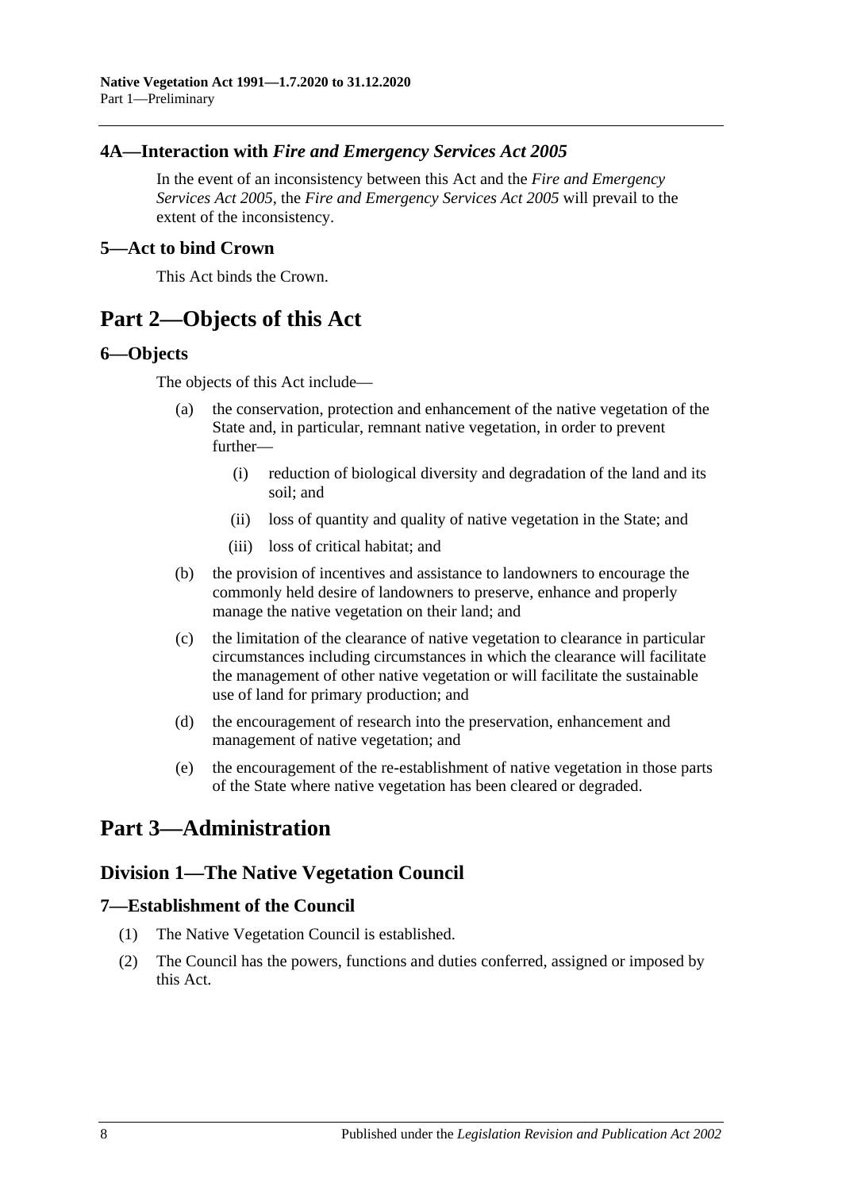### 4A—Interaction with *Fire and Emergency Services Act 2005*

In the event of an inconsistency between this Act and the *Fire and Emergency Services Act 2005*, the *Fire and Emergency Services Act 2005* will prevail to the extent of the inconsistency.

### 5—Act to bind Crown

This Act binds the Crown.

# Part 2—Objects of this Act

### 6—Objects

The objects of this Act include—

- (a) the conservation, protection and enhancement of the native vegetation of the State and, in particular, remnant native vegetation, in order to prevent further—
    - (i) reduction of biological diversity and degradation of the land and its soil; and
    - (ii) loss of quantity and quality of native vegetation in the State; and
    - (iii) loss of critical habitat; and
- (b) the provision of incentives and assistance to landowners to encourage the commonly held desire of landowners to preserve, enhance and properly manage the native vegetation on their land; and
- (c) the limitation of the clearance of native vegetation to clearance in particular circumstances including circumstances in which the clearance will facilitate the management of other native vegetation or will facilitate the sustainable use of land for primary production; and
- (d) the encouragement of research into the preservation, enhancement and management of native vegetation; and
- (e) the encouragement of the re-establishment of native vegetation in those parts of the State where native vegetation has been cleared or degraded.

# Part 3—Administration

## Division 1—The Native Vegetation Council

### 7—Establishment of the Council

(1) The Native Vegetation Council is established.

(2) The Council has the powers, functions and duties conferred, assigned or imposed by this Act.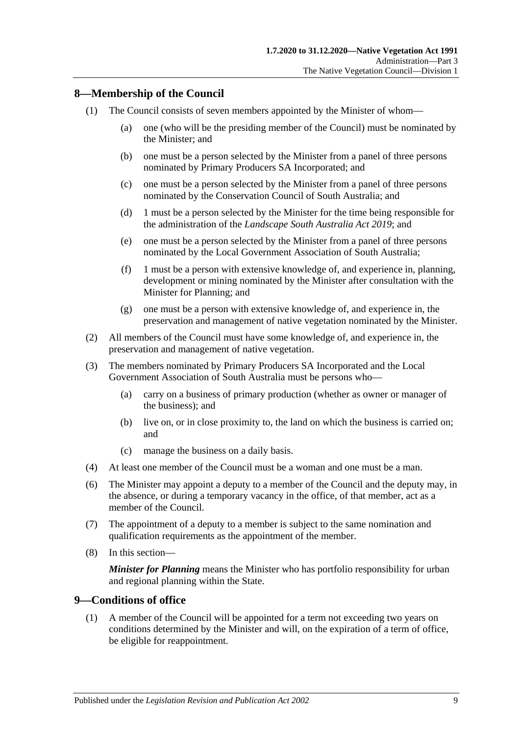## 8—Membership of the Council

(1) The Council consists of seven members appointed by the Minister of whom—

  (a) one (who will be the presiding member of the Council) must be nominated by the Minister; and

  (b) one must be a person selected by the Minister from a panel of three persons nominated by Primary Producers SA Incorporated; and

  (c) one must be a person selected by the Minister from a panel of three persons nominated by the Conservation Council of South Australia; and

  (d) 1 must be a person selected by the Minister for the time being responsible for the administration of the *Landscape South Australia Act 2019*; and

  (e) one must be a person selected by the Minister from a panel of three persons nominated by the Local Government Association of South Australia;

  (f) 1 must be a person with extensive knowledge of, and experience in, planning, development or mining nominated by the Minister after consultation with the Minister for Planning; and

  (g) one must be a person with extensive knowledge of, and experience in, the preservation and management of native vegetation nominated by the Minister.

(2) All members of the Council must have some knowledge of, and experience in, the preservation and management of native vegetation.

(3) The members nominated by Primary Producers SA Incorporated and the Local Government Association of South Australia must be persons who—

  (a) carry on a business of primary production (whether as owner or manager of the business); and

  (b) live on, or in close proximity to, the land on which the business is carried on; and

  (c) manage the business on a daily basis.

(4) At least one member of the Council must be a woman and one must be a man.

(6) The Minister may appoint a deputy to a member of the Council and the deputy may, in the absence, or during a temporary vacancy in the office, of that member, act as a member of the Council.

(7) The appointment of a deputy to a member is subject to the same nomination and qualification requirements as the appointment of the member.

(8) In this section—

***Minister for Planning*** means the Minister who has portfolio responsibility for urban and regional planning within the State.

## 9—Conditions of office

(1) A member of the Council will be appointed for a term not exceeding two years on conditions determined by the Minister and will, on the expiration of a term of office, be eligible for reappointment.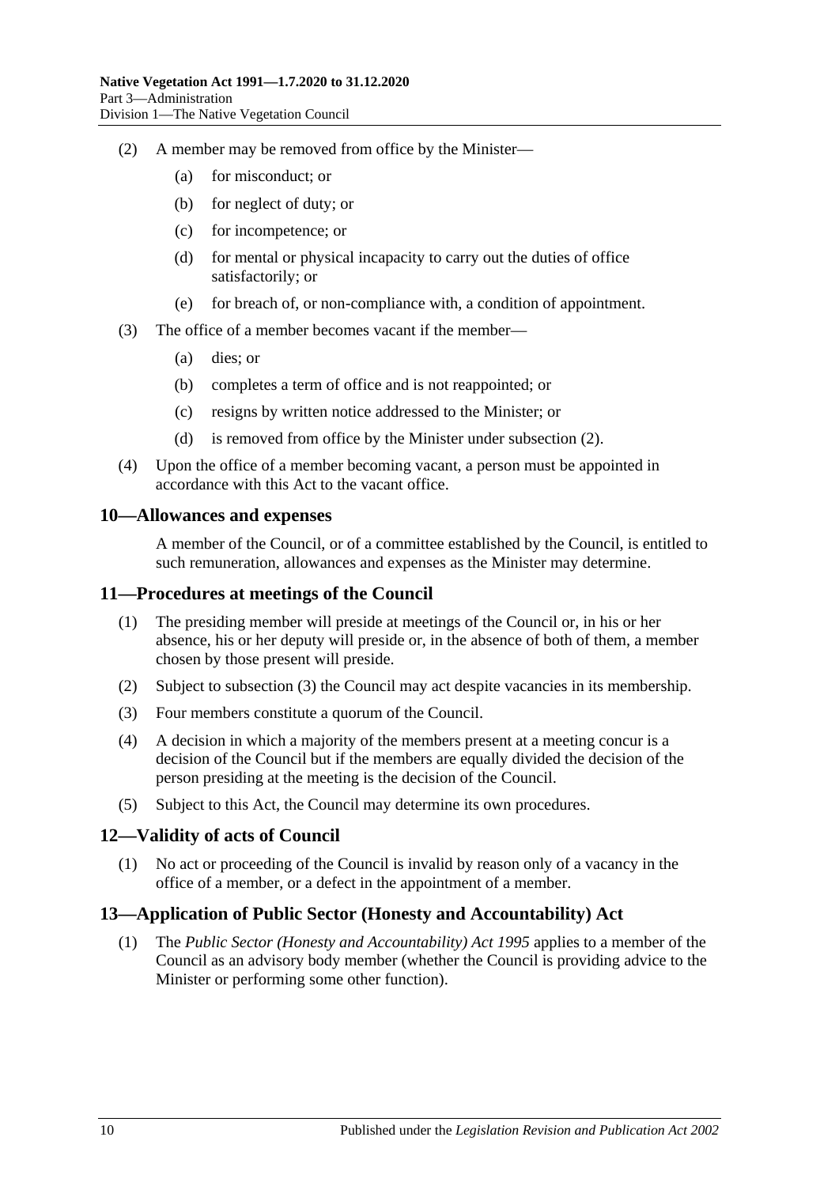(2) A member may be removed from office by the Minister—

(a) for misconduct; or

(b) for neglect of duty; or

(c) for incompetence; or

(d) for mental or physical incapacity to carry out the duties of office satisfactorily; or

(e) for breach of, or non-compliance with, a condition of appointment.

(3) The office of a member becomes vacant if the member—

(a) dies; or

(b) completes a term of office and is not reappointed; or

(c) resigns by written notice addressed to the Minister; or

(d) is removed from office by the Minister under subsection (2).

(4) Upon the office of a member becoming vacant, a person must be appointed in accordance with this Act to the vacant office.

## 10—Allowances and expenses

A member of the Council, or of a committee established by the Council, is entitled to such remuneration, allowances and expenses as the Minister may determine.

## 11—Procedures at meetings of the Council

(1) The presiding member will preside at meetings of the Council or, in his or her absence, his or her deputy will preside or, in the absence of both of them, a member chosen by those present will preside.

(2) Subject to subsection (3) the Council may act despite vacancies in its membership.

(3) Four members constitute a quorum of the Council.

(4) A decision in which a majority of the members present at a meeting concur is a decision of the Council but if the members are equally divided the decision of the person presiding at the meeting is the decision of the Council.

(5) Subject to this Act, the Council may determine its own procedures.

## 12—Validity of acts of Council

(1) No act or proceeding of the Council is invalid by reason only of a vacancy in the office of a member, or a defect in the appointment of a member.

## 13—Application of Public Sector (Honesty and Accountability) Act

(1) The *Public Sector (Honesty and Accountability) Act 1995* applies to a member of the Council as an advisory body member (whether the Council is providing advice to the Minister or performing some other function).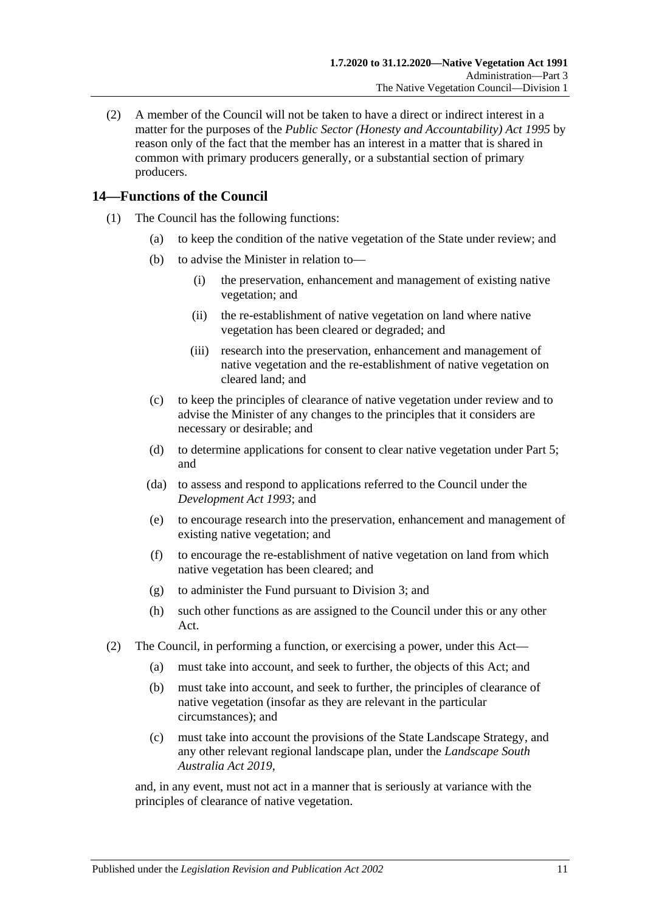(2) A member of the Council will not be taken to have a direct or indirect interest in a matter for the purposes of the *Public Sector (Honesty and Accountability) Act 1995* by reason only of the fact that the member has an interest in a matter that is shared in common with primary producers generally, or a substantial section of primary producers.

## 14—Functions of the Council

(1) The Council has the following functions:

(a) to keep the condition of the native vegetation of the State under review; and

(b) to advise the Minister in relation to—

(i) the preservation, enhancement and management of existing native vegetation; and

(ii) the re-establishment of native vegetation on land where native vegetation has been cleared or degraded; and

(iii) research into the preservation, enhancement and management of native vegetation and the re-establishment of native vegetation on cleared land; and

(c) to keep the principles of clearance of native vegetation under review and to advise the Minister of any changes to the principles that it considers are necessary or desirable; and

(d) to determine applications for consent to clear native vegetation under Part 5; and

(da) to assess and respond to applications referred to the Council under the *Development Act 1993*; and

(e) to encourage research into the preservation, enhancement and management of existing native vegetation; and

(f) to encourage the re-establishment of native vegetation on land from which native vegetation has been cleared; and

(g) to administer the Fund pursuant to Division 3; and

(h) such other functions as are assigned to the Council under this or any other Act.

(2) The Council, in performing a function, or exercising a power, under this Act—

(a) must take into account, and seek to further, the objects of this Act; and

(b) must take into account, and seek to further, the principles of clearance of native vegetation (insofar as they are relevant in the particular circumstances); and

(c) must take into account the provisions of the State Landscape Strategy, and any other relevant regional landscape plan, under the *Landscape South Australia Act 2019*,

and, in any event, must not act in a manner that is seriously at variance with the principles of clearance of native vegetation.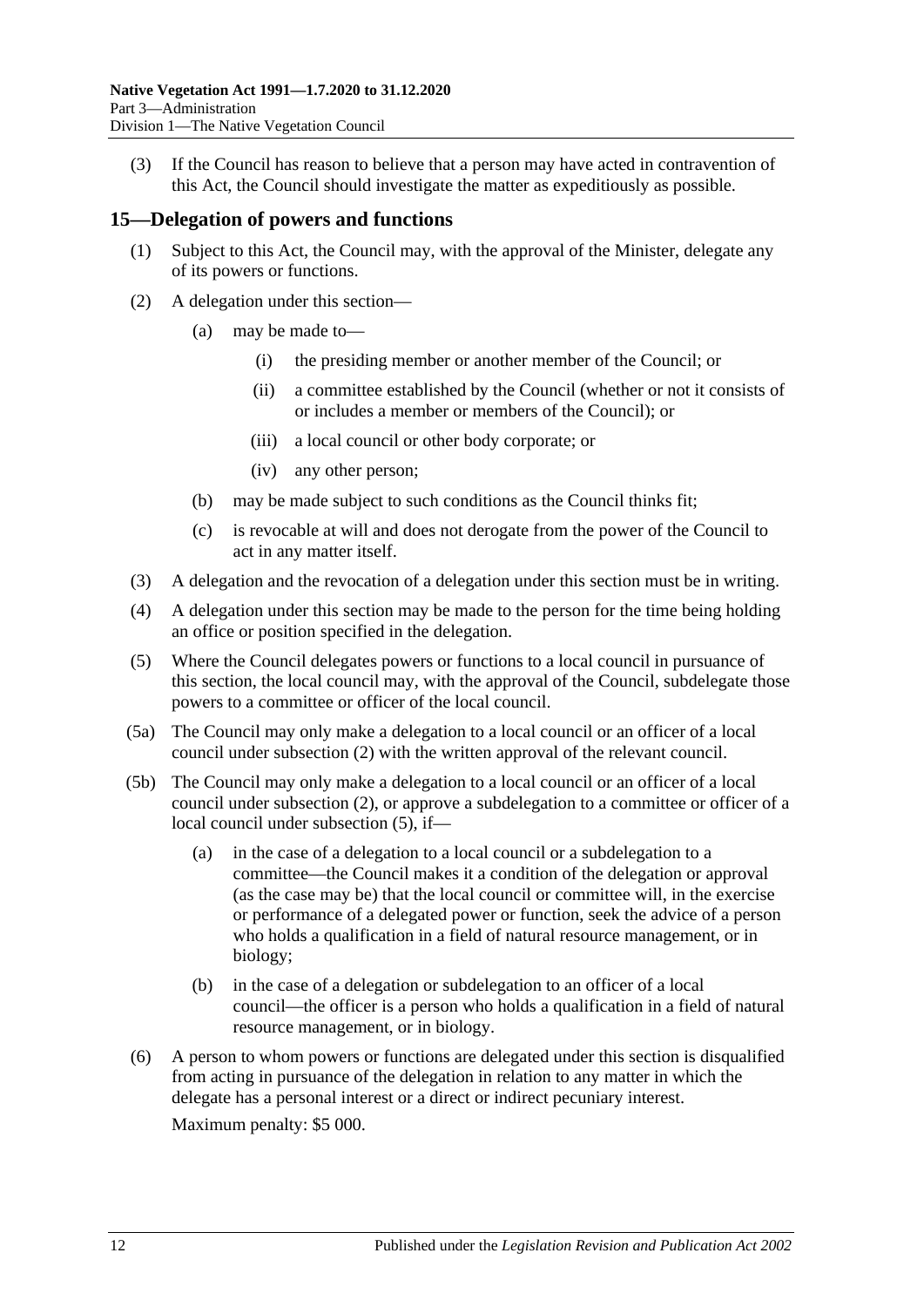(3) If the Council has reason to believe that a person may have acted in contravention of this Act, the Council should investigate the matter as expeditiously as possible.

## 15—Delegation of powers and functions

(1) Subject to this Act, the Council may, with the approval of the Minister, delegate any of its powers or functions.

(2) A delegation under this section—

(a) may be made to—

(i) the presiding member or another member of the Council; or

(ii) a committee established by the Council (whether or not it consists of or includes a member or members of the Council); or

(iii) a local council or other body corporate; or

(iv) any other person;

(b) may be made subject to such conditions as the Council thinks fit;

(c) is revocable at will and does not derogate from the power of the Council to act in any matter itself.

(3) A delegation and the revocation of a delegation under this section must be in writing.

(4) A delegation under this section may be made to the person for the time being holding an office or position specified in the delegation.

(5) Where the Council delegates powers or functions to a local council in pursuance of this section, the local council may, with the approval of the Council, subdelegate those powers to a committee or officer of the local council.

(5a) The Council may only make a delegation to a local council or an officer of a local council under subsection (2) with the written approval of the relevant council.

(5b) The Council may only make a delegation to a local council or an officer of a local council under subsection (2), or approve a subdelegation to a committee or officer of a local council under subsection (5), if—

(a) in the case of a delegation to a local council or a subdelegation to a committee—the Council makes it a condition of the delegation or approval (as the case may be) that the local council or committee will, in the exercise or performance of a delegated power or function, seek the advice of a person who holds a qualification in a field of natural resource management, or in biology;

(b) in the case of a delegation or subdelegation to an officer of a local council—the officer is a person who holds a qualification in a field of natural resource management, or in biology.

(6) A person to whom powers or functions are delegated under this section is disqualified from acting in pursuance of the delegation in relation to any matter in which the delegate has a personal interest or a direct or indirect pecuniary interest.

Maximum penalty: $5 000.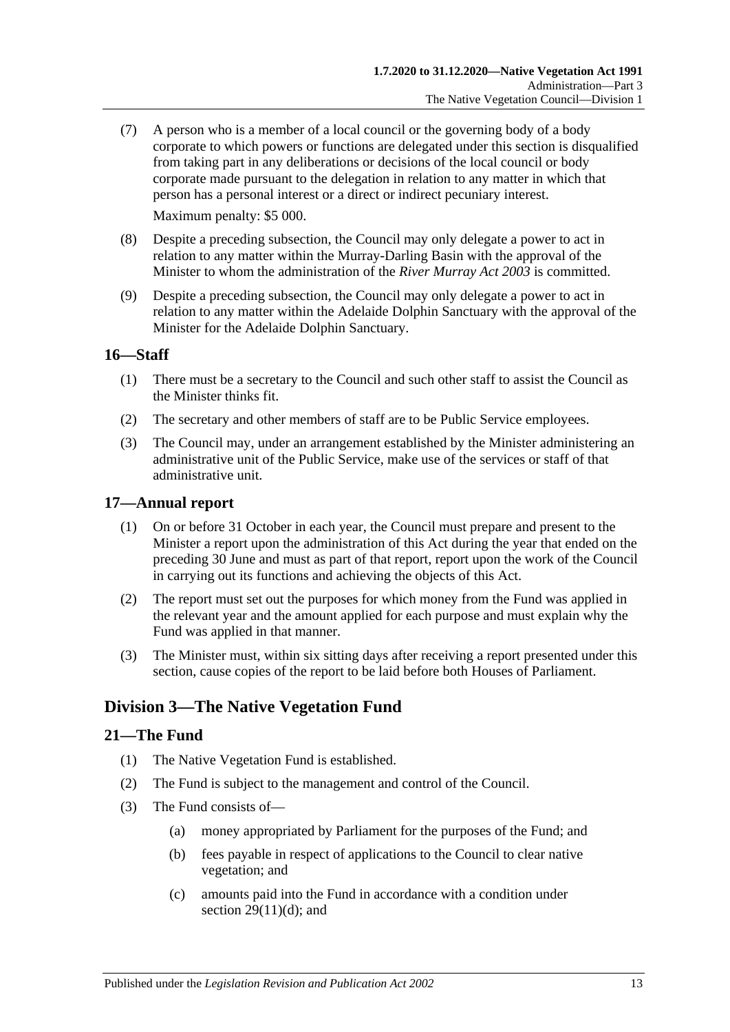(7) A person who is a member of a local council or the governing body of a body corporate to which powers or functions are delegated under this section is disqualified from taking part in any deliberations or decisions of the local council or body corporate made pursuant to the delegation in relation to any matter in which that person has a personal interest or a direct or indirect pecuniary interest.

Maximum penalty: $5 000.

(8) Despite a preceding subsection, the Council may only delegate a power to act in relation to any matter within the Murray-Darling Basin with the approval of the Minister to whom the administration of the *River Murray Act 2003* is committed.

(9) Despite a preceding subsection, the Council may only delegate a power to act in relation to any matter within the Adelaide Dolphin Sanctuary with the approval of the Minister for the Adelaide Dolphin Sanctuary.

## 16—Staff

(1) There must be a secretary to the Council and such other staff to assist the Council as the Minister thinks fit.

(2) The secretary and other members of staff are to be Public Service employees.

(3) The Council may, under an arrangement established by the Minister administering an administrative unit of the Public Service, make use of the services or staff of that administrative unit.

## 17—Annual report

(1) On or before 31 October in each year, the Council must prepare and present to the Minister a report upon the administration of this Act during the year that ended on the preceding 30 June and must as part of that report, report upon the work of the Council in carrying out its functions and achieving the objects of this Act.

(2) The report must set out the purposes for which money from the Fund was applied in the relevant year and the amount applied for each purpose and must explain why the Fund was applied in that manner.

(3) The Minister must, within six sitting days after receiving a report presented under this section, cause copies of the report to be laid before both Houses of Parliament.

# Division 3—The Native Vegetation Fund

## 21—The Fund

(1) The Native Vegetation Fund is established.

(2) The Fund is subject to the management and control of the Council.

(3) The Fund consists of—

(a) money appropriated by Parliament for the purposes of the Fund; and

(b) fees payable in respect of applications to the Council to clear native vegetation; and

(c) amounts paid into the Fund in accordance with a condition under section 29(11)(d); and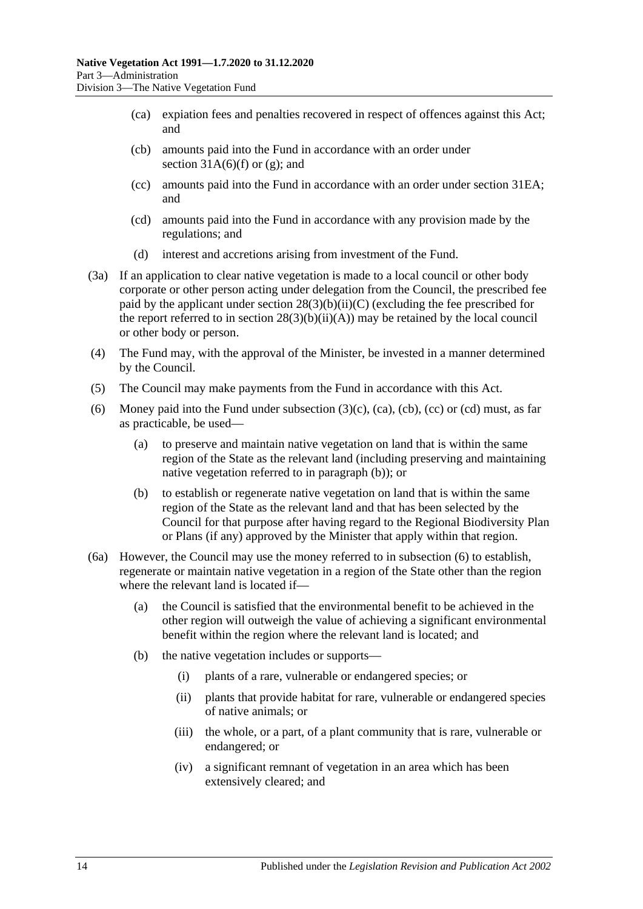(ca) expiation fees and penalties recovered in respect of offences against this Act; and

(cb) amounts paid into the Fund in accordance with an order under section 31A(6)(f) or (g); and

(cc) amounts paid into the Fund in accordance with an order under section 31EA; and

(cd) amounts paid into the Fund in accordance with any provision made by the regulations; and

(d) interest and accretions arising from investment of the Fund.

(3a) If an application to clear native vegetation is made to a local council or other body corporate or other person acting under delegation from the Council, the prescribed fee paid by the applicant under section 28(3)(b)(ii)(C) (excluding the fee prescribed for the report referred to in section 28(3)(b)(ii)(A)) may be retained by the local council or other body or person.

(4) The Fund may, with the approval of the Minister, be invested in a manner determined by the Council.

(5) The Council may make payments from the Fund in accordance with this Act.

(6) Money paid into the Fund under subsection (3)(c), (ca), (cb), (cc) or (cd) must, as far as practicable, be used—

(a) to preserve and maintain native vegetation on land that is within the same region of the State as the relevant land (including preserving and maintaining native vegetation referred to in paragraph (b)); or

(b) to establish or regenerate native vegetation on land that is within the same region of the State as the relevant land and that has been selected by the Council for that purpose after having regard to the Regional Biodiversity Plan or Plans (if any) approved by the Minister that apply within that region.

(6a) However, the Council may use the money referred to in subsection (6) to establish, regenerate or maintain native vegetation in a region of the State other than the region where the relevant land is located if—

(a) the Council is satisfied that the environmental benefit to be achieved in the other region will outweigh the value of achieving a significant environmental benefit within the region where the relevant land is located; and

(b) the native vegetation includes or supports—

(i) plants of a rare, vulnerable or endangered species; or

(ii) plants that provide habitat for rare, vulnerable or endangered species of native animals; or

(iii) the whole, or a part, of a plant community that is rare, vulnerable or endangered; or

(iv) a significant remnant of vegetation in an area which has been extensively cleared; and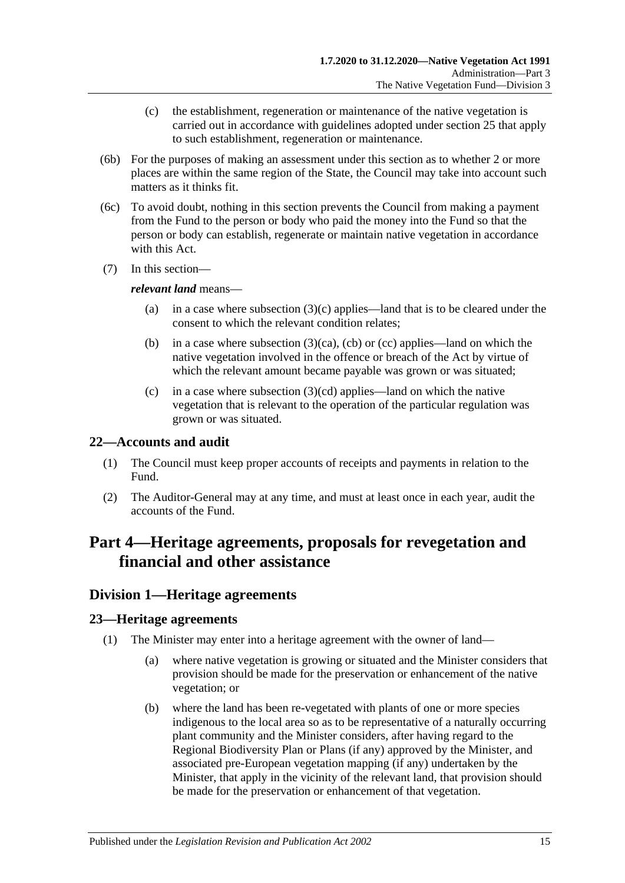(c) the establishment, regeneration or maintenance of the native vegetation is carried out in accordance with guidelines adopted under section 25 that apply to such establishment, regeneration or maintenance.

(6b) For the purposes of making an assessment under this section as to whether 2 or more places are within the same region of the State, the Council may take into account such matters as it thinks fit.

(6c) To avoid doubt, nothing in this section prevents the Council from making a payment from the Fund to the person or body who paid the money into the Fund so that the person or body can establish, regenerate or maintain native vegetation in accordance with this Act.

(7) In this section—

***relevant land*** means—

(a) in a case where subsection (3)(c) applies—land that is to be cleared under the consent to which the relevant condition relates;

(b) in a case where subsection (3)(ca), (cb) or (cc) applies—land on which the native vegetation involved in the offence or breach of the Act by virtue of which the relevant amount became payable was grown or was situated;

(c) in a case where subsection (3)(cd) applies—land on which the native vegetation that is relevant to the operation of the particular regulation was grown or was situated.

### 22—Accounts and audit

(1) The Council must keep proper accounts of receipts and payments in relation to the Fund.

(2) The Auditor-General may at any time, and must at least once in each year, audit the accounts of the Fund.

# Part 4—Heritage agreements, proposals for revegetation and financial and other assistance

## Division 1—Heritage agreements

### 23—Heritage agreements

(1) The Minister may enter into a heritage agreement with the owner of land—

(a) where native vegetation is growing or situated and the Minister considers that provision should be made for the preservation or enhancement of the native vegetation; or

(b) where the land has been re-vegetated with plants of one or more species indigenous to the local area so as to be representative of a naturally occurring plant community and the Minister considers, after having regard to the Regional Biodiversity Plan or Plans (if any) approved by the Minister, and associated pre-European vegetation mapping (if any) undertaken by the Minister, that apply in the vicinity of the relevant land, that provision should be made for the preservation or enhancement of that vegetation.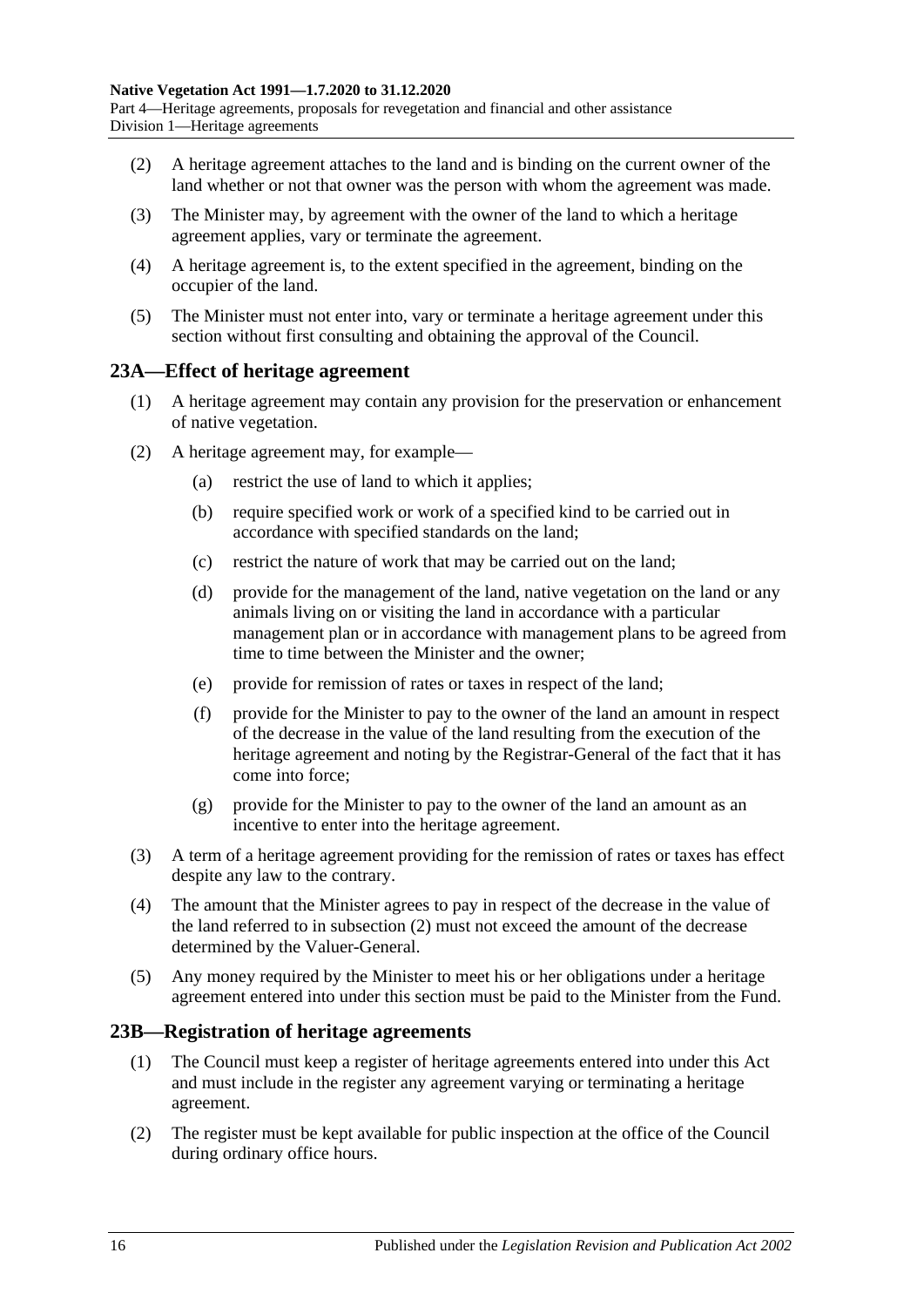(2) A heritage agreement attaches to the land and is binding on the current owner of the land whether or not that owner was the person with whom the agreement was made.

(3) The Minister may, by agreement with the owner of the land to which a heritage agreement applies, vary or terminate the agreement.

(4) A heritage agreement is, to the extent specified in the agreement, binding on the occupier of the land.

(5) The Minister must not enter into, vary or terminate a heritage agreement under this section without first consulting and obtaining the approval of the Council.

## 23A—Effect of heritage agreement

(1) A heritage agreement may contain any provision for the preservation or enhancement of native vegetation.

(2) A heritage agreement may, for example—

(a) restrict the use of land to which it applies;

(b) require specified work or work of a specified kind to be carried out in accordance with specified standards on the land;

(c) restrict the nature of work that may be carried out on the land;

(d) provide for the management of the land, native vegetation on the land or any animals living on or visiting the land in accordance with a particular management plan or in accordance with management plans to be agreed from time to time between the Minister and the owner;

(e) provide for remission of rates or taxes in respect of the land;

(f) provide for the Minister to pay to the owner of the land an amount in respect of the decrease in the value of the land resulting from the execution of the heritage agreement and noting by the Registrar-General of the fact that it has come into force;

(g) provide for the Minister to pay to the owner of the land an amount as an incentive to enter into the heritage agreement.

(3) A term of a heritage agreement providing for the remission of rates or taxes has effect despite any law to the contrary.

(4) The amount that the Minister agrees to pay in respect of the decrease in the value of the land referred to in subsection (2) must not exceed the amount of the decrease determined by the Valuer-General.

(5) Any money required by the Minister to meet his or her obligations under a heritage agreement entered into under this section must be paid to the Minister from the Fund.

## 23B—Registration of heritage agreements

(1) The Council must keep a register of heritage agreements entered into under this Act and must include in the register any agreement varying or terminating a heritage agreement.

(2) The register must be kept available for public inspection at the office of the Council during ordinary office hours.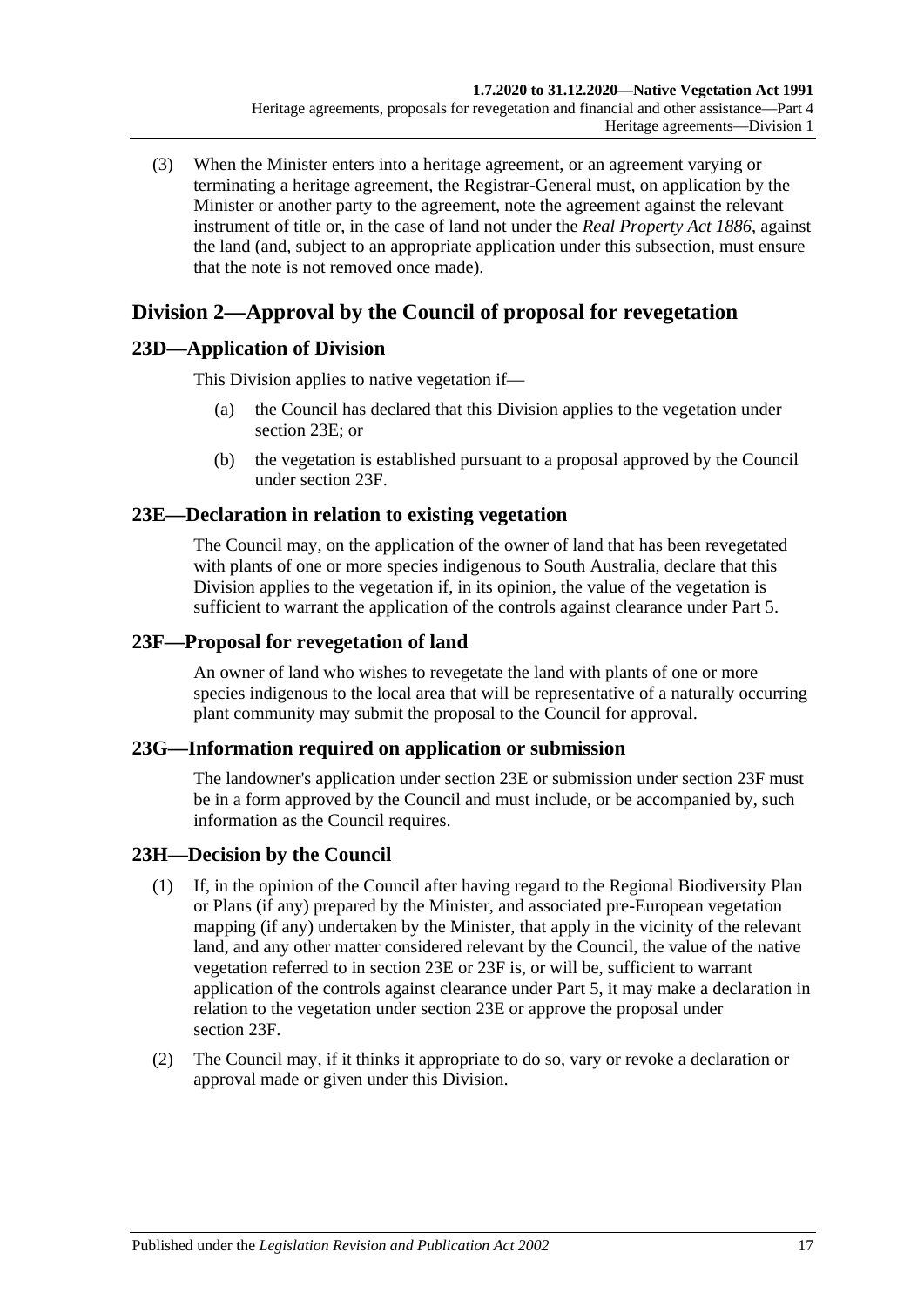(3) When the Minister enters into a heritage agreement, or an agreement varying or terminating a heritage agreement, the Registrar-General must, on application by the Minister or another party to the agreement, note the agreement against the relevant instrument of title or, in the case of land not under the *Real Property Act 1886*, against the land (and, subject to an appropriate application under this subsection, must ensure that the note is not removed once made).

## Division 2—Approval by the Council of proposal for revegetation

### 23D—Application of Division

This Division applies to native vegetation if—

(a) the Council has declared that this Division applies to the vegetation under section 23E; or

(b) the vegetation is established pursuant to a proposal approved by the Council under section 23F.

### 23E—Declaration in relation to existing vegetation

The Council may, on the application of the owner of land that has been revegetated with plants of one or more species indigenous to South Australia, declare that this Division applies to the vegetation if, in its opinion, the value of the vegetation is sufficient to warrant the application of the controls against clearance under Part 5.

### 23F—Proposal for revegetation of land

An owner of land who wishes to revegetate the land with plants of one or more species indigenous to the local area that will be representative of a naturally occurring plant community may submit the proposal to the Council for approval.

### 23G—Information required on application or submission

The landowner's application under section 23E or submission under section 23F must be in a form approved by the Council and must include, or be accompanied by, such information as the Council requires.

### 23H—Decision by the Council

(1) If, in the opinion of the Council after having regard to the Regional Biodiversity Plan or Plans (if any) prepared by the Minister, and associated pre-European vegetation mapping (if any) undertaken by the Minister, that apply in the vicinity of the relevant land, and any other matter considered relevant by the Council, the value of the native vegetation referred to in section 23E or 23F is, or will be, sufficient to warrant application of the controls against clearance under Part 5, it may make a declaration in relation to the vegetation under section 23E or approve the proposal under section 23F.

(2) The Council may, if it thinks it appropriate to do so, vary or revoke a declaration or approval made or given under this Division.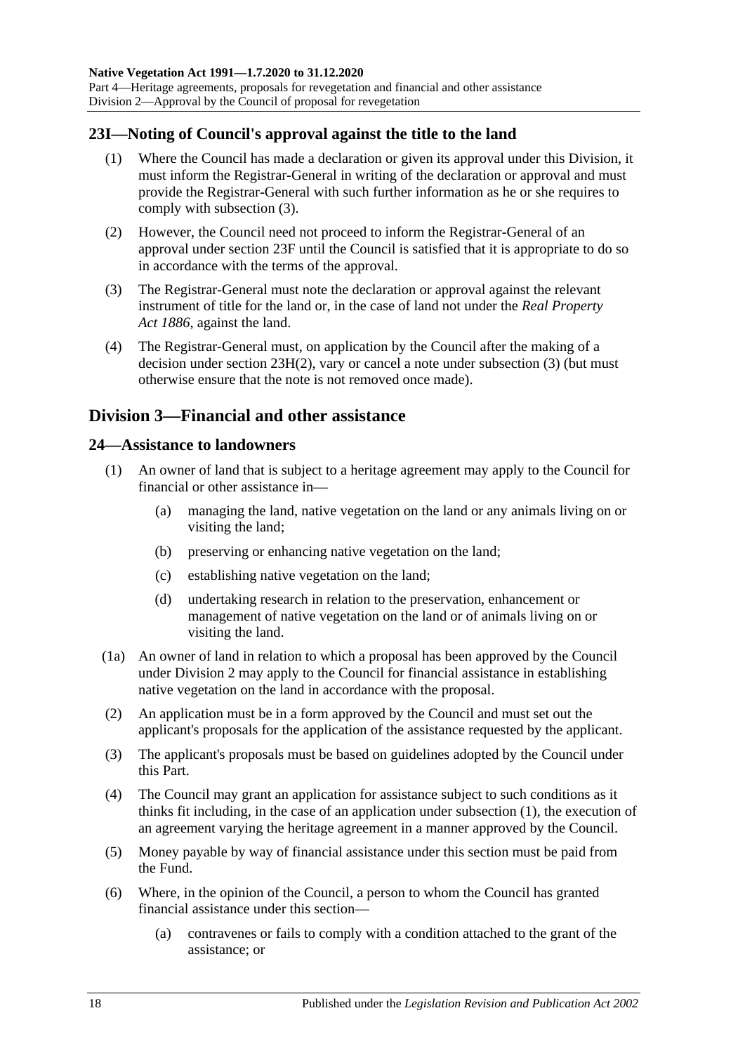## 23I—Noting of Council's approval against the title to the land

(1) Where the Council has made a declaration or given its approval under this Division, it must inform the Registrar-General in writing of the declaration or approval and must provide the Registrar-General with such further information as he or she requires to comply with subsection (3).

(2) However, the Council need not proceed to inform the Registrar-General of an approval under section 23F until the Council is satisfied that it is appropriate to do so in accordance with the terms of the approval.

(3) The Registrar-General must note the declaration or approval against the relevant instrument of title for the land or, in the case of land not under the *Real Property Act 1886*, against the land.

(4) The Registrar-General must, on application by the Council after the making of a decision under section 23H(2), vary or cancel a note under subsection (3) (but must otherwise ensure that the note is not removed once made).

# Division 3—Financial and other assistance

## 24—Assistance to landowners

(1) An owner of land that is subject to a heritage agreement may apply to the Council for financial or other assistance in—

- (a) managing the land, native vegetation on the land or any animals living on or visiting the land;
- (b) preserving or enhancing native vegetation on the land;
- (c) establishing native vegetation on the land;
- (d) undertaking research in relation to the preservation, enhancement or management of native vegetation on the land or of animals living on or visiting the land.

(1a) An owner of land in relation to which a proposal has been approved by the Council under Division 2 may apply to the Council for financial assistance in establishing native vegetation on the land in accordance with the proposal.

(2) An application must be in a form approved by the Council and must set out the applicant's proposals for the application of the assistance requested by the applicant.

(3) The applicant's proposals must be based on guidelines adopted by the Council under this Part.

(4) The Council may grant an application for assistance subject to such conditions as it thinks fit including, in the case of an application under subsection (1), the execution of an agreement varying the heritage agreement in a manner approved by the Council.

(5) Money payable by way of financial assistance under this section must be paid from the Fund.

(6) Where, in the opinion of the Council, a person to whom the Council has granted financial assistance under this section—

- (a) contravenes or fails to comply with a condition attached to the grant of the assistance; or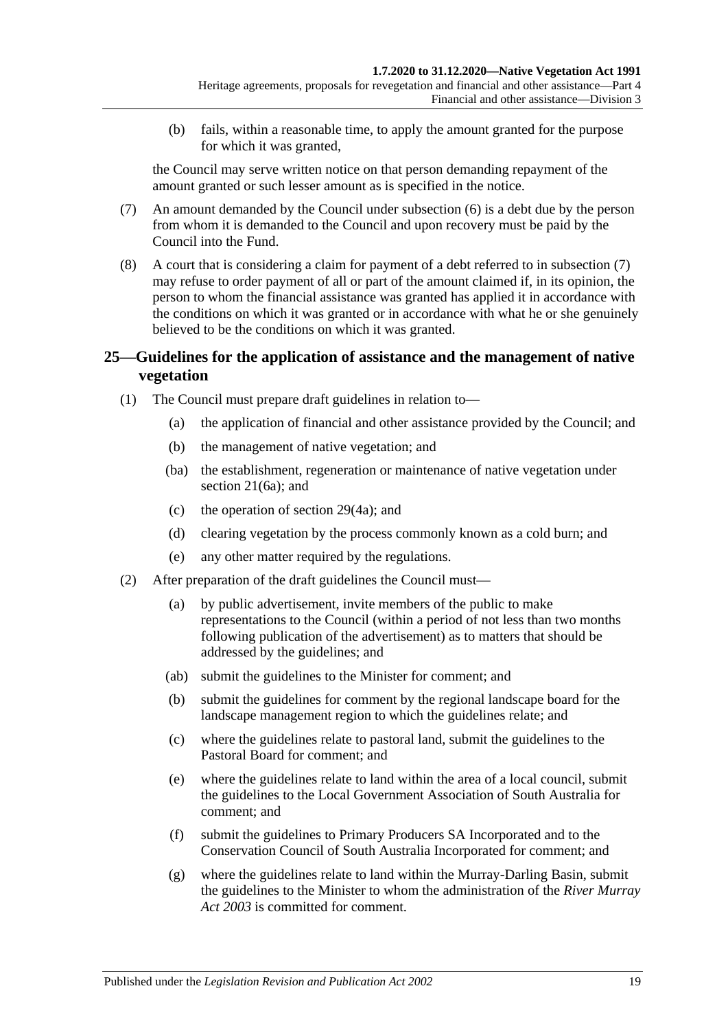(b) fails, within a reasonable time, to apply the amount granted for the purpose for which it was granted,

the Council may serve written notice on that person demanding repayment of the amount granted or such lesser amount as is specified in the notice.

(7) An amount demanded by the Council under subsection (6) is a debt due by the person from whom it is demanded to the Council and upon recovery must be paid by the Council into the Fund.

(8) A court that is considering a claim for payment of a debt referred to in subsection (7) may refuse to order payment of all or part of the amount claimed if, in its opinion, the person to whom the financial assistance was granted has applied it in accordance with the conditions on which it was granted or in accordance with what he or she genuinely believed to be the conditions on which it was granted.

## 25—Guidelines for the application of assistance and the management of native vegetation

(1) The Council must prepare draft guidelines in relation to—

(a) the application of financial and other assistance provided by the Council; and

(b) the management of native vegetation; and

(ba) the establishment, regeneration or maintenance of native vegetation under section 21(6a); and

(c) the operation of section 29(4a); and

(d) clearing vegetation by the process commonly known as a cold burn; and

(e) any other matter required by the regulations.

(2) After preparation of the draft guidelines the Council must—

(a) by public advertisement, invite members of the public to make representations to the Council (within a period of not less than two months following publication of the advertisement) as to matters that should be addressed by the guidelines; and

(ab) submit the guidelines to the Minister for comment; and

(b) submit the guidelines for comment by the regional landscape board for the landscape management region to which the guidelines relate; and

(c) where the guidelines relate to pastoral land, submit the guidelines to the Pastoral Board for comment; and

(e) where the guidelines relate to land within the area of a local council, submit the guidelines to the Local Government Association of South Australia for comment; and

(f) submit the guidelines to Primary Producers SA Incorporated and to the Conservation Council of South Australia Incorporated for comment; and

(g) where the guidelines relate to land within the Murray-Darling Basin, submit the guidelines to the Minister to whom the administration of the *River Murray Act 2003* is committed for comment.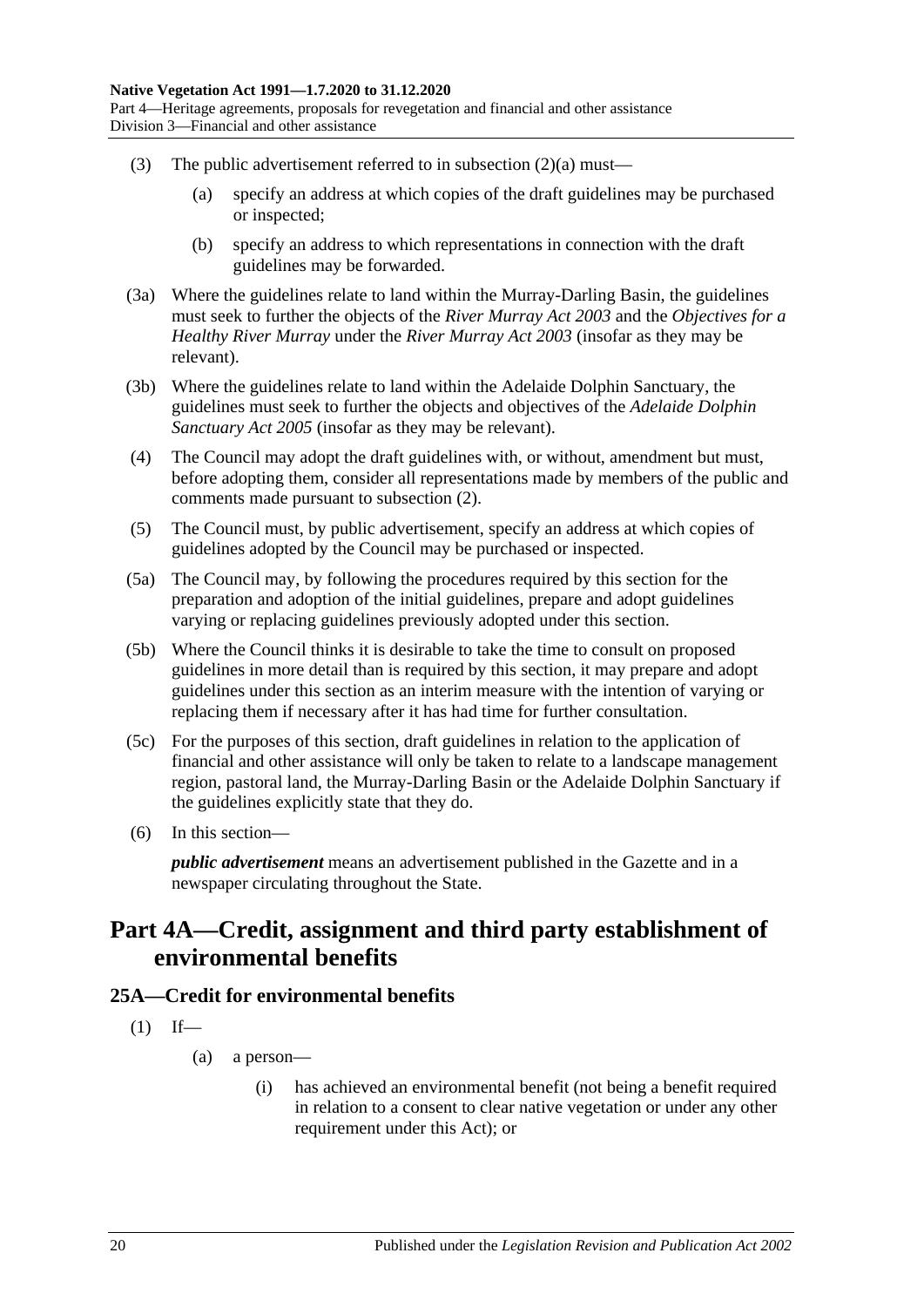(3) The public advertisement referred to in subsection (2)(a) must—

(a) specify an address at which copies of the draft guidelines may be purchased or inspected;

(b) specify an address to which representations in connection with the draft guidelines may be forwarded.

(3a) Where the guidelines relate to land within the Murray-Darling Basin, the guidelines must seek to further the objects of the *River Murray Act 2003* and the *Objectives for a Healthy River Murray* under the *River Murray Act 2003* (insofar as they may be relevant).

(3b) Where the guidelines relate to land within the Adelaide Dolphin Sanctuary, the guidelines must seek to further the objects and objectives of the *Adelaide Dolphin Sanctuary Act 2005* (insofar as they may be relevant).

(4) The Council may adopt the draft guidelines with, or without, amendment but must, before adopting them, consider all representations made by members of the public and comments made pursuant to subsection (2).

(5) The Council must, by public advertisement, specify an address at which copies of guidelines adopted by the Council may be purchased or inspected.

(5a) The Council may, by following the procedures required by this section for the preparation and adoption of the initial guidelines, prepare and adopt guidelines varying or replacing guidelines previously adopted under this section.

(5b) Where the Council thinks it is desirable to take the time to consult on proposed guidelines in more detail than is required by this section, it may prepare and adopt guidelines under this section as an interim measure with the intention of varying or replacing them if necessary after it has had time for further consultation.

(5c) For the purposes of this section, draft guidelines in relation to the application of financial and other assistance will only be taken to relate to a landscape management region, pastoral land, the Murray-Darling Basin or the Adelaide Dolphin Sanctuary if the guidelines explicitly state that they do.

(6) In this section—

***public advertisement*** means an advertisement published in the Gazette and in a newspaper circulating throughout the State.

# Part 4A—Credit, assignment and third party establishment of environmental benefits

## 25A—Credit for environmental benefits

(1) If—

(a) a person—

(i) has achieved an environmental benefit (not being a benefit required in relation to a consent to clear native vegetation or under any other requirement under this Act); or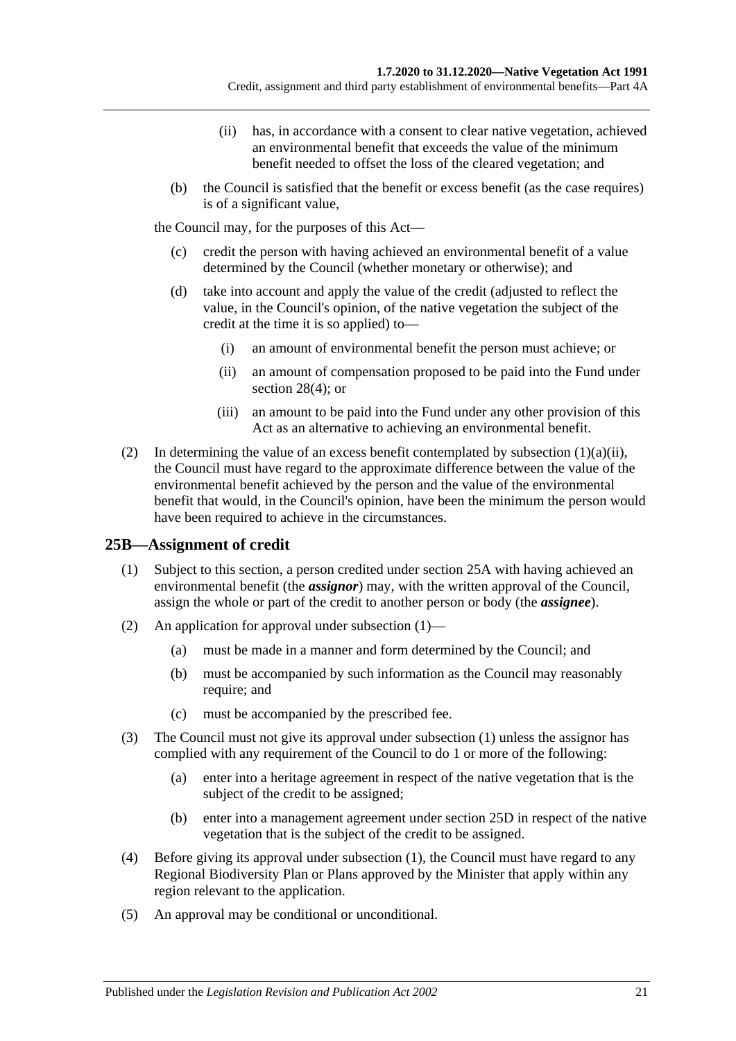(ii) has, in accordance with a consent to clear native vegetation, achieved an environmental benefit that exceeds the value of the minimum benefit needed to offset the loss of the cleared vegetation; and

(b) the Council is satisfied that the benefit or excess benefit (as the case requires) is of a significant value,

the Council may, for the purposes of this Act—

(c) credit the person with having achieved an environmental benefit of a value determined by the Council (whether monetary or otherwise); and

(d) take into account and apply the value of the credit (adjusted to reflect the value, in the Council's opinion, of the native vegetation the subject of the credit at the time it is so applied) to—

(i) an amount of environmental benefit the person must achieve; or

(ii) an amount of compensation proposed to be paid into the Fund under section 28(4); or

(iii) an amount to be paid into the Fund under any other provision of this Act as an alternative to achieving an environmental benefit.

(2) In determining the value of an excess benefit contemplated by subsection (1)(a)(ii), the Council must have regard to the approximate difference between the value of the environmental benefit achieved by the person and the value of the environmental benefit that would, in the Council's opinion, have been the minimum the person would have been required to achieve in the circumstances.

## 25B—Assignment of credit

(1) Subject to this section, a person credited under section 25A with having achieved an environmental benefit (the ***assignor***) may, with the written approval of the Council, assign the whole or part of the credit to another person or body (the ***assignee***).

(2) An application for approval under subsection (1)—

(a) must be made in a manner and form determined by the Council; and

(b) must be accompanied by such information as the Council may reasonably require; and

(c) must be accompanied by the prescribed fee.

(3) The Council must not give its approval under subsection (1) unless the assignor has complied with any requirement of the Council to do 1 or more of the following:

(a) enter into a heritage agreement in respect of the native vegetation that is the subject of the credit to be assigned;

(b) enter into a management agreement under section 25D in respect of the native vegetation that is the subject of the credit to be assigned.

(4) Before giving its approval under subsection (1), the Council must have regard to any Regional Biodiversity Plan or Plans approved by the Minister that apply within any region relevant to the application.

(5) An approval may be conditional or unconditional.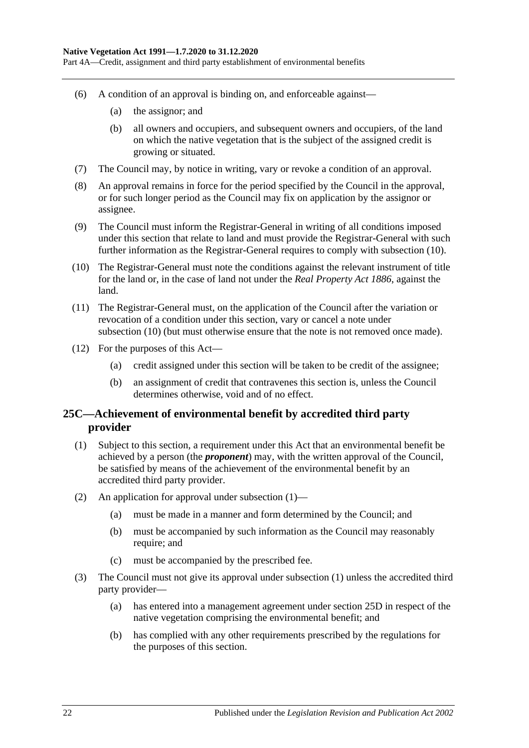(6) A condition of an approval is binding on, and enforceable against—

(a) the assignor; and

(b) all owners and occupiers, and subsequent owners and occupiers, of the land on which the native vegetation that is the subject of the assigned credit is growing or situated.

(7) The Council may, by notice in writing, vary or revoke a condition of an approval.

(8) An approval remains in force for the period specified by the Council in the approval, or for such longer period as the Council may fix on application by the assignor or assignee.

(9) The Council must inform the Registrar-General in writing of all conditions imposed under this section that relate to land and must provide the Registrar-General with such further information as the Registrar-General requires to comply with subsection (10).

(10) The Registrar-General must note the conditions against the relevant instrument of title for the land or, in the case of land not under the *Real Property Act 1886*, against the land.

(11) The Registrar-General must, on the application of the Council after the variation or revocation of a condition under this section, vary or cancel a note under subsection (10) (but must otherwise ensure that the note is not removed once made).

(12) For the purposes of this Act—

(a) credit assigned under this section will be taken to be credit of the assignee;

(b) an assignment of credit that contravenes this section is, unless the Council determines otherwise, void and of no effect.

## 25C—Achievement of environmental benefit by accredited third party provider

(1) Subject to this section, a requirement under this Act that an environmental benefit be achieved by a person (the ***proponent***) may, with the written approval of the Council, be satisfied by means of the achievement of the environmental benefit by an accredited third party provider.

(2) An application for approval under subsection (1)—

(a) must be made in a manner and form determined by the Council; and

(b) must be accompanied by such information as the Council may reasonably require; and

(c) must be accompanied by the prescribed fee.

(3) The Council must not give its approval under subsection (1) unless the accredited third party provider—

(a) has entered into a management agreement under section 25D in respect of the native vegetation comprising the environmental benefit; and

(b) has complied with any other requirements prescribed by the regulations for the purposes of this section.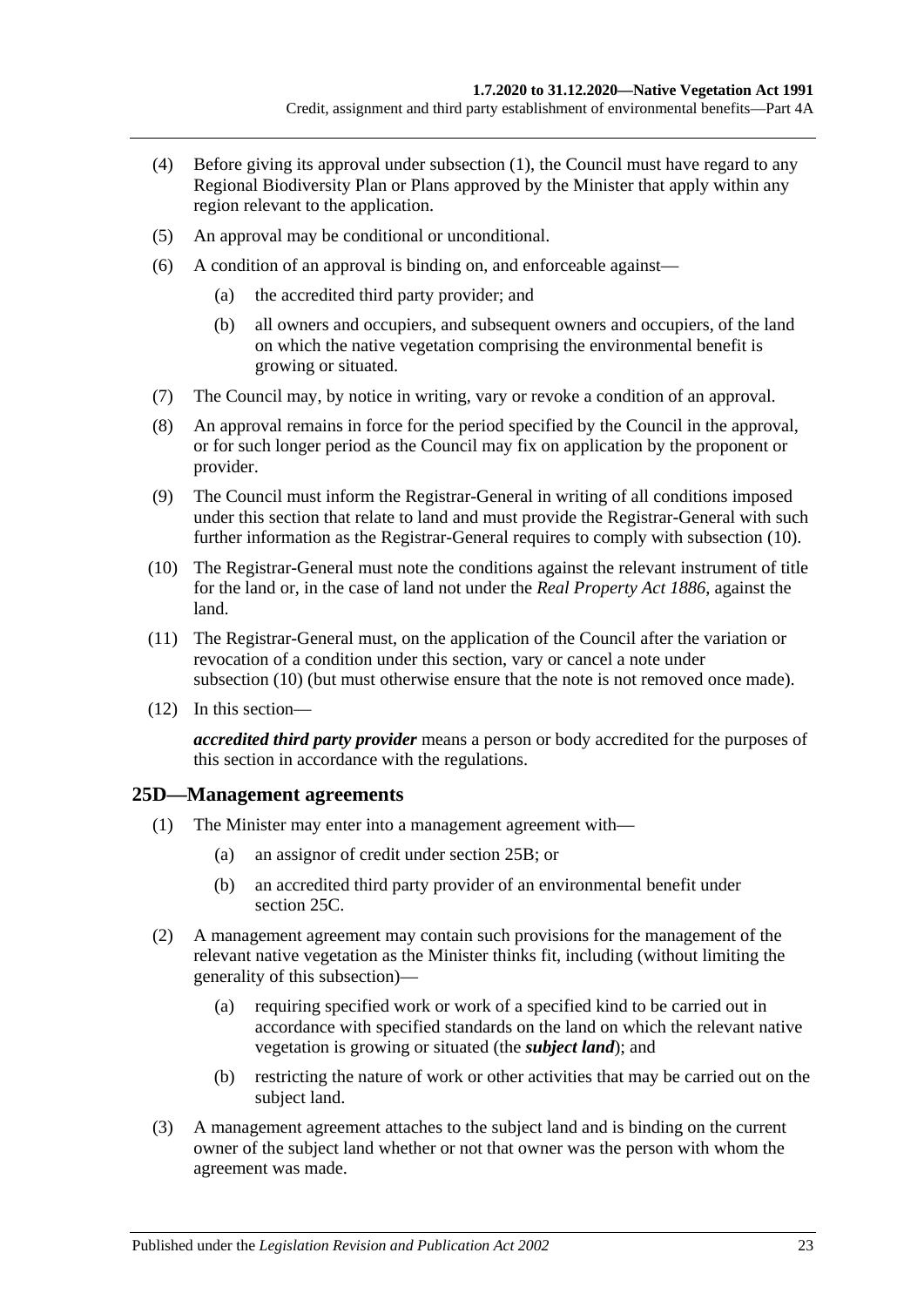(4) Before giving its approval under subsection (1), the Council must have regard to any Regional Biodiversity Plan or Plans approved by the Minister that apply within any region relevant to the application.

(5) An approval may be conditional or unconditional.

(6) A condition of an approval is binding on, and enforceable against—

(a) the accredited third party provider; and

(b) all owners and occupiers, and subsequent owners and occupiers, of the land on which the native vegetation comprising the environmental benefit is growing or situated.

(7) The Council may, by notice in writing, vary or revoke a condition of an approval.

(8) An approval remains in force for the period specified by the Council in the approval, or for such longer period as the Council may fix on application by the proponent or provider.

(9) The Council must inform the Registrar-General in writing of all conditions imposed under this section that relate to land and must provide the Registrar-General with such further information as the Registrar-General requires to comply with subsection (10).

(10) The Registrar-General must note the conditions against the relevant instrument of title for the land or, in the case of land not under the *Real Property Act 1886*, against the land.

(11) The Registrar-General must, on the application of the Council after the variation or revocation of a condition under this section, vary or cancel a note under subsection (10) (but must otherwise ensure that the note is not removed once made).

(12) In this section—

***accredited third party provider*** means a person or body accredited for the purposes of this section in accordance with the regulations.

## 25D—Management agreements

(1) The Minister may enter into a management agreement with—

(a) an assignor of credit under section 25B; or

(b) an accredited third party provider of an environmental benefit under section 25C.

(2) A management agreement may contain such provisions for the management of the relevant native vegetation as the Minister thinks fit, including (without limiting the generality of this subsection)—

(a) requiring specified work or work of a specified kind to be carried out in accordance with specified standards on the land on which the relevant native vegetation is growing or situated (the ***subject land***); and

(b) restricting the nature of work or other activities that may be carried out on the subject land.

(3) A management agreement attaches to the subject land and is binding on the current owner of the subject land whether or not that owner was the person with whom the agreement was made.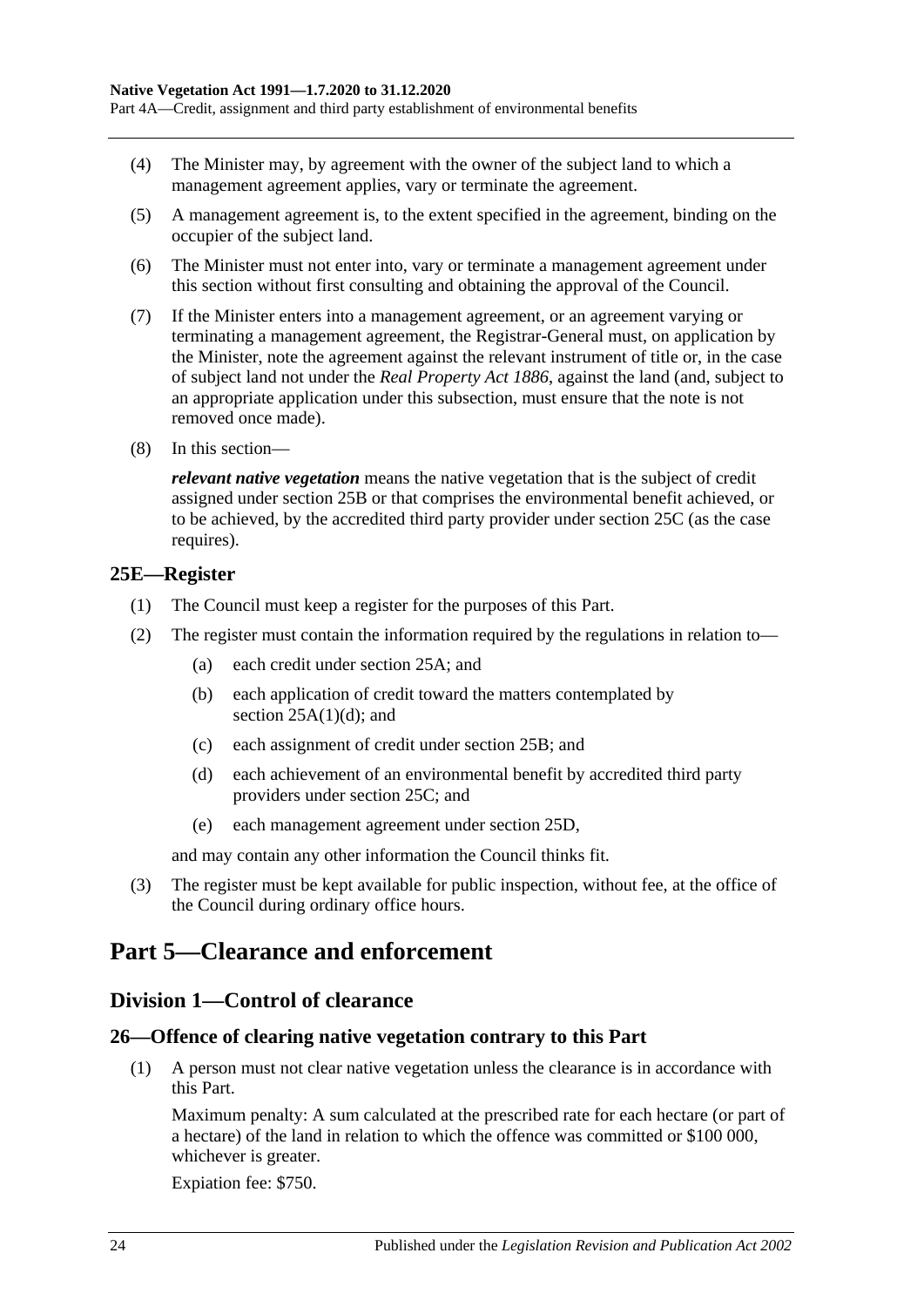(4) The Minister may, by agreement with the owner of the subject land to which a management agreement applies, vary or terminate the agreement.

(5) A management agreement is, to the extent specified in the agreement, binding on the occupier of the subject land.

(6) The Minister must not enter into, vary or terminate a management agreement under this section without first consulting and obtaining the approval of the Council.

(7) If the Minister enters into a management agreement, or an agreement varying or terminating a management agreement, the Registrar-General must, on application by the Minister, note the agreement against the relevant instrument of title or, in the case of subject land not under the *Real Property Act 1886*, against the land (and, subject to an appropriate application under this subsection, must ensure that the note is not removed once made).

(8) In this section—

***relevant native vegetation*** means the native vegetation that is the subject of credit assigned under section 25B or that comprises the environmental benefit achieved, or to be achieved, by the accredited third party provider under section 25C (as the case requires).

### 25E—Register

(1) The Council must keep a register for the purposes of this Part.

(2) The register must contain the information required by the regulations in relation to—

(a) each credit under section 25A; and

(b) each application of credit toward the matters contemplated by section 25A(1)(d); and

(c) each assignment of credit under section 25B; and

(d) each achievement of an environmental benefit by accredited third party providers under section 25C; and

(e) each management agreement under section 25D,

and may contain any other information the Council thinks fit.

(3) The register must be kept available for public inspection, without fee, at the office of the Council during ordinary office hours.

# Part 5—Clearance and enforcement

## Division 1—Control of clearance

### 26—Offence of clearing native vegetation contrary to this Part

(1) A person must not clear native vegetation unless the clearance is in accordance with this Part.

Maximum penalty: A sum calculated at the prescribed rate for each hectare (or part of a hectare) of the land in relation to which the offence was committed or $100 000, whichever is greater.

Expiation fee: $750.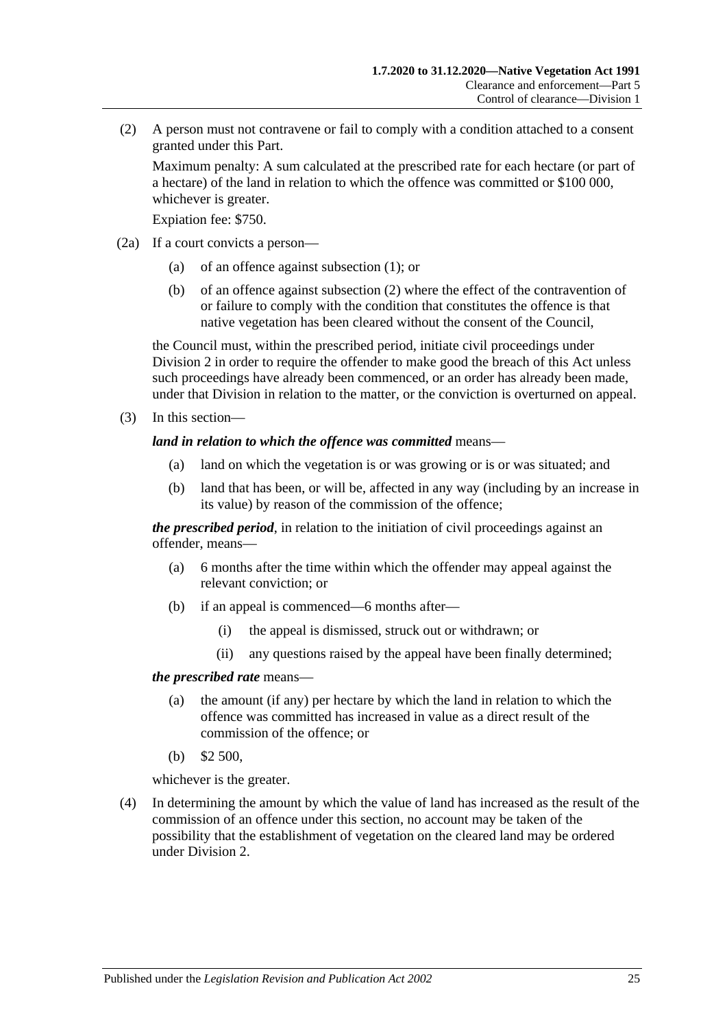(2) A person must not contravene or fail to comply with a condition attached to a consent granted under this Part.

Maximum penalty: A sum calculated at the prescribed rate for each hectare (or part of a hectare) of the land in relation to which the offence was committed or $100 000, whichever is greater.

Expiation fee: $750.

(2a) If a court convicts a person—

(a) of an offence against subsection (1); or

(b) of an offence against subsection (2) where the effect of the contravention of or failure to comply with the condition that constitutes the offence is that native vegetation has been cleared without the consent of the Council,

the Council must, within the prescribed period, initiate civil proceedings under Division 2 in order to require the offender to make good the breach of this Act unless such proceedings have already been commenced, or an order has already been made, under that Division in relation to the matter, or the conviction is overturned on appeal.

(3) In this section—

***land in relation to which the offence was committed*** means—

(a) land on which the vegetation is or was growing or is or was situated; and

(b) land that has been, or will be, affected in any way (including by an increase in its value) by reason of the commission of the offence;

***the prescribed period***, in relation to the initiation of civil proceedings against an offender, means—

(a) 6 months after the time within which the offender may appeal against the relevant conviction; or

(b) if an appeal is commenced—6 months after—

(i) the appeal is dismissed, struck out or withdrawn; or

(ii) any questions raised by the appeal have been finally determined;

***the prescribed rate*** means—

(a) the amount (if any) per hectare by which the land in relation to which the offence was committed has increased in value as a direct result of the commission of the offence; or

(b) $2 500,

whichever is the greater.

(4) In determining the amount by which the value of land has increased as the result of the commission of an offence under this section, no account may be taken of the possibility that the establishment of vegetation on the cleared land may be ordered under Division 2.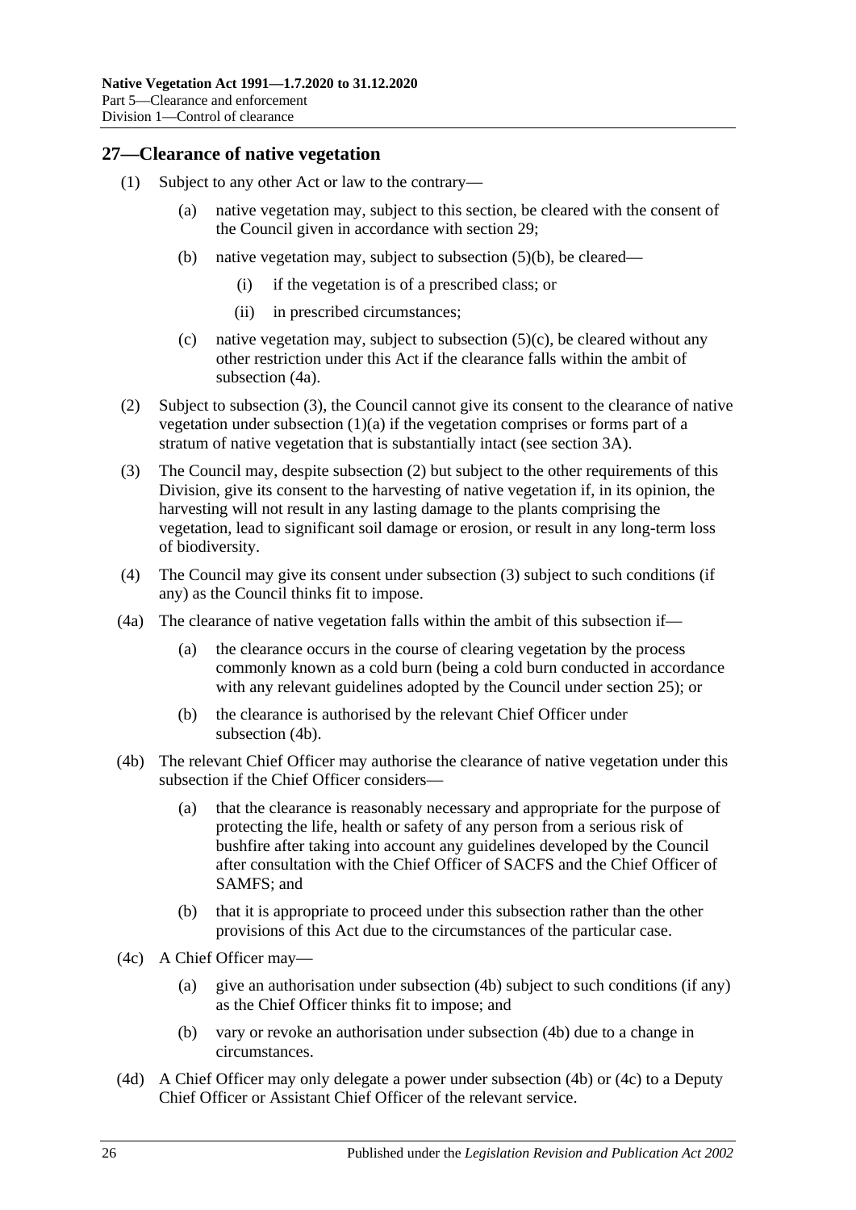## 27—Clearance of native vegetation

(1) Subject to any other Act or law to the contrary—

(a) native vegetation may, subject to this section, be cleared with the consent of the Council given in accordance with section 29;

(b) native vegetation may, subject to subsection (5)(b), be cleared—

(i) if the vegetation is of a prescribed class; or

(ii) in prescribed circumstances;

(c) native vegetation may, subject to subsection (5)(c), be cleared without any other restriction under this Act if the clearance falls within the ambit of subsection (4a).

(2) Subject to subsection (3), the Council cannot give its consent to the clearance of native vegetation under subsection (1)(a) if the vegetation comprises or forms part of a stratum of native vegetation that is substantially intact (see section 3A).

(3) The Council may, despite subsection (2) but subject to the other requirements of this Division, give its consent to the harvesting of native vegetation if, in its opinion, the harvesting will not result in any lasting damage to the plants comprising the vegetation, lead to significant soil damage or erosion, or result in any long-term loss of biodiversity.

(4) The Council may give its consent under subsection (3) subject to such conditions (if any) as the Council thinks fit to impose.

(4a) The clearance of native vegetation falls within the ambit of this subsection if—

(a) the clearance occurs in the course of clearing vegetation by the process commonly known as a cold burn (being a cold burn conducted in accordance with any relevant guidelines adopted by the Council under section 25); or

(b) the clearance is authorised by the relevant Chief Officer under subsection (4b).

(4b) The relevant Chief Officer may authorise the clearance of native vegetation under this subsection if the Chief Officer considers—

(a) that the clearance is reasonably necessary and appropriate for the purpose of protecting the life, health or safety of any person from a serious risk of bushfire after taking into account any guidelines developed by the Council after consultation with the Chief Officer of SACFS and the Chief Officer of SAMFS; and

(b) that it is appropriate to proceed under this subsection rather than the other provisions of this Act due to the circumstances of the particular case.

(4c) A Chief Officer may—

(a) give an authorisation under subsection (4b) subject to such conditions (if any) as the Chief Officer thinks fit to impose; and

(b) vary or revoke an authorisation under subsection (4b) due to a change in circumstances.

(4d) A Chief Officer may only delegate a power under subsection (4b) or (4c) to a Deputy Chief Officer or Assistant Chief Officer of the relevant service.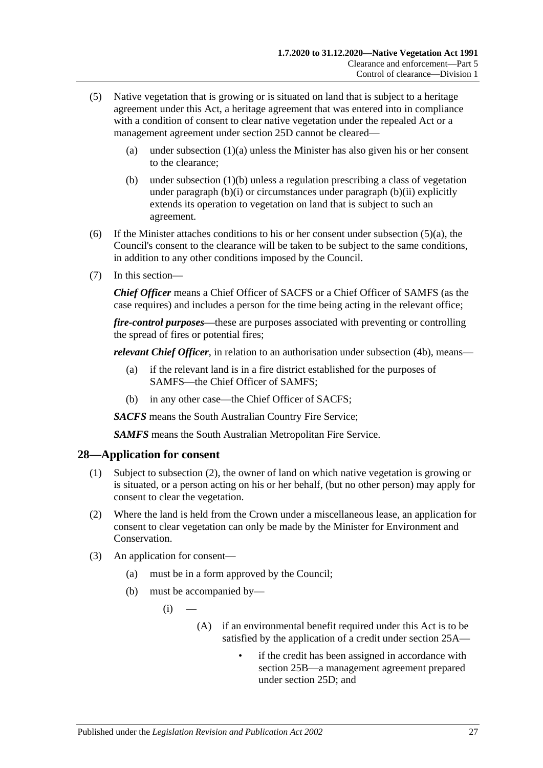(5) Native vegetation that is growing or is situated on land that is subject to a heritage agreement under this Act, a heritage agreement that was entered into in compliance with a condition of consent to clear native vegetation under the repealed Act or a management agreement under section 25D cannot be cleared—

(a) under subsection (1)(a) unless the Minister has also given his or her consent to the clearance;

(b) under subsection (1)(b) unless a regulation prescribing a class of vegetation under paragraph (b)(i) or circumstances under paragraph (b)(ii) explicitly extends its operation to vegetation on land that is subject to such an agreement.

(6) If the Minister attaches conditions to his or her consent under subsection (5)(a), the Council's consent to the clearance will be taken to be subject to the same conditions, in addition to any other conditions imposed by the Council.

(7) In this section—

***Chief Officer*** means a Chief Officer of SACFS or a Chief Officer of SAMFS (as the case requires) and includes a person for the time being acting in the relevant office;

***fire-control purposes***—these are purposes associated with preventing or controlling the spread of fires or potential fires;

***relevant Chief Officer***, in relation to an authorisation under subsection (4b), means—

(a) if the relevant land is in a fire district established for the purposes of SAMFS—the Chief Officer of SAMFS;

(b) in any other case—the Chief Officer of SACFS;

***SACFS*** means the South Australian Country Fire Service;

***SAMFS*** means the South Australian Metropolitan Fire Service.

## 28—Application for consent

(1) Subject to subsection (2), the owner of land on which native vegetation is growing or is situated, or a person acting on his or her behalf, (but no other person) may apply for consent to clear the vegetation.

(2) Where the land is held from the Crown under a miscellaneous lease, an application for consent to clear vegetation can only be made by the Minister for Environment and Conservation.

(3) An application for consent—

(a) must be in a form approved by the Council;

(b) must be accompanied by—

(i) —

(A) if an environmental benefit required under this Act is to be satisfied by the application of a credit under section 25A—

- if the credit has been assigned in accordance with section 25B—a management agreement prepared under section 25D; and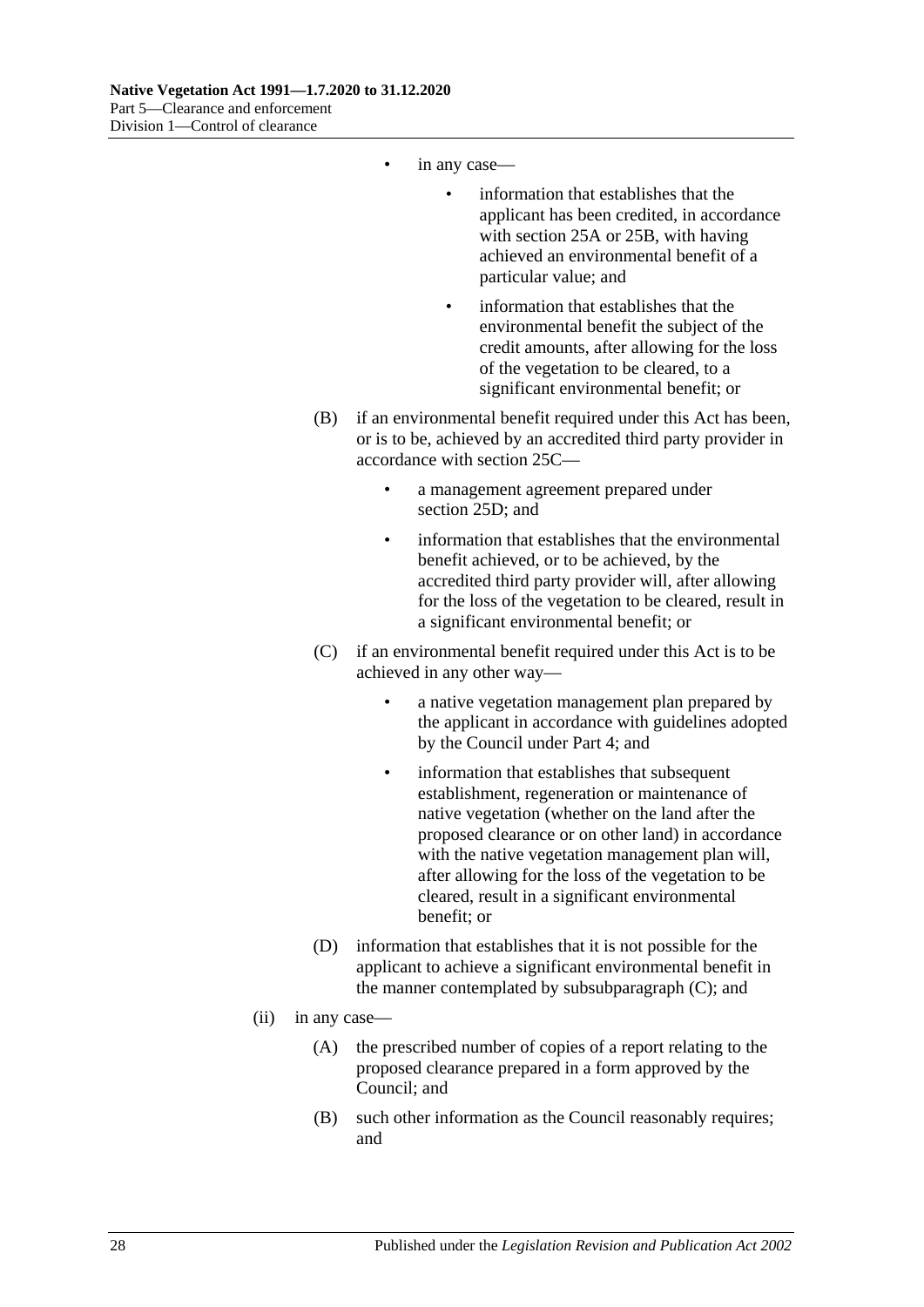- in any case—
    - information that establishes that the applicant has been credited, in accordance with section 25A or 25B, with having achieved an environmental benefit of a particular value; and
    - information that establishes that the environmental benefit the subject of the credit amounts, after allowing for the loss of the vegetation to be cleared, to a significant environmental benefit; or

(B) if an environmental benefit required under this Act has been, or is to be, achieved by an accredited third party provider in accordance with section 25C—

- a management agreement prepared under section 25D; and
- information that establishes that the environmental benefit achieved, or to be achieved, by the accredited third party provider will, after allowing for the loss of the vegetation to be cleared, result in a significant environmental benefit; or

(C) if an environmental benefit required under this Act is to be achieved in any other way—

- a native vegetation management plan prepared by the applicant in accordance with guidelines adopted by the Council under Part 4; and
- information that establishes that subsequent establishment, regeneration or maintenance of native vegetation (whether on the land after the proposed clearance or on other land) in accordance with the native vegetation management plan will, after allowing for the loss of the vegetation to be cleared, result in a significant environmental benefit; or

(D) information that establishes that it is not possible for the applicant to achieve a significant environmental benefit in the manner contemplated by subsubparagraph (C); and

(ii) in any case—

(A) the prescribed number of copies of a report relating to the proposed clearance prepared in a form approved by the Council; and

(B) such other information as the Council reasonably requires; and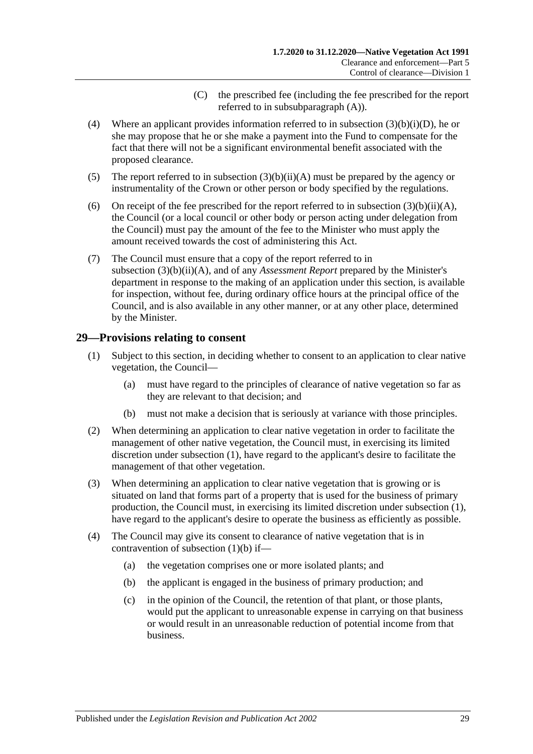(C) the prescribed fee (including the fee prescribed for the report referred to in subsubparagraph (A)).

(4) Where an applicant provides information referred to in subsection (3)(b)(i)(D), he or she may propose that he or she make a payment into the Fund to compensate for the fact that there will not be a significant environmental benefit associated with the proposed clearance.

(5) The report referred to in subsection (3)(b)(ii)(A) must be prepared by the agency or instrumentality of the Crown or other person or body specified by the regulations.

(6) On receipt of the fee prescribed for the report referred to in subsection (3)(b)(ii)(A), the Council (or a local council or other body or person acting under delegation from the Council) must pay the amount of the fee to the Minister who must apply the amount received towards the cost of administering this Act.

(7) The Council must ensure that a copy of the report referred to in subsection (3)(b)(ii)(A), and of any *Assessment Report* prepared by the Minister's department in response to the making of an application under this section, is available for inspection, without fee, during ordinary office hours at the principal office of the Council, and is also available in any other manner, or at any other place, determined by the Minister.

## 29—Provisions relating to consent

(1) Subject to this section, in deciding whether to consent to an application to clear native vegetation, the Council—

(a) must have regard to the principles of clearance of native vegetation so far as they are relevant to that decision; and

(b) must not make a decision that is seriously at variance with those principles.

(2) When determining an application to clear native vegetation in order to facilitate the management of other native vegetation, the Council must, in exercising its limited discretion under subsection (1), have regard to the applicant's desire to facilitate the management of that other vegetation.

(3) When determining an application to clear native vegetation that is growing or is situated on land that forms part of a property that is used for the business of primary production, the Council must, in exercising its limited discretion under subsection (1), have regard to the applicant's desire to operate the business as efficiently as possible.

(4) The Council may give its consent to clearance of native vegetation that is in contravention of subsection (1)(b) if—

(a) the vegetation comprises one or more isolated plants; and

(b) the applicant is engaged in the business of primary production; and

(c) in the opinion of the Council, the retention of that plant, or those plants, would put the applicant to unreasonable expense in carrying on that business or would result in an unreasonable reduction of potential income from that business.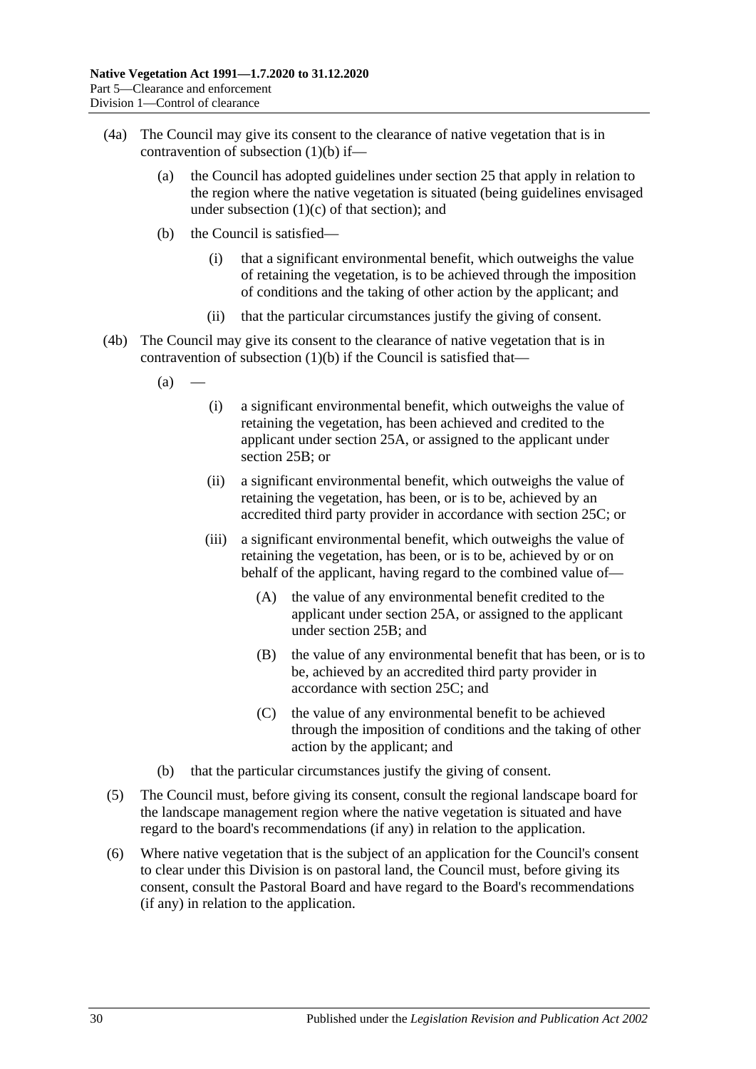(4a) The Council may give its consent to the clearance of native vegetation that is in contravention of subsection (1)(b) if—

(a) the Council has adopted guidelines under section 25 that apply in relation to the region where the native vegetation is situated (being guidelines envisaged under subsection (1)(c) of that section); and

(b) the Council is satisfied—

(i) that a significant environmental benefit, which outweighs the value of retaining the vegetation, is to be achieved through the imposition of conditions and the taking of other action by the applicant; and

(ii) that the particular circumstances justify the giving of consent.

(4b) The Council may give its consent to the clearance of native vegetation that is in contravention of subsection (1)(b) if the Council is satisfied that—

(a) —

(i) a significant environmental benefit, which outweighs the value of retaining the vegetation, has been achieved and credited to the applicant under section 25A, or assigned to the applicant under section 25B; or

(ii) a significant environmental benefit, which outweighs the value of retaining the vegetation, has been, or is to be, achieved by an accredited third party provider in accordance with section 25C; or

(iii) a significant environmental benefit, which outweighs the value of retaining the vegetation, has been, or is to be, achieved by or on behalf of the applicant, having regard to the combined value of—

(A) the value of any environmental benefit credited to the applicant under section 25A, or assigned to the applicant under section 25B; and

(B) the value of any environmental benefit that has been, or is to be, achieved by an accredited third party provider in accordance with section 25C; and

(C) the value of any environmental benefit to be achieved through the imposition of conditions and the taking of other action by the applicant; and

(b) that the particular circumstances justify the giving of consent.

(5) The Council must, before giving its consent, consult the regional landscape board for the landscape management region where the native vegetation is situated and have regard to the board's recommendations (if any) in relation to the application.

(6) Where native vegetation that is the subject of an application for the Council's consent to clear under this Division is on pastoral land, the Council must, before giving its consent, consult the Pastoral Board and have regard to the Board's recommendations (if any) in relation to the application.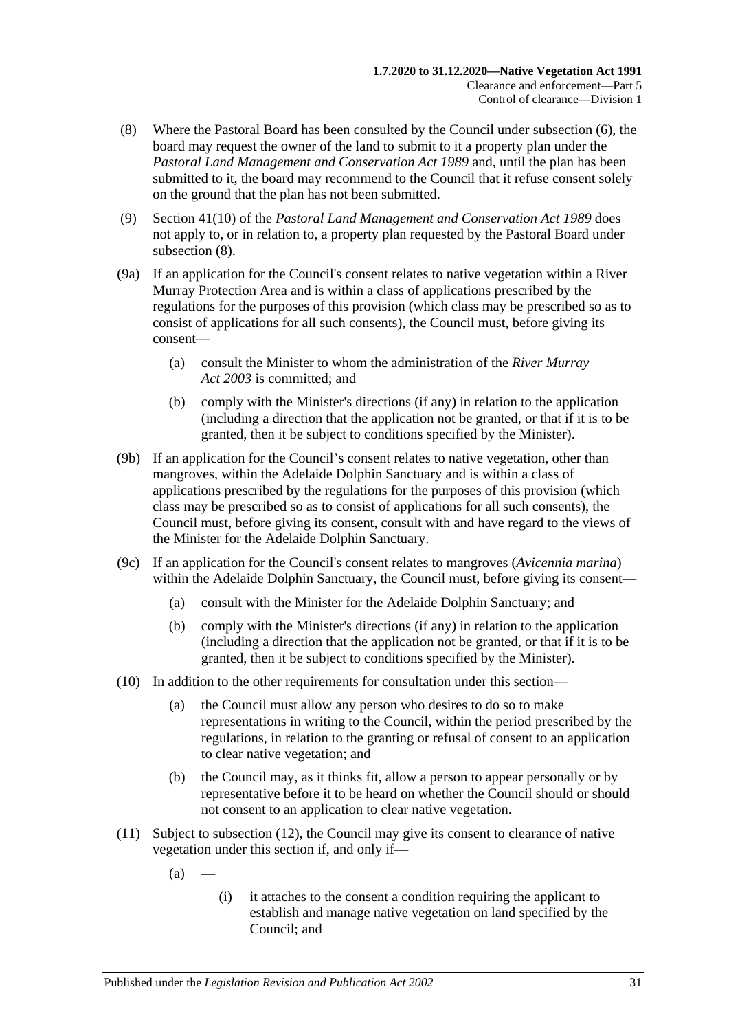(8) Where the Pastoral Board has been consulted by the Council under subsection (6), the board may request the owner of the land to submit to it a property plan under the *Pastoral Land Management and Conservation Act 1989* and, until the plan has been submitted to it, the board may recommend to the Council that it refuse consent solely on the ground that the plan has not been submitted.

(9) Section 41(10) of the *Pastoral Land Management and Conservation Act 1989* does not apply to, or in relation to, a property plan requested by the Pastoral Board under subsection (8).

(9a) If an application for the Council's consent relates to native vegetation within a River Murray Protection Area and is within a class of applications prescribed by the regulations for the purposes of this provision (which class may be prescribed so as to consist of applications for all such consents), the Council must, before giving its consent—

- (a) consult the Minister to whom the administration of the *River Murray Act 2003* is committed; and
- (b) comply with the Minister's directions (if any) in relation to the application (including a direction that the application not be granted, or that if it is to be granted, then it be subject to conditions specified by the Minister).

(9b) If an application for the Council's consent relates to native vegetation, other than mangroves, within the Adelaide Dolphin Sanctuary and is within a class of applications prescribed by the regulations for the purposes of this provision (which class may be prescribed so as to consist of applications for all such consents), the Council must, before giving its consent, consult with and have regard to the views of the Minister for the Adelaide Dolphin Sanctuary.

(9c) If an application for the Council's consent relates to mangroves (*Avicennia marina*) within the Adelaide Dolphin Sanctuary, the Council must, before giving its consent—

- (a) consult with the Minister for the Adelaide Dolphin Sanctuary; and
- (b) comply with the Minister's directions (if any) in relation to the application (including a direction that the application not be granted, or that if it is to be granted, then it be subject to conditions specified by the Minister).

(10) In addition to the other requirements for consultation under this section—

- (a) the Council must allow any person who desires to do so to make representations in writing to the Council, within the period prescribed by the regulations, in relation to the granting or refusal of consent to an application to clear native vegetation; and
- (b) the Council may, as it thinks fit, allow a person to appear personally or by representative before it to be heard on whether the Council should or should not consent to an application to clear native vegetation.

(11) Subject to subsection (12), the Council may give its consent to clearance of native vegetation under this section if, and only if—

- (a) —
  - (i) it attaches to the consent a condition requiring the applicant to establish and manage native vegetation on land specified by the Council; and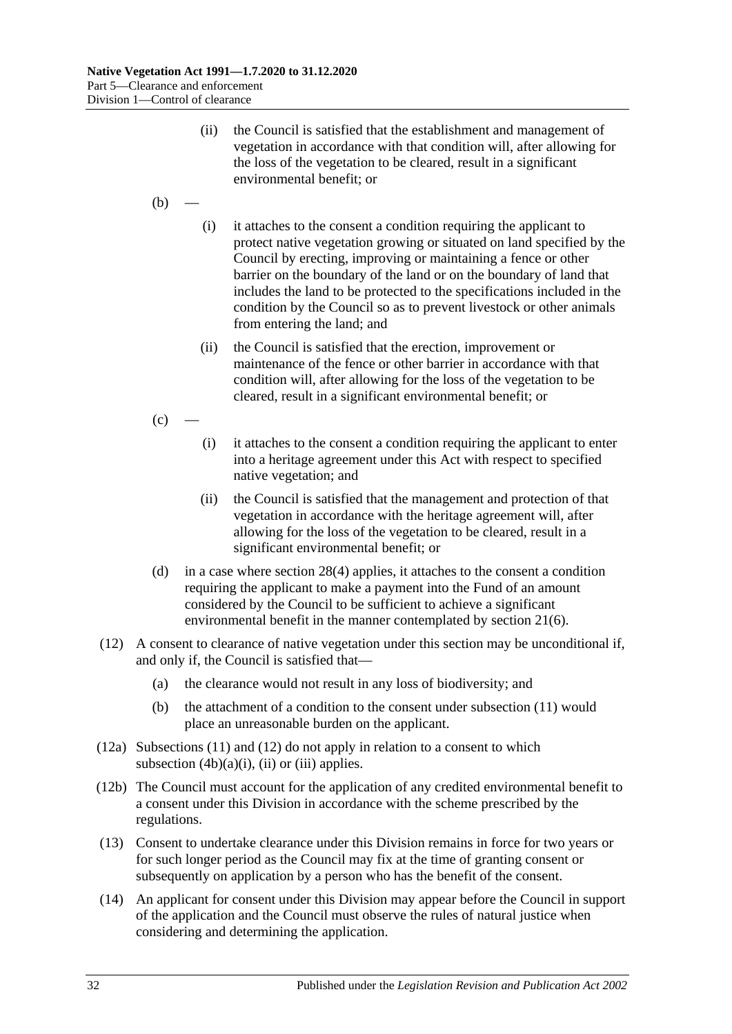(ii) the Council is satisfied that the establishment and management of vegetation in accordance with that condition will, after allowing for the loss of the vegetation to be cleared, result in a significant environmental benefit; or

(b) —

(i) it attaches to the consent a condition requiring the applicant to protect native vegetation growing or situated on land specified by the Council by erecting, improving or maintaining a fence or other barrier on the boundary of the land or on the boundary of land that includes the land to be protected to the specifications included in the condition by the Council so as to prevent livestock or other animals from entering the land; and

(ii) the Council is satisfied that the erection, improvement or maintenance of the fence or other barrier in accordance with that condition will, after allowing for the loss of the vegetation to be cleared, result in a significant environmental benefit; or

(c) —

(i) it attaches to the consent a condition requiring the applicant to enter into a heritage agreement under this Act with respect to specified native vegetation; and

(ii) the Council is satisfied that the management and protection of that vegetation in accordance with the heritage agreement will, after allowing for the loss of the vegetation to be cleared, result in a significant environmental benefit; or

(d) in a case where section 28(4) applies, it attaches to the consent a condition requiring the applicant to make a payment into the Fund of an amount considered by the Council to be sufficient to achieve a significant environmental benefit in the manner contemplated by section 21(6).

(12) A consent to clearance of native vegetation under this section may be unconditional if, and only if, the Council is satisfied that—

(a) the clearance would not result in any loss of biodiversity; and

(b) the attachment of a condition to the consent under subsection (11) would place an unreasonable burden on the applicant.

(12a) Subsections (11) and (12) do not apply in relation to a consent to which subsection (4b)(a)(i), (ii) or (iii) applies.

(12b) The Council must account for the application of any credited environmental benefit to a consent under this Division in accordance with the scheme prescribed by the regulations.

(13) Consent to undertake clearance under this Division remains in force for two years or for such longer period as the Council may fix at the time of granting consent or subsequently on application by a person who has the benefit of the consent.

(14) An applicant for consent under this Division may appear before the Council in support of the application and the Council must observe the rules of natural justice when considering and determining the application.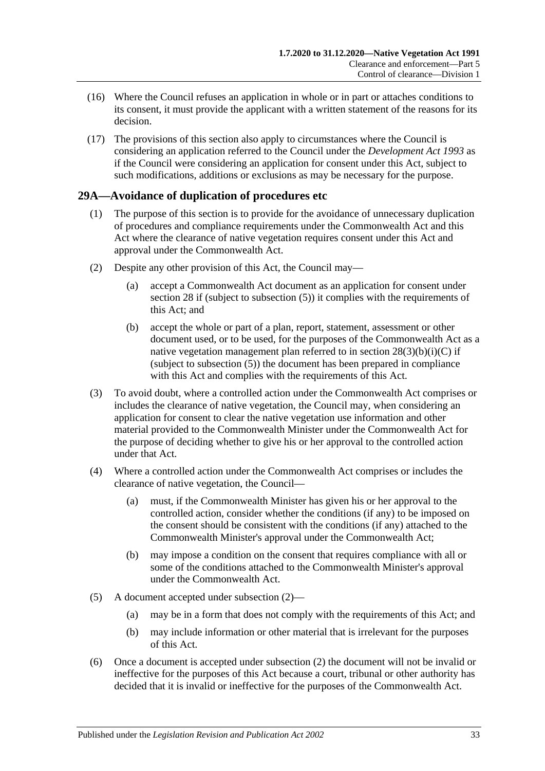(16) Where the Council refuses an application in whole or in part or attaches conditions to its consent, it must provide the applicant with a written statement of the reasons for its decision.

(17) The provisions of this section also apply to circumstances where the Council is considering an application referred to the Council under the *Development Act 1993* as if the Council were considering an application for consent under this Act, subject to such modifications, additions or exclusions as may be necessary for the purpose.

## 29A—Avoidance of duplication of procedures etc

(1) The purpose of this section is to provide for the avoidance of unnecessary duplication of procedures and compliance requirements under the Commonwealth Act and this Act where the clearance of native vegetation requires consent under this Act and approval under the Commonwealth Act.

(2) Despite any other provision of this Act, the Council may—

- (a) accept a Commonwealth Act document as an application for consent under section 28 if (subject to subsection (5)) it complies with the requirements of this Act; and
- (b) accept the whole or part of a plan, report, statement, assessment or other document used, or to be used, for the purposes of the Commonwealth Act as a native vegetation management plan referred to in section 28(3)(b)(i)(C) if (subject to subsection (5)) the document has been prepared in compliance with this Act and complies with the requirements of this Act.

(3) To avoid doubt, where a controlled action under the Commonwealth Act comprises or includes the clearance of native vegetation, the Council may, when considering an application for consent to clear the native vegetation use information and other material provided to the Commonwealth Minister under the Commonwealth Act for the purpose of deciding whether to give his or her approval to the controlled action under that Act.

(4) Where a controlled action under the Commonwealth Act comprises or includes the clearance of native vegetation, the Council—

- (a) must, if the Commonwealth Minister has given his or her approval to the controlled action, consider whether the conditions (if any) to be imposed on the consent should be consistent with the conditions (if any) attached to the Commonwealth Minister's approval under the Commonwealth Act;
- (b) may impose a condition on the consent that requires compliance with all or some of the conditions attached to the Commonwealth Minister's approval under the Commonwealth Act.

(5) A document accepted under subsection (2)—

- (a) may be in a form that does not comply with the requirements of this Act; and
- (b) may include information or other material that is irrelevant for the purposes of this Act.

(6) Once a document is accepted under subsection (2) the document will not be invalid or ineffective for the purposes of this Act because a court, tribunal or other authority has decided that it is invalid or ineffective for the purposes of the Commonwealth Act.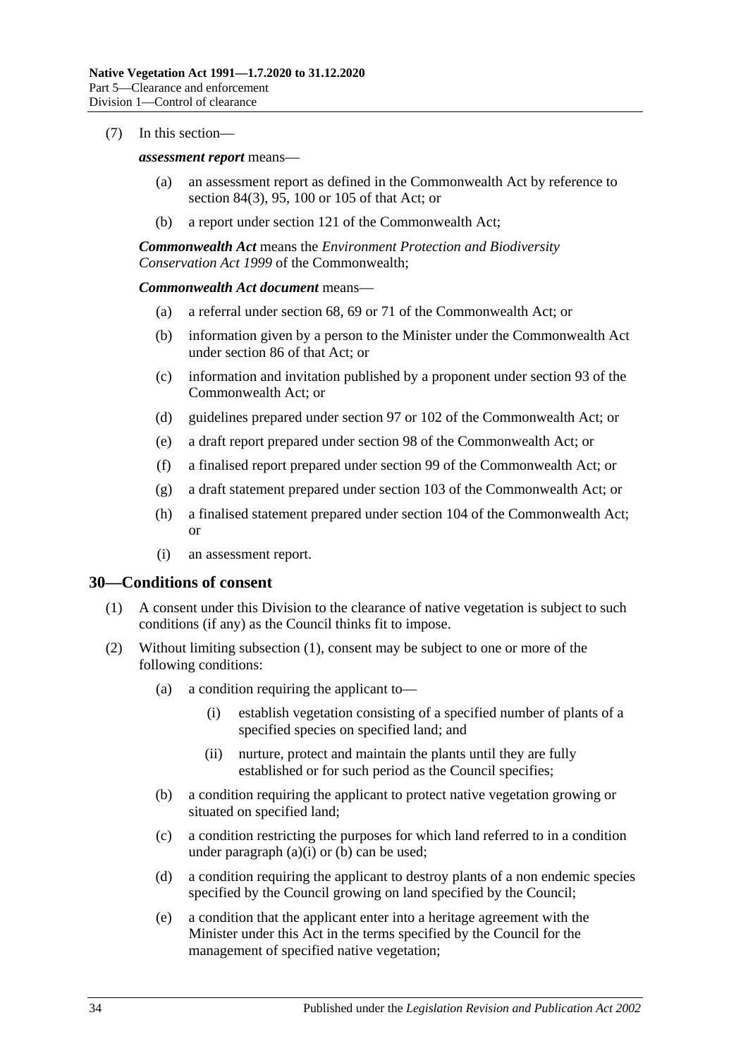(7) In this section—

***assessment report*** means—

- (a) an assessment report as defined in the Commonwealth Act by reference to section 84(3), 95, 100 or 105 of that Act; or
- (b) a report under section 121 of the Commonwealth Act;

***Commonwealth Act*** means the *Environment Protection and Biodiversity Conservation Act 1999* of the Commonwealth;

***Commonwealth Act document*** means—

- (a) a referral under section 68, 69 or 71 of the Commonwealth Act; or
- (b) information given by a person to the Minister under the Commonwealth Act under section 86 of that Act; or
- (c) information and invitation published by a proponent under section 93 of the Commonwealth Act; or
- (d) guidelines prepared under section 97 or 102 of the Commonwealth Act; or
- (e) a draft report prepared under section 98 of the Commonwealth Act; or
- (f) a finalised report prepared under section 99 of the Commonwealth Act; or
- (g) a draft statement prepared under section 103 of the Commonwealth Act; or
- (h) a finalised statement prepared under section 104 of the Commonwealth Act; or
- (i) an assessment report.

## 30—Conditions of consent

(1) A consent under this Division to the clearance of native vegetation is subject to such conditions (if any) as the Council thinks fit to impose.

(2) Without limiting subsection (1), consent may be subject to one or more of the following conditions:

- (a) a condition requiring the applicant to—
  - (i) establish vegetation consisting of a specified number of plants of a specified species on specified land; and
  - (ii) nurture, protect and maintain the plants until they are fully established or for such period as the Council specifies;
- (b) a condition requiring the applicant to protect native vegetation growing or situated on specified land;
- (c) a condition restricting the purposes for which land referred to in a condition under paragraph (a)(i) or (b) can be used;
- (d) a condition requiring the applicant to destroy plants of a non endemic species specified by the Council growing on land specified by the Council;
- (e) a condition that the applicant enter into a heritage agreement with the Minister under this Act in the terms specified by the Council for the management of specified native vegetation;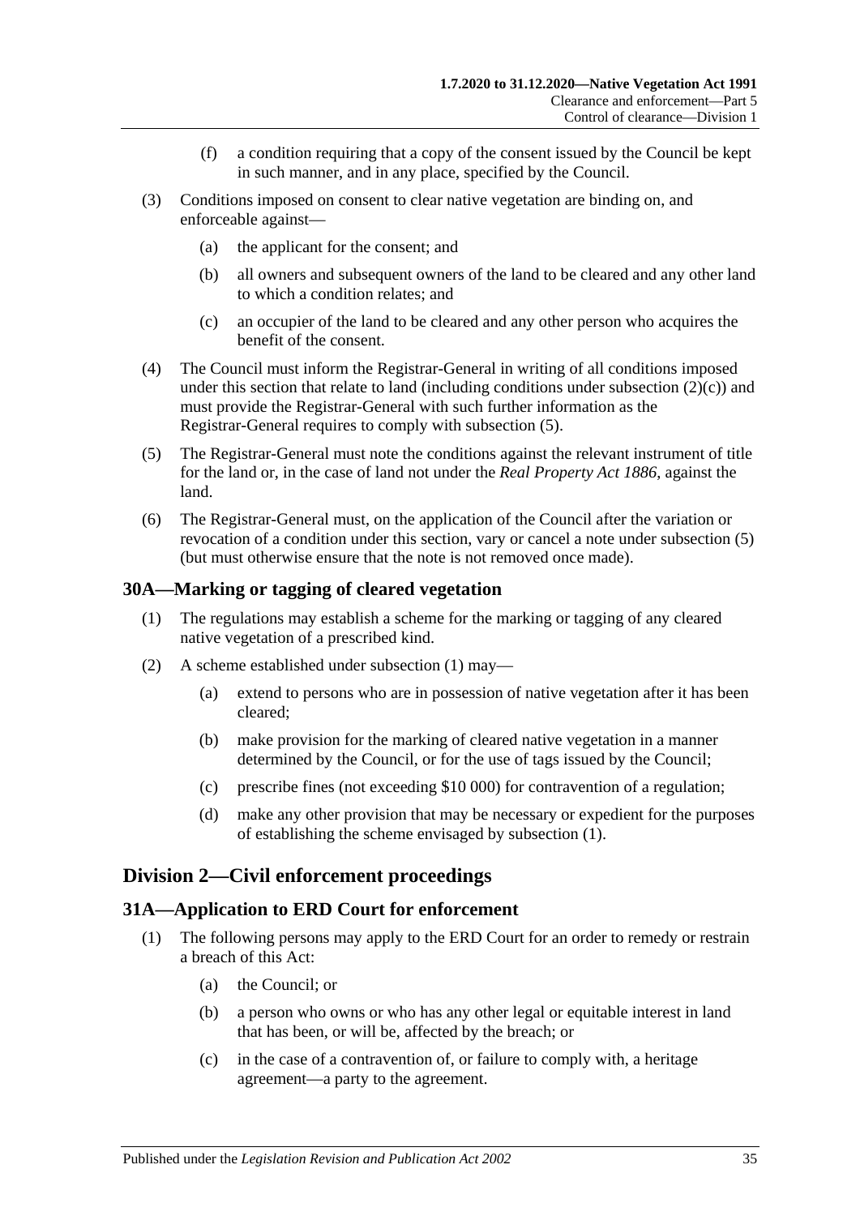(f) a condition requiring that a copy of the consent issued by the Council be kept in such manner, and in any place, specified by the Council.

(3) Conditions imposed on consent to clear native vegetation are binding on, and enforceable against—

(a) the applicant for the consent; and

(b) all owners and subsequent owners of the land to be cleared and any other land to which a condition relates; and

(c) an occupier of the land to be cleared and any other person who acquires the benefit of the consent.

(4) The Council must inform the Registrar-General in writing of all conditions imposed under this section that relate to land (including conditions under subsection (2)(c)) and must provide the Registrar-General with such further information as the Registrar-General requires to comply with subsection (5).

(5) The Registrar-General must note the conditions against the relevant instrument of title for the land or, in the case of land not under the *Real Property Act 1886*, against the land.

(6) The Registrar-General must, on the application of the Council after the variation or revocation of a condition under this section, vary or cancel a note under subsection (5) (but must otherwise ensure that the note is not removed once made).

## 30A—Marking or tagging of cleared vegetation

(1) The regulations may establish a scheme for the marking or tagging of any cleared native vegetation of a prescribed kind.

(2) A scheme established under subsection (1) may—

(a) extend to persons who are in possession of native vegetation after it has been cleared;

(b) make provision for the marking of cleared native vegetation in a manner determined by the Council, or for the use of tags issued by the Council;

(c) prescribe fines (not exceeding $10 000) for contravention of a regulation;

(d) make any other provision that may be necessary or expedient for the purposes of establishing the scheme envisaged by subsection (1).

# Division 2—Civil enforcement proceedings

## 31A—Application to ERD Court for enforcement

(1) The following persons may apply to the ERD Court for an order to remedy or restrain a breach of this Act:

(a) the Council; or

(b) a person who owns or who has any other legal or equitable interest in land that has been, or will be, affected by the breach; or

(c) in the case of a contravention of, or failure to comply with, a heritage agreement—a party to the agreement.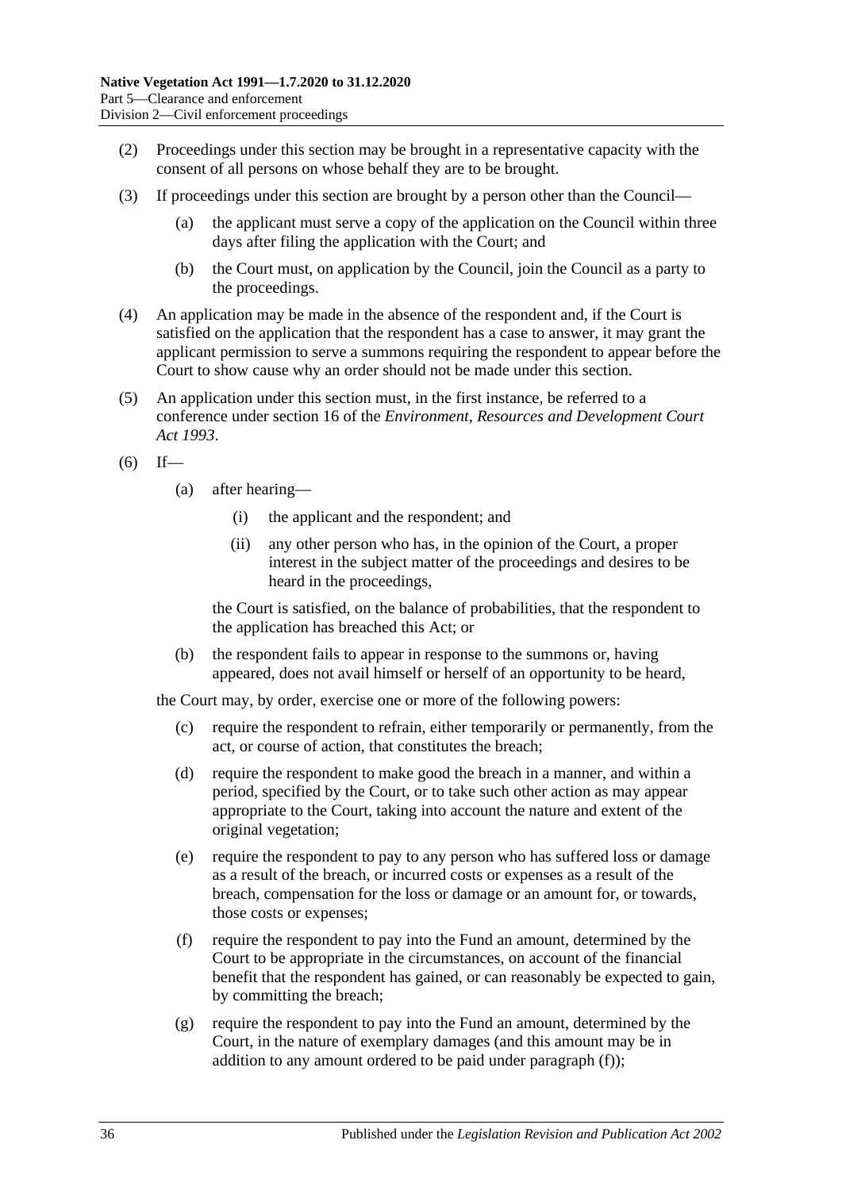(2) Proceedings under this section may be brought in a representative capacity with the consent of all persons on whose behalf they are to be brought.

(3) If proceedings under this section are brought by a person other than the Council—

  (a) the applicant must serve a copy of the application on the Council within three days after filing the application with the Court; and

  (b) the Court must, on application by the Council, join the Council as a party to the proceedings.

(4) An application may be made in the absence of the respondent and, if the Court is satisfied on the application that the respondent has a case to answer, it may grant the applicant permission to serve a summons requiring the respondent to appear before the Court to show cause why an order should not be made under this section.

(5) An application under this section must, in the first instance, be referred to a conference under section 16 of the *Environment, Resources and Development Court Act 1993*.

(6) If—

  (a) after hearing—

    (i) the applicant and the respondent; and

    (ii) any other person who has, in the opinion of the Court, a proper interest in the subject matter of the proceedings and desires to be heard in the proceedings,

  the Court is satisfied, on the balance of probabilities, that the respondent to the application has breached this Act; or

  (b) the respondent fails to appear in response to the summons or, having appeared, does not avail himself or herself of an opportunity to be heard,

the Court may, by order, exercise one or more of the following powers:

  (c) require the respondent to refrain, either temporarily or permanently, from the act, or course of action, that constitutes the breach;

  (d) require the respondent to make good the breach in a manner, and within a period, specified by the Court, or to take such other action as may appear appropriate to the Court, taking into account the nature and extent of the original vegetation;

  (e) require the respondent to pay to any person who has suffered loss or damage as a result of the breach, or incurred costs or expenses as a result of the breach, compensation for the loss or damage or an amount for, or towards, those costs or expenses;

  (f) require the respondent to pay into the Fund an amount, determined by the Court to be appropriate in the circumstances, on account of the financial benefit that the respondent has gained, or can reasonably be expected to gain, by committing the breach;

  (g) require the respondent to pay into the Fund an amount, determined by the Court, in the nature of exemplary damages (and this amount may be in addition to any amount ordered to be paid under paragraph (f));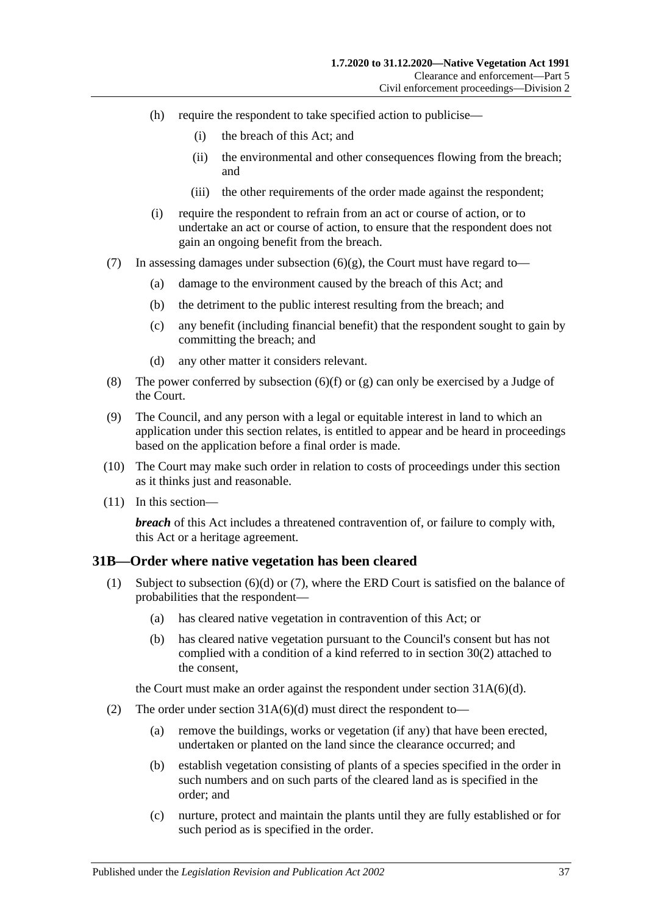(h) require the respondent to take specified action to publicise—

(i) the breach of this Act; and

(ii) the environmental and other consequences flowing from the breach; and

(iii) the other requirements of the order made against the respondent;

(i) require the respondent to refrain from an act or course of action, or to undertake an act or course of action, to ensure that the respondent does not gain an ongoing benefit from the breach.

(7) In assessing damages under subsection (6)(g), the Court must have regard to—

(a) damage to the environment caused by the breach of this Act; and

(b) the detriment to the public interest resulting from the breach; and

(c) any benefit (including financial benefit) that the respondent sought to gain by committing the breach; and

(d) any other matter it considers relevant.

(8) The power conferred by subsection (6)(f) or (g) can only be exercised by a Judge of the Court.

(9) The Council, and any person with a legal or equitable interest in land to which an application under this section relates, is entitled to appear and be heard in proceedings based on the application before a final order is made.

(10) The Court may make such order in relation to costs of proceedings under this section as it thinks just and reasonable.

(11) In this section—

***breach*** of this Act includes a threatened contravention of, or failure to comply with, this Act or a heritage agreement.

## 31B—Order where native vegetation has been cleared

(1) Subject to subsection (6)(d) or (7), where the ERD Court is satisfied on the balance of probabilities that the respondent—

(a) has cleared native vegetation in contravention of this Act; or

(b) has cleared native vegetation pursuant to the Council's consent but has not complied with a condition of a kind referred to in section 30(2) attached to the consent,

the Court must make an order against the respondent under section 31A(6)(d).

(2) The order under section 31A(6)(d) must direct the respondent to—

(a) remove the buildings, works or vegetation (if any) that have been erected, undertaken or planted on the land since the clearance occurred; and

(b) establish vegetation consisting of plants of a species specified in the order in such numbers and on such parts of the cleared land as is specified in the order; and

(c) nurture, protect and maintain the plants until they are fully established or for such period as is specified in the order.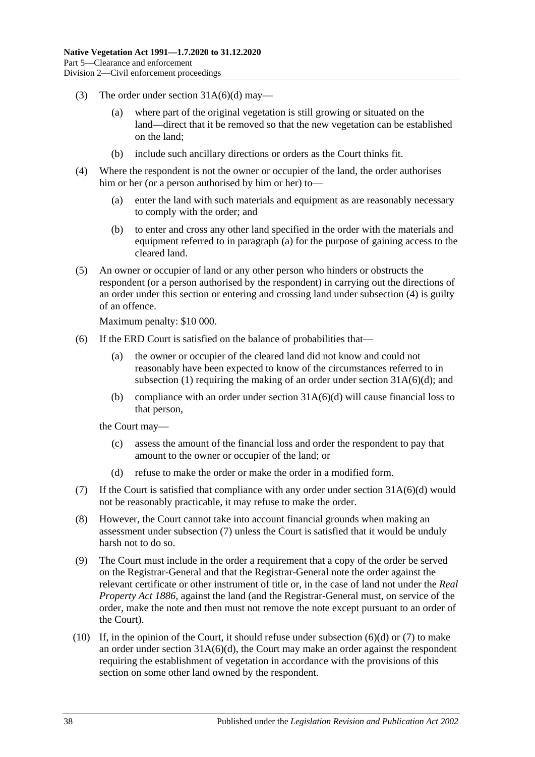(3) The order under section 31A(6)(d) may—

  (a) where part of the original vegetation is still growing or situated on the land—direct that it be removed so that the new vegetation can be established on the land;

  (b) include such ancillary directions or orders as the Court thinks fit.

(4) Where the respondent is not the owner or occupier of the land, the order authorises him or her (or a person authorised by him or her) to—

  (a) enter the land with such materials and equipment as are reasonably necessary to comply with the order; and

  (b) to enter and cross any other land specified in the order with the materials and equipment referred to in paragraph (a) for the purpose of gaining access to the cleared land.

(5) An owner or occupier of land or any other person who hinders or obstructs the respondent (or a person authorised by the respondent) in carrying out the directions of an order under this section or entering and crossing land under subsection (4) is guilty of an offence.

Maximum penalty: $10 000.

(6) If the ERD Court is satisfied on the balance of probabilities that—

  (a) the owner or occupier of the cleared land did not know and could not reasonably have been expected to know of the circumstances referred to in subsection (1) requiring the making of an order under section 31A(6)(d); and

  (b) compliance with an order under section 31A(6)(d) will cause financial loss to that person,

the Court may—

  (c) assess the amount of the financial loss and order the respondent to pay that amount to the owner or occupier of the land; or

  (d) refuse to make the order or make the order in a modified form.

(7) If the Court is satisfied that compliance with any order under section 31A(6)(d) would not be reasonably practicable, it may refuse to make the order.

(8) However, the Court cannot take into account financial grounds when making an assessment under subsection (7) unless the Court is satisfied that it would be unduly harsh not to do so.

(9) The Court must include in the order a requirement that a copy of the order be served on the Registrar-General and that the Registrar-General note the order against the relevant certificate or other instrument of title or, in the case of land not under the *Real Property Act 1886*, against the land (and the Registrar-General must, on service of the order, make the note and then must not remove the note except pursuant to an order of the Court).

(10) If, in the opinion of the Court, it should refuse under subsection (6)(d) or (7) to make an order under section 31A(6)(d), the Court may make an order against the respondent requiring the establishment of vegetation in accordance with the provisions of this section on some other land owned by the respondent.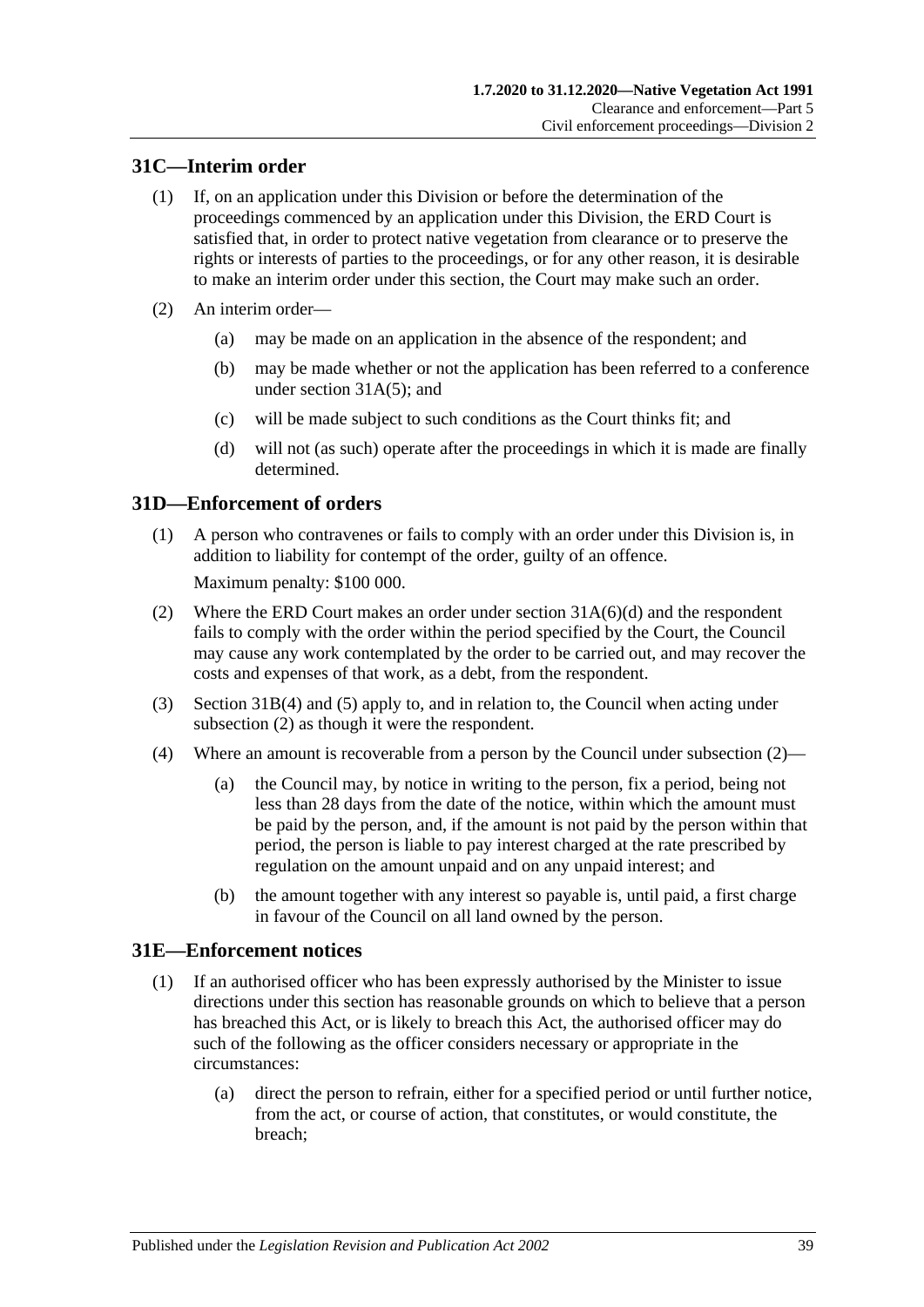## 31C—Interim order

(1) If, on an application under this Division or before the determination of the proceedings commenced by an application under this Division, the ERD Court is satisfied that, in order to protect native vegetation from clearance or to preserve the rights or interests of parties to the proceedings, or for any other reason, it is desirable to make an interim order under this section, the Court may make such an order.

(2) An interim order—

(a) may be made on an application in the absence of the respondent; and

(b) may be made whether or not the application has been referred to a conference under section 31A(5); and

(c) will be made subject to such conditions as the Court thinks fit; and

(d) will not (as such) operate after the proceedings in which it is made are finally determined.

## 31D—Enforcement of orders

(1) A person who contravenes or fails to comply with an order under this Division is, in addition to liability for contempt of the order, guilty of an offence.

Maximum penalty: $100 000.

(2) Where the ERD Court makes an order under section 31A(6)(d) and the respondent fails to comply with the order within the period specified by the Court, the Council may cause any work contemplated by the order to be carried out, and may recover the costs and expenses of that work, as a debt, from the respondent.

(3) Section 31B(4) and (5) apply to, and in relation to, the Council when acting under subsection (2) as though it were the respondent.

(4) Where an amount is recoverable from a person by the Council under subsection (2)—

(a) the Council may, by notice in writing to the person, fix a period, being not less than 28 days from the date of the notice, within which the amount must be paid by the person, and, if the amount is not paid by the person within that period, the person is liable to pay interest charged at the rate prescribed by regulation on the amount unpaid and on any unpaid interest; and

(b) the amount together with any interest so payable is, until paid, a first charge in favour of the Council on all land owned by the person.

## 31E—Enforcement notices

(1) If an authorised officer who has been expressly authorised by the Minister to issue directions under this section has reasonable grounds on which to believe that a person has breached this Act, or is likely to breach this Act, the authorised officer may do such of the following as the officer considers necessary or appropriate in the circumstances:

(a) direct the person to refrain, either for a specified period or until further notice, from the act, or course of action, that constitutes, or would constitute, the breach;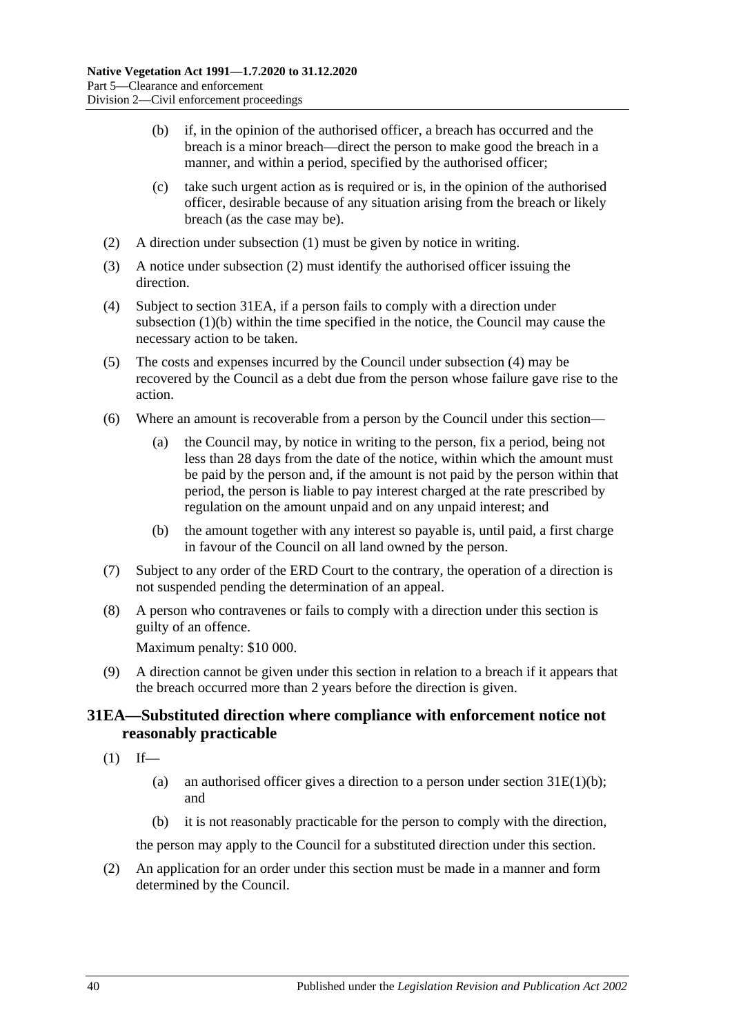(b) if, in the opinion of the authorised officer, a breach has occurred and the breach is a minor breach—direct the person to make good the breach in a manner, and within a period, specified by the authorised officer;

(c) take such urgent action as is required or is, in the opinion of the authorised officer, desirable because of any situation arising from the breach or likely breach (as the case may be).

(2) A direction under subsection (1) must be given by notice in writing.

(3) A notice under subsection (2) must identify the authorised officer issuing the direction.

(4) Subject to section 31EA, if a person fails to comply with a direction under subsection (1)(b) within the time specified in the notice, the Council may cause the necessary action to be taken.

(5) The costs and expenses incurred by the Council under subsection (4) may be recovered by the Council as a debt due from the person whose failure gave rise to the action.

(6) Where an amount is recoverable from a person by the Council under this section—

(a) the Council may, by notice in writing to the person, fix a period, being not less than 28 days from the date of the notice, within which the amount must be paid by the person and, if the amount is not paid by the person within that period, the person is liable to pay interest charged at the rate prescribed by regulation on the amount unpaid and on any unpaid interest; and

(b) the amount together with any interest so payable is, until paid, a first charge in favour of the Council on all land owned by the person.

(7) Subject to any order of the ERD Court to the contrary, the operation of a direction is not suspended pending the determination of an appeal.

(8) A person who contravenes or fails to comply with a direction under this section is guilty of an offence.

Maximum penalty: $10 000.

(9) A direction cannot be given under this section in relation to a breach if it appears that the breach occurred more than 2 years before the direction is given.

## 31EA—Substituted direction where compliance with enforcement notice not reasonably practicable

(1) If—

(a) an authorised officer gives a direction to a person under section 31E(1)(b); and

(b) it is not reasonably practicable for the person to comply with the direction,

the person may apply to the Council for a substituted direction under this section.

(2) An application for an order under this section must be made in a manner and form determined by the Council.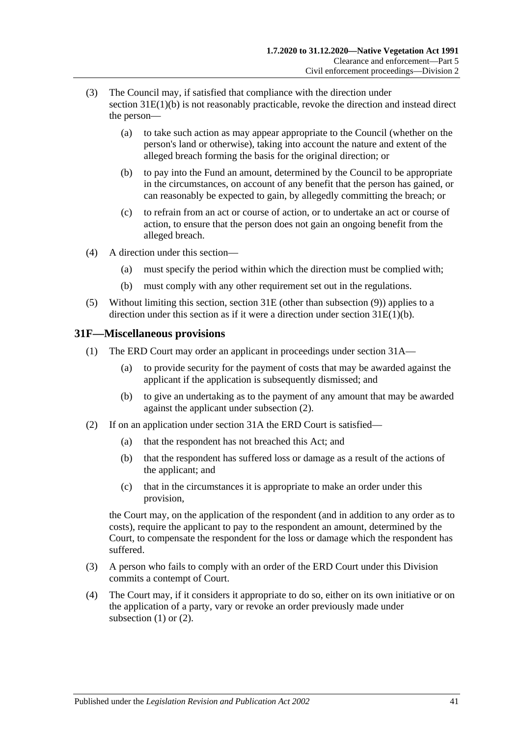(3) The Council may, if satisfied that compliance with the direction under section 31E(1)(b) is not reasonably practicable, revoke the direction and instead direct the person—

(a) to take such action as may appear appropriate to the Council (whether on the person's land or otherwise), taking into account the nature and extent of the alleged breach forming the basis for the original direction; or

(b) to pay into the Fund an amount, determined by the Council to be appropriate in the circumstances, on account of any benefit that the person has gained, or can reasonably be expected to gain, by allegedly committing the breach; or

(c) to refrain from an act or course of action, or to undertake an act or course of action, to ensure that the person does not gain an ongoing benefit from the alleged breach.

(4) A direction under this section—

(a) must specify the period within which the direction must be complied with;

(b) must comply with any other requirement set out in the regulations.

(5) Without limiting this section, section 31E (other than subsection (9)) applies to a direction under this section as if it were a direction under section 31E(1)(b).

## 31F—Miscellaneous provisions

(1) The ERD Court may order an applicant in proceedings under section 31A—

(a) to provide security for the payment of costs that may be awarded against the applicant if the application is subsequently dismissed; and

(b) to give an undertaking as to the payment of any amount that may be awarded against the applicant under subsection (2).

(2) If on an application under section 31A the ERD Court is satisfied—

(a) that the respondent has not breached this Act; and

(b) that the respondent has suffered loss or damage as a result of the actions of the applicant; and

(c) that in the circumstances it is appropriate to make an order under this provision,

the Court may, on the application of the respondent (and in addition to any order as to costs), require the applicant to pay to the respondent an amount, determined by the Court, to compensate the respondent for the loss or damage which the respondent has suffered.

(3) A person who fails to comply with an order of the ERD Court under this Division commits a contempt of Court.

(4) The Court may, if it considers it appropriate to do so, either on its own initiative or on the application of a party, vary or revoke an order previously made under subsection (1) or (2).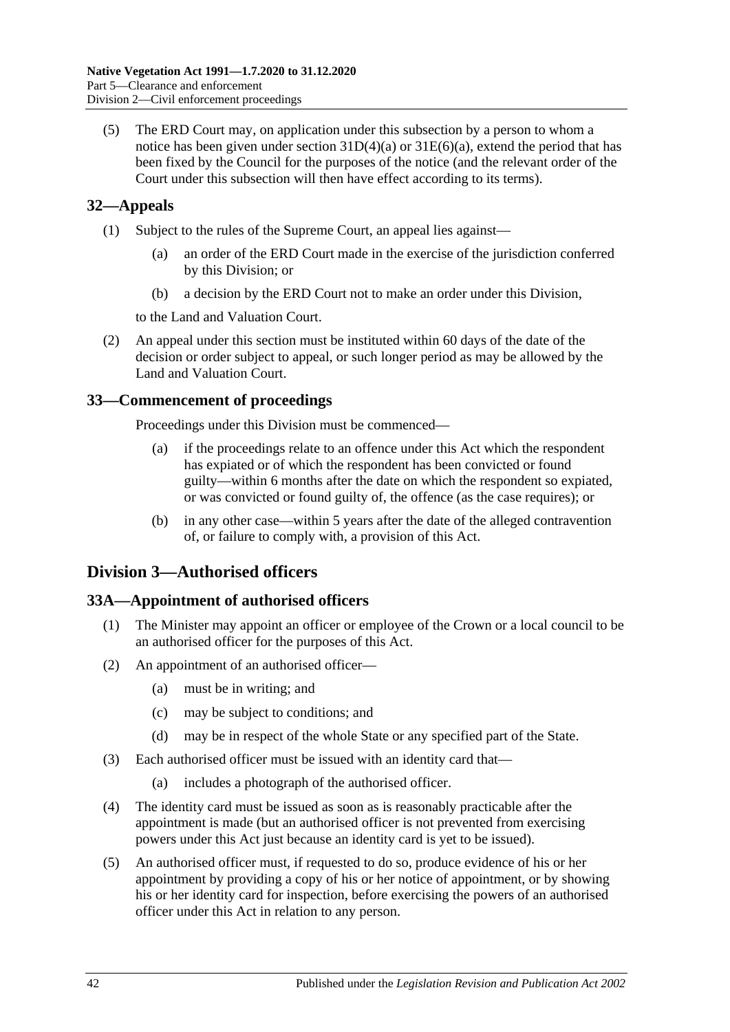(5) The ERD Court may, on application under this subsection by a person to whom a notice has been given under section 31D(4)(a) or 31E(6)(a), extend the period that has been fixed by the Council for the purposes of the notice (and the relevant order of the Court under this subsection will then have effect according to its terms).

## 32—Appeals

(1) Subject to the rules of the Supreme Court, an appeal lies against—

(a) an order of the ERD Court made in the exercise of the jurisdiction conferred by this Division; or

(b) a decision by the ERD Court not to make an order under this Division,

to the Land and Valuation Court.

(2) An appeal under this section must be instituted within 60 days of the date of the decision or order subject to appeal, or such longer period as may be allowed by the Land and Valuation Court.

## 33—Commencement of proceedings

Proceedings under this Division must be commenced—

(a) if the proceedings relate to an offence under this Act which the respondent has expiated or of which the respondent has been convicted or found guilty—within 6 months after the date on which the respondent so expiated, or was convicted or found guilty of, the offence (as the case requires); or

(b) in any other case—within 5 years after the date of the alleged contravention of, or failure to comply with, a provision of this Act.

# Division 3—Authorised officers

## 33A—Appointment of authorised officers

(1) The Minister may appoint an officer or employee of the Crown or a local council to be an authorised officer for the purposes of this Act.

(2) An appointment of an authorised officer—

(a) must be in writing; and

(c) may be subject to conditions; and

(d) may be in respect of the whole State or any specified part of the State.

(3) Each authorised officer must be issued with an identity card that—

(a) includes a photograph of the authorised officer.

(4) The identity card must be issued as soon as is reasonably practicable after the appointment is made (but an authorised officer is not prevented from exercising powers under this Act just because an identity card is yet to be issued).

(5) An authorised officer must, if requested to do so, produce evidence of his or her appointment by providing a copy of his or her notice of appointment, or by showing his or her identity card for inspection, before exercising the powers of an authorised officer under this Act in relation to any person.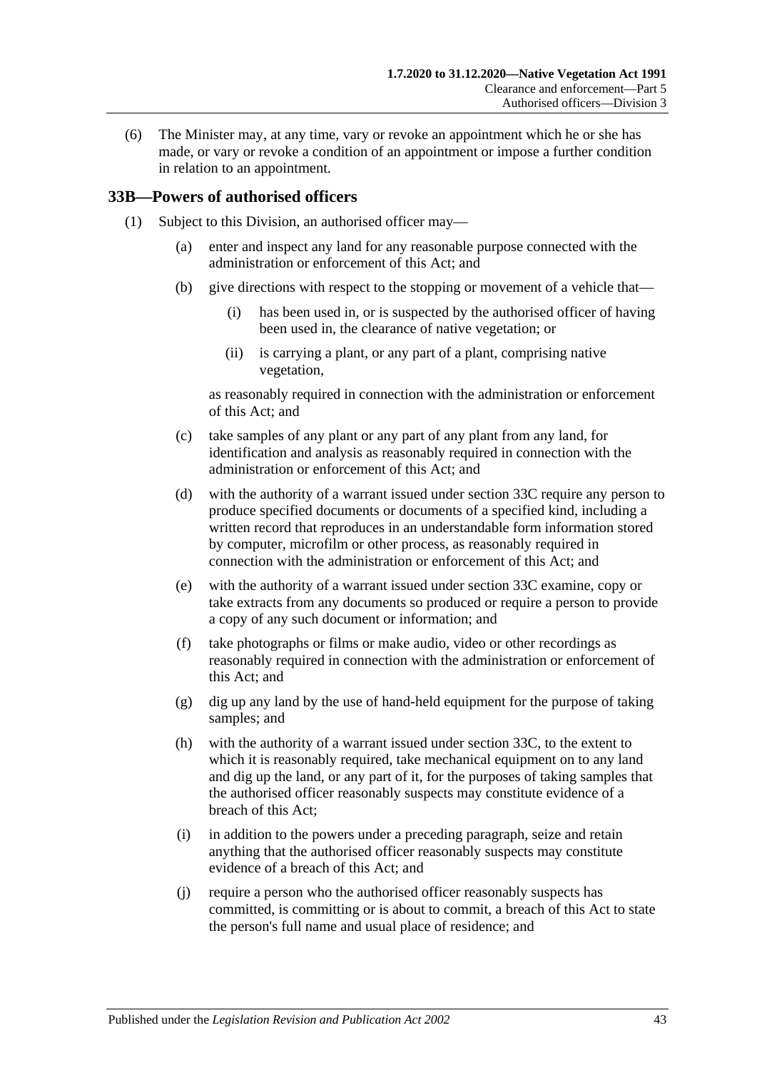(6) The Minister may, at any time, vary or revoke an appointment which he or she has made, or vary or revoke a condition of an appointment or impose a further condition in relation to an appointment.

## 33B—Powers of authorised officers

(1) Subject to this Division, an authorised officer may—

(a) enter and inspect any land for any reasonable purpose connected with the administration or enforcement of this Act; and

(b) give directions with respect to the stopping or movement of a vehicle that—

(i) has been used in, or is suspected by the authorised officer of having been used in, the clearance of native vegetation; or

(ii) is carrying a plant, or any part of a plant, comprising native vegetation,

as reasonably required in connection with the administration or enforcement of this Act; and

(c) take samples of any plant or any part of any plant from any land, for identification and analysis as reasonably required in connection with the administration or enforcement of this Act; and

(d) with the authority of a warrant issued under section 33C require any person to produce specified documents or documents of a specified kind, including a written record that reproduces in an understandable form information stored by computer, microfilm or other process, as reasonably required in connection with the administration or enforcement of this Act; and

(e) with the authority of a warrant issued under section 33C examine, copy or take extracts from any documents so produced or require a person to provide a copy of any such document or information; and

(f) take photographs or films or make audio, video or other recordings as reasonably required in connection with the administration or enforcement of this Act; and

(g) dig up any land by the use of hand-held equipment for the purpose of taking samples; and

(h) with the authority of a warrant issued under section 33C, to the extent to which it is reasonably required, take mechanical equipment on to any land and dig up the land, or any part of it, for the purposes of taking samples that the authorised officer reasonably suspects may constitute evidence of a breach of this Act;

(i) in addition to the powers under a preceding paragraph, seize and retain anything that the authorised officer reasonably suspects may constitute evidence of a breach of this Act; and

(j) require a person who the authorised officer reasonably suspects has committed, is committing or is about to commit, a breach of this Act to state the person's full name and usual place of residence; and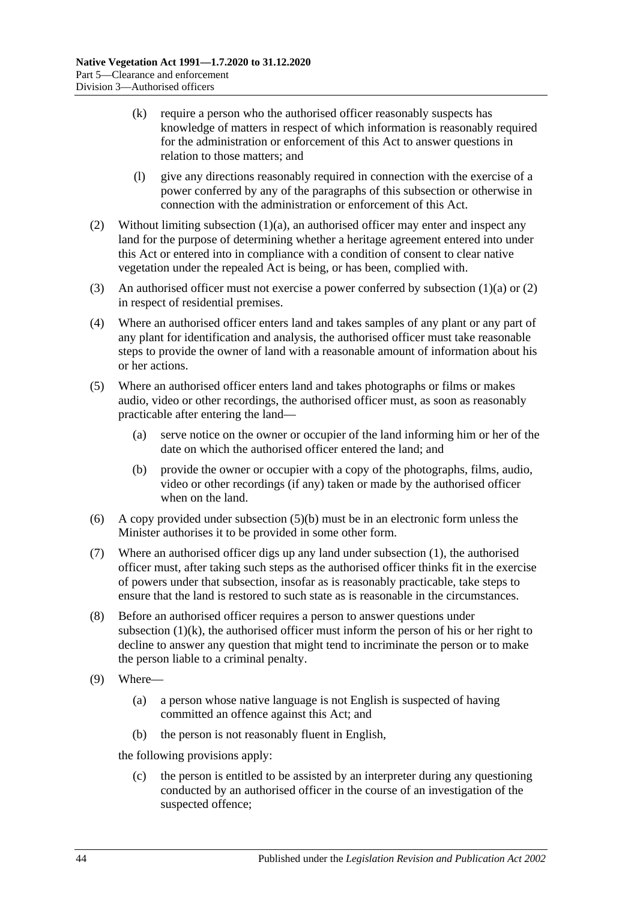(k) require a person who the authorised officer reasonably suspects has knowledge of matters in respect of which information is reasonably required for the administration or enforcement of this Act to answer questions in relation to those matters; and

(l) give any directions reasonably required in connection with the exercise of a power conferred by any of the paragraphs of this subsection or otherwise in connection with the administration or enforcement of this Act.

(2) Without limiting subsection (1)(a), an authorised officer may enter and inspect any land for the purpose of determining whether a heritage agreement entered into under this Act or entered into in compliance with a condition of consent to clear native vegetation under the repealed Act is being, or has been, complied with.

(3) An authorised officer must not exercise a power conferred by subsection (1)(a) or (2) in respect of residential premises.

(4) Where an authorised officer enters land and takes samples of any plant or any part of any plant for identification and analysis, the authorised officer must take reasonable steps to provide the owner of land with a reasonable amount of information about his or her actions.

(5) Where an authorised officer enters land and takes photographs or films or makes audio, video or other recordings, the authorised officer must, as soon as reasonably practicable after entering the land—

(a) serve notice on the owner or occupier of the land informing him or her of the date on which the authorised officer entered the land; and

(b) provide the owner or occupier with a copy of the photographs, films, audio, video or other recordings (if any) taken or made by the authorised officer when on the land.

(6) A copy provided under subsection (5)(b) must be in an electronic form unless the Minister authorises it to be provided in some other form.

(7) Where an authorised officer digs up any land under subsection (1), the authorised officer must, after taking such steps as the authorised officer thinks fit in the exercise of powers under that subsection, insofar as is reasonably practicable, take steps to ensure that the land is restored to such state as is reasonable in the circumstances.

(8) Before an authorised officer requires a person to answer questions under subsection (1)(k), the authorised officer must inform the person of his or her right to decline to answer any question that might tend to incriminate the person or to make the person liable to a criminal penalty.

(9) Where—

(a) a person whose native language is not English is suspected of having committed an offence against this Act; and

(b) the person is not reasonably fluent in English,

the following provisions apply:

(c) the person is entitled to be assisted by an interpreter during any questioning conducted by an authorised officer in the course of an investigation of the suspected offence;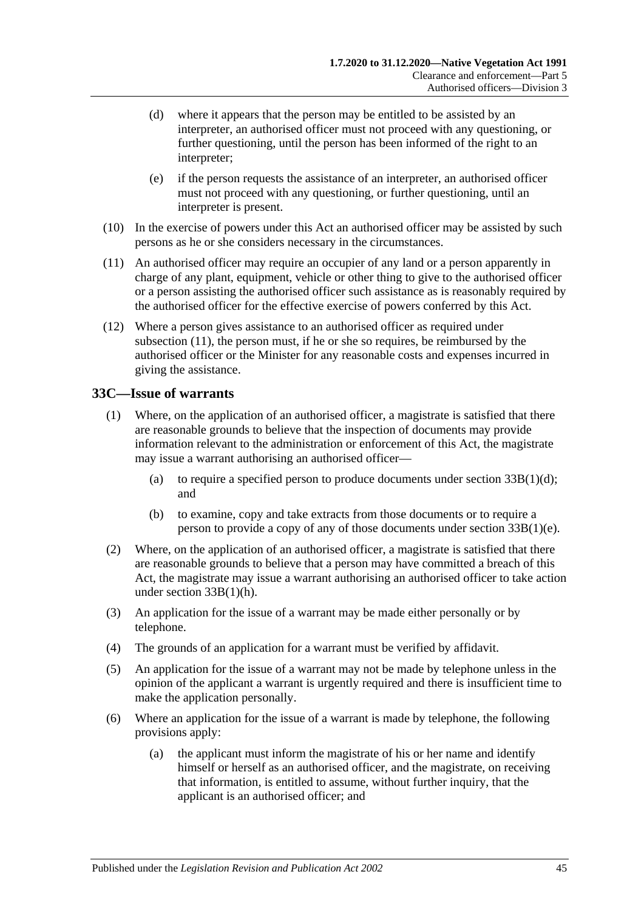(d) where it appears that the person may be entitled to be assisted by an interpreter, an authorised officer must not proceed with any questioning, or further questioning, until the person has been informed of the right to an interpreter;

(e) if the person requests the assistance of an interpreter, an authorised officer must not proceed with any questioning, or further questioning, until an interpreter is present.

(10) In the exercise of powers under this Act an authorised officer may be assisted by such persons as he or she considers necessary in the circumstances.

(11) An authorised officer may require an occupier of any land or a person apparently in charge of any plant, equipment, vehicle or other thing to give to the authorised officer or a person assisting the authorised officer such assistance as is reasonably required by the authorised officer for the effective exercise of powers conferred by this Act.

(12) Where a person gives assistance to an authorised officer as required under subsection (11), the person must, if he or she so requires, be reimbursed by the authorised officer or the Minister for any reasonable costs and expenses incurred in giving the assistance.

## 33C—Issue of warrants

(1) Where, on the application of an authorised officer, a magistrate is satisfied that there are reasonable grounds to believe that the inspection of documents may provide information relevant to the administration or enforcement of this Act, the magistrate may issue a warrant authorising an authorised officer—

(a) to require a specified person to produce documents under section 33B(1)(d); and

(b) to examine, copy and take extracts from those documents or to require a person to provide a copy of any of those documents under section 33B(1)(e).

(2) Where, on the application of an authorised officer, a magistrate is satisfied that there are reasonable grounds to believe that a person may have committed a breach of this Act, the magistrate may issue a warrant authorising an authorised officer to take action under section 33B(1)(h).

(3) An application for the issue of a warrant may be made either personally or by telephone.

(4) The grounds of an application for a warrant must be verified by affidavit.

(5) An application for the issue of a warrant may not be made by telephone unless in the opinion of the applicant a warrant is urgently required and there is insufficient time to make the application personally.

(6) Where an application for the issue of a warrant is made by telephone, the following provisions apply:

(a) the applicant must inform the magistrate of his or her name and identify himself or herself as an authorised officer, and the magistrate, on receiving that information, is entitled to assume, without further inquiry, that the applicant is an authorised officer; and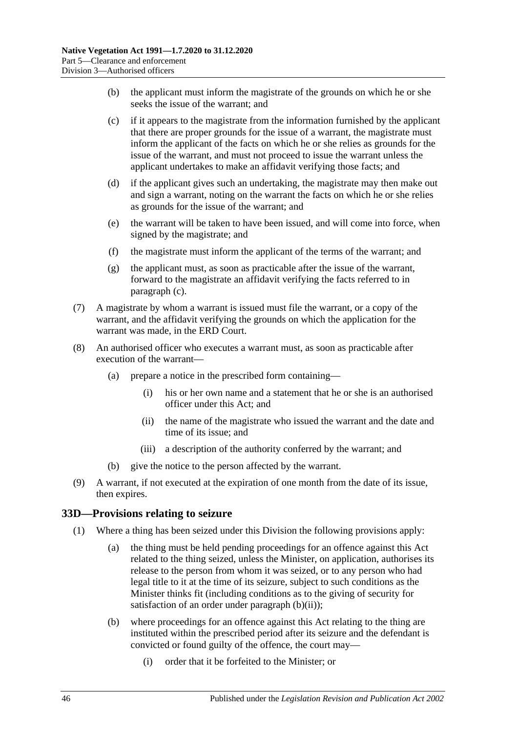(b) the applicant must inform the magistrate of the grounds on which he or she seeks the issue of the warrant; and

(c) if it appears to the magistrate from the information furnished by the applicant that there are proper grounds for the issue of a warrant, the magistrate must inform the applicant of the facts on which he or she relies as grounds for the issue of the warrant, and must not proceed to issue the warrant unless the applicant undertakes to make an affidavit verifying those facts; and

(d) if the applicant gives such an undertaking, the magistrate may then make out and sign a warrant, noting on the warrant the facts on which he or she relies as grounds for the issue of the warrant; and

(e) the warrant will be taken to have been issued, and will come into force, when signed by the magistrate; and

(f) the magistrate must inform the applicant of the terms of the warrant; and

(g) the applicant must, as soon as practicable after the issue of the warrant, forward to the magistrate an affidavit verifying the facts referred to in paragraph (c).

(7) A magistrate by whom a warrant is issued must file the warrant, or a copy of the warrant, and the affidavit verifying the grounds on which the application for the warrant was made, in the ERD Court.

(8) An authorised officer who executes a warrant must, as soon as practicable after execution of the warrant—

(a) prepare a notice in the prescribed form containing—

(i) his or her own name and a statement that he or she is an authorised officer under this Act; and

(ii) the name of the magistrate who issued the warrant and the date and time of its issue; and

(iii) a description of the authority conferred by the warrant; and

(b) give the notice to the person affected by the warrant.

(9) A warrant, if not executed at the expiration of one month from the date of its issue, then expires.

## 33D—Provisions relating to seizure

(1) Where a thing has been seized under this Division the following provisions apply:

(a) the thing must be held pending proceedings for an offence against this Act related to the thing seized, unless the Minister, on application, authorises its release to the person from whom it was seized, or to any person who had legal title to it at the time of its seizure, subject to such conditions as the Minister thinks fit (including conditions as to the giving of security for satisfaction of an order under paragraph (b)(ii));

(b) where proceedings for an offence against this Act relating to the thing are instituted within the prescribed period after its seizure and the defendant is convicted or found guilty of the offence, the court may—

(i) order that it be forfeited to the Minister; or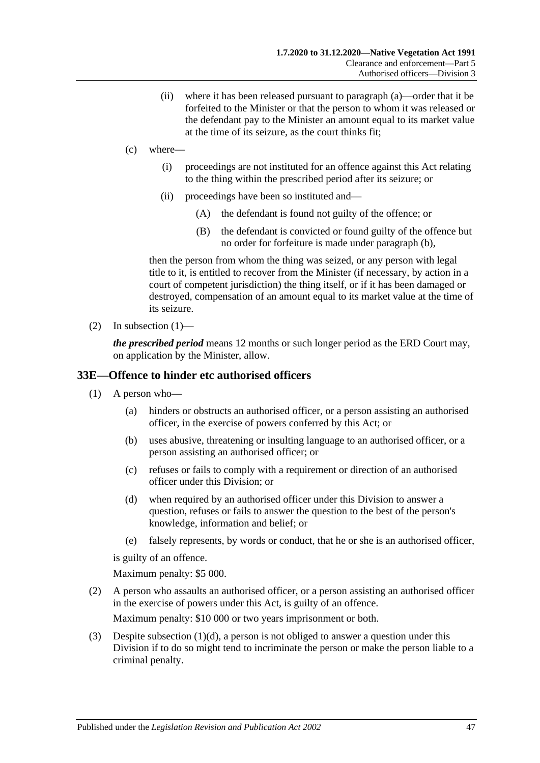(ii) where it has been released pursuant to paragraph (a)—order that it be forfeited to the Minister or that the person to whom it was released or the defendant pay to the Minister an amount equal to its market value at the time of its seizure, as the court thinks fit;

(c) where—

(i) proceedings are not instituted for an offence against this Act relating to the thing within the prescribed period after its seizure; or

(ii) proceedings have been so instituted and—

(A) the defendant is found not guilty of the offence; or

(B) the defendant is convicted or found guilty of the offence but no order for forfeiture is made under paragraph (b),

then the person from whom the thing was seized, or any person with legal title to it, is entitled to recover from the Minister (if necessary, by action in a court of competent jurisdiction) the thing itself, or if it has been damaged or destroyed, compensation of an amount equal to its market value at the time of its seizure.

(2) In subsection (1)—

***the prescribed period*** means 12 months or such longer period as the ERD Court may, on application by the Minister, allow.

## 33E—Offence to hinder etc authorised officers

(1) A person who—

(a) hinders or obstructs an authorised officer, or a person assisting an authorised officer, in the exercise of powers conferred by this Act; or

(b) uses abusive, threatening or insulting language to an authorised officer, or a person assisting an authorised officer; or

(c) refuses or fails to comply with a requirement or direction of an authorised officer under this Division; or

(d) when required by an authorised officer under this Division to answer a question, refuses or fails to answer the question to the best of the person's knowledge, information and belief; or

(e) falsely represents, by words or conduct, that he or she is an authorised officer,

is guilty of an offence.

Maximum penalty: $5 000.

(2) A person who assaults an authorised officer, or a person assisting an authorised officer in the exercise of powers under this Act, is guilty of an offence.

Maximum penalty: $10 000 or two years imprisonment or both.

(3) Despite subsection (1)(d), a person is not obliged to answer a question under this Division if to do so might tend to incriminate the person or make the person liable to a criminal penalty.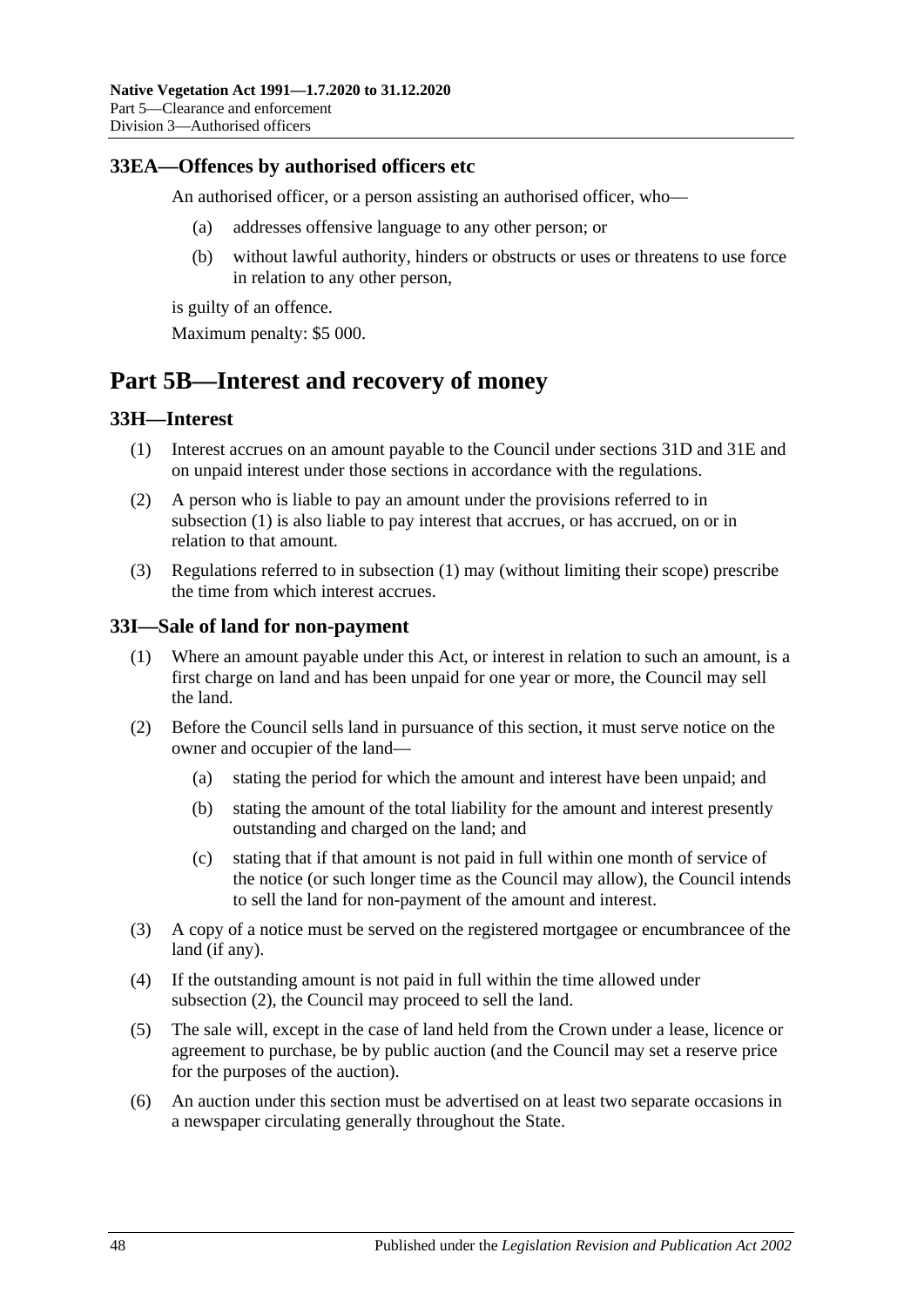## 33EA—Offences by authorised officers etc

An authorised officer, or a person assisting an authorised officer, who—

(a) addresses offensive language to any other person; or

(b) without lawful authority, hinders or obstructs or uses or threatens to use force in relation to any other person,

is guilty of an offence.

Maximum penalty: $5 000.

# Part 5B—Interest and recovery of money

## 33H—Interest

(1) Interest accrues on an amount payable to the Council under sections 31D and 31E and on unpaid interest under those sections in accordance with the regulations.

(2) A person who is liable to pay an amount under the provisions referred to in subsection (1) is also liable to pay interest that accrues, or has accrued, on or in relation to that amount.

(3) Regulations referred to in subsection (1) may (without limiting their scope) prescribe the time from which interest accrues.

## 33I—Sale of land for non-payment

(1) Where an amount payable under this Act, or interest in relation to such an amount, is a first charge on land and has been unpaid for one year or more, the Council may sell the land.

(2) Before the Council sells land in pursuance of this section, it must serve notice on the owner and occupier of the land—

(a) stating the period for which the amount and interest have been unpaid; and

(b) stating the amount of the total liability for the amount and interest presently outstanding and charged on the land; and

(c) stating that if that amount is not paid in full within one month of service of the notice (or such longer time as the Council may allow), the Council intends to sell the land for non-payment of the amount and interest.

(3) A copy of a notice must be served on the registered mortgagee or encumbrancee of the land (if any).

(4) If the outstanding amount is not paid in full within the time allowed under subsection (2), the Council may proceed to sell the land.

(5) The sale will, except in the case of land held from the Crown under a lease, licence or agreement to purchase, be by public auction (and the Council may set a reserve price for the purposes of the auction).

(6) An auction under this section must be advertised on at least two separate occasions in a newspaper circulating generally throughout the State.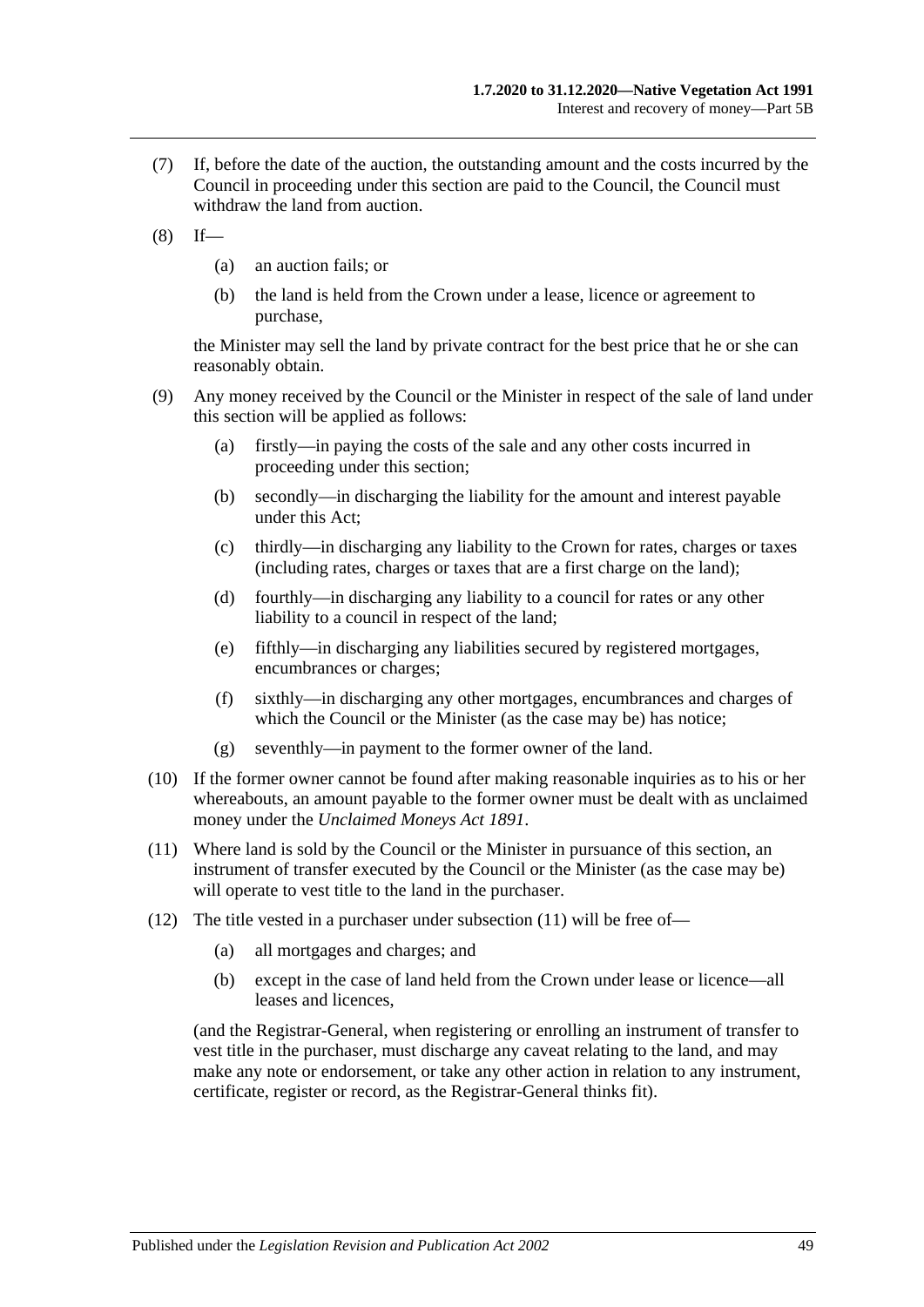(7) If, before the date of the auction, the outstanding amount and the costs incurred by the Council in proceeding under this section are paid to the Council, the Council must withdraw the land from auction.

(8) If—

  (a) an auction fails; or

  (b) the land is held from the Crown under a lease, licence or agreement to purchase,

the Minister may sell the land by private contract for the best price that he or she can reasonably obtain.

(9) Any money received by the Council or the Minister in respect of the sale of land under this section will be applied as follows:

  (a) firstly—in paying the costs of the sale and any other costs incurred in proceeding under this section;

  (b) secondly—in discharging the liability for the amount and interest payable under this Act;

  (c) thirdly—in discharging any liability to the Crown for rates, charges or taxes (including rates, charges or taxes that are a first charge on the land);

  (d) fourthly—in discharging any liability to a council for rates or any other liability to a council in respect of the land;

  (e) fifthly—in discharging any liabilities secured by registered mortgages, encumbrances or charges;

  (f) sixthly—in discharging any other mortgages, encumbrances and charges of which the Council or the Minister (as the case may be) has notice;

  (g) seventhly—in payment to the former owner of the land.

(10) If the former owner cannot be found after making reasonable inquiries as to his or her whereabouts, an amount payable to the former owner must be dealt with as unclaimed money under the *Unclaimed Moneys Act 1891*.

(11) Where land is sold by the Council or the Minister in pursuance of this section, an instrument of transfer executed by the Council or the Minister (as the case may be) will operate to vest title to the land in the purchaser.

(12) The title vested in a purchaser under subsection (11) will be free of—

  (a) all mortgages and charges; and

  (b) except in the case of land held from the Crown under lease or licence—all leases and licences,

(and the Registrar-General, when registering or enrolling an instrument of transfer to vest title in the purchaser, must discharge any caveat relating to the land, and may make any note or endorsement, or take any other action in relation to any instrument, certificate, register or record, as the Registrar-General thinks fit).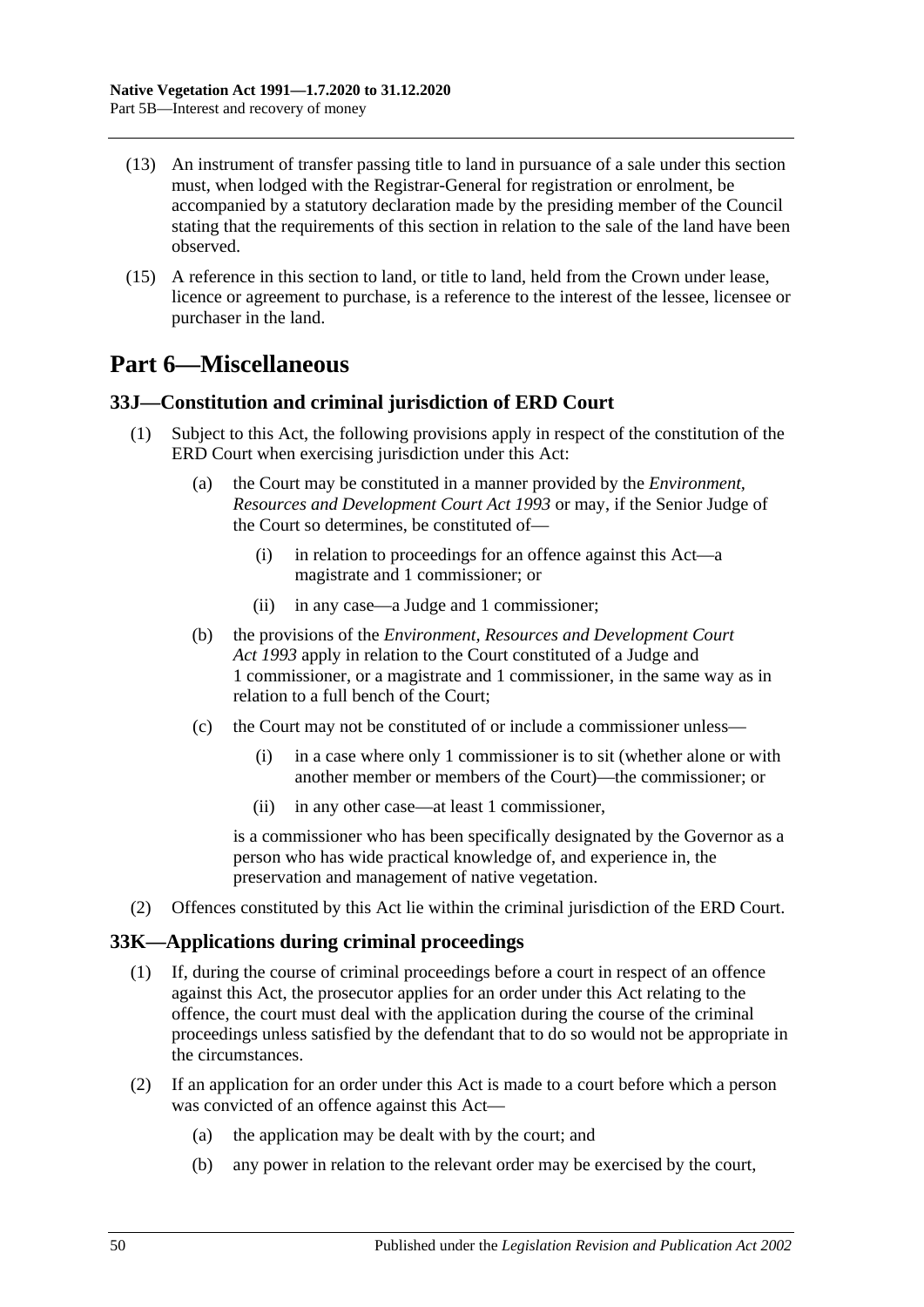(13) An instrument of transfer passing title to land in pursuance of a sale under this section must, when lodged with the Registrar-General for registration or enrolment, be accompanied by a statutory declaration made by the presiding member of the Council stating that the requirements of this section in relation to the sale of the land have been observed.

(15) A reference in this section to land, or title to land, held from the Crown under lease, licence or agreement to purchase, is a reference to the interest of the lessee, licensee or purchaser in the land.

# Part 6—Miscellaneous

## 33J—Constitution and criminal jurisdiction of ERD Court

(1) Subject to this Act, the following provisions apply in respect of the constitution of the ERD Court when exercising jurisdiction under this Act:

(a) the Court may be constituted in a manner provided by the *Environment, Resources and Development Court Act 1993* or may, if the Senior Judge of the Court so determines, be constituted of—

(i) in relation to proceedings for an offence against this Act—a magistrate and 1 commissioner; or

(ii) in any case—a Judge and 1 commissioner;

(b) the provisions of the *Environment, Resources and Development Court Act 1993* apply in relation to the Court constituted of a Judge and 1 commissioner, or a magistrate and 1 commissioner, in the same way as in relation to a full bench of the Court;

(c) the Court may not be constituted of or include a commissioner unless—

(i) in a case where only 1 commissioner is to sit (whether alone or with another member or members of the Court)—the commissioner; or

(ii) in any other case—at least 1 commissioner,

is a commissioner who has been specifically designated by the Governor as a person who has wide practical knowledge of, and experience in, the preservation and management of native vegetation.

(2) Offences constituted by this Act lie within the criminal jurisdiction of the ERD Court.

## 33K—Applications during criminal proceedings

(1) If, during the course of criminal proceedings before a court in respect of an offence against this Act, the prosecutor applies for an order under this Act relating to the offence, the court must deal with the application during the course of the criminal proceedings unless satisfied by the defendant that to do so would not be appropriate in the circumstances.

(2) If an application for an order under this Act is made to a court before which a person was convicted of an offence against this Act—

(a) the application may be dealt with by the court; and

(b) any power in relation to the relevant order may be exercised by the court,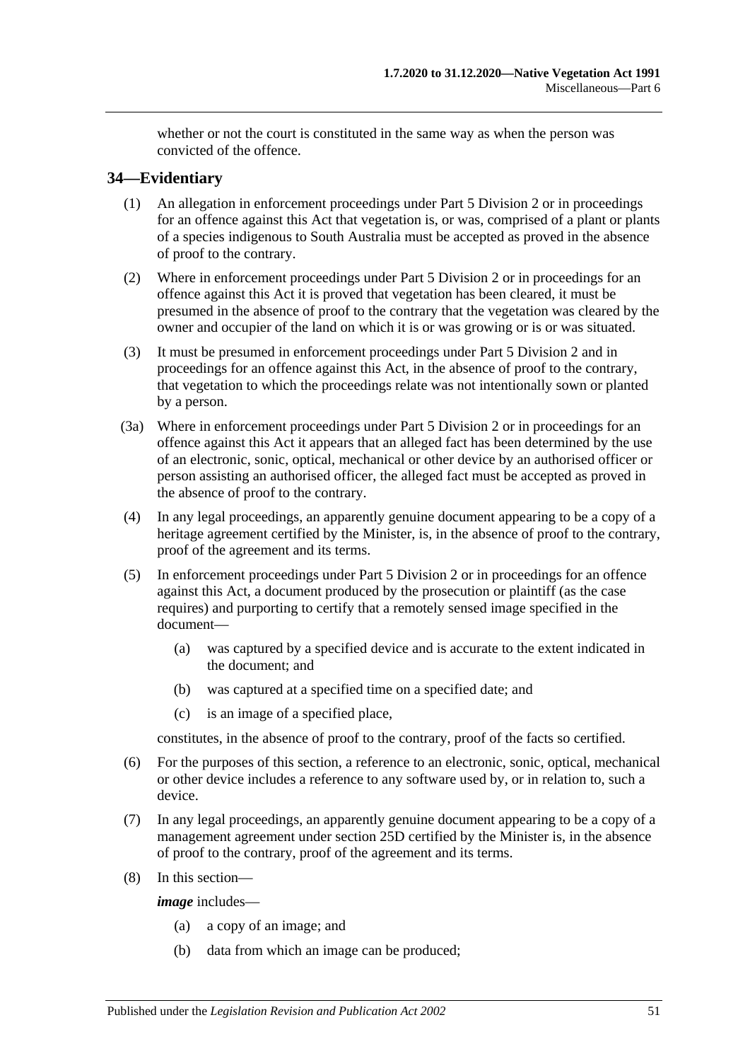whether or not the court is constituted in the same way as when the person was convicted of the offence.

## 34—Evidentiary

(1) An allegation in enforcement proceedings under Part 5 Division 2 or in proceedings for an offence against this Act that vegetation is, or was, comprised of a plant or plants of a species indigenous to South Australia must be accepted as proved in the absence of proof to the contrary.

(2) Where in enforcement proceedings under Part 5 Division 2 or in proceedings for an offence against this Act it is proved that vegetation has been cleared, it must be presumed in the absence of proof to the contrary that the vegetation was cleared by the owner and occupier of the land on which it is or was growing or is or was situated.

(3) It must be presumed in enforcement proceedings under Part 5 Division 2 and in proceedings for an offence against this Act, in the absence of proof to the contrary, that vegetation to which the proceedings relate was not intentionally sown or planted by a person.

(3a) Where in enforcement proceedings under Part 5 Division 2 or in proceedings for an offence against this Act it appears that an alleged fact has been determined by the use of an electronic, sonic, optical, mechanical or other device by an authorised officer or person assisting an authorised officer, the alleged fact must be accepted as proved in the absence of proof to the contrary.

(4) In any legal proceedings, an apparently genuine document appearing to be a copy of a heritage agreement certified by the Minister, is, in the absence of proof to the contrary, proof of the agreement and its terms.

(5) In enforcement proceedings under Part 5 Division 2 or in proceedings for an offence against this Act, a document produced by the prosecution or plaintiff (as the case requires) and purporting to certify that a remotely sensed image specified in the document—

- (a) was captured by a specified device and is accurate to the extent indicated in the document; and
- (b) was captured at a specified time on a specified date; and
- (c) is an image of a specified place,

constitutes, in the absence of proof to the contrary, proof of the facts so certified.

(6) For the purposes of this section, a reference to an electronic, sonic, optical, mechanical or other device includes a reference to any software used by, or in relation to, such a device.

(7) In any legal proceedings, an apparently genuine document appearing to be a copy of a management agreement under section 25D certified by the Minister is, in the absence of proof to the contrary, proof of the agreement and its terms.

(8) In this section—

***image*** includes—

- (a) a copy of an image; and
- (b) data from which an image can be produced;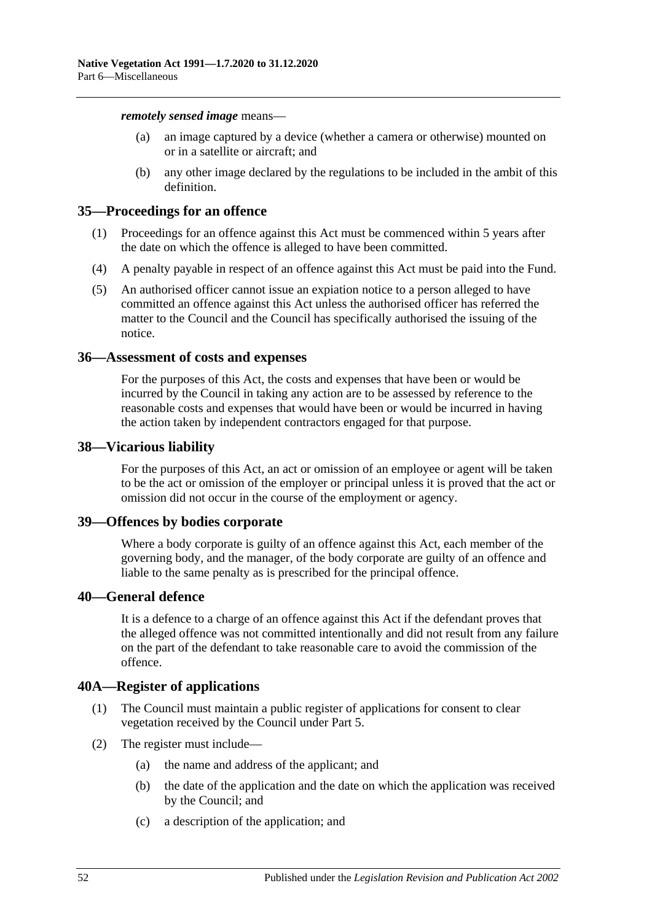***remotely sensed image*** means—

(a) an image captured by a device (whether a camera or otherwise) mounted on or in a satellite or aircraft; and

(b) any other image declared by the regulations to be included in the ambit of this definition.

## 35—Proceedings for an offence

(1) Proceedings for an offence against this Act must be commenced within 5 years after the date on which the offence is alleged to have been committed.

(4) A penalty payable in respect of an offence against this Act must be paid into the Fund.

(5) An authorised officer cannot issue an expiation notice to a person alleged to have committed an offence against this Act unless the authorised officer has referred the matter to the Council and the Council has specifically authorised the issuing of the notice.

## 36—Assessment of costs and expenses

For the purposes of this Act, the costs and expenses that have been or would be incurred by the Council in taking any action are to be assessed by reference to the reasonable costs and expenses that would have been or would be incurred in having the action taken by independent contractors engaged for that purpose.

## 38—Vicarious liability

For the purposes of this Act, an act or omission of an employee or agent will be taken to be the act or omission of the employer or principal unless it is proved that the act or omission did not occur in the course of the employment or agency.

## 39—Offences by bodies corporate

Where a body corporate is guilty of an offence against this Act, each member of the governing body, and the manager, of the body corporate are guilty of an offence and liable to the same penalty as is prescribed for the principal offence.

## 40—General defence

It is a defence to a charge of an offence against this Act if the defendant proves that the alleged offence was not committed intentionally and did not result from any failure on the part of the defendant to take reasonable care to avoid the commission of the offence.

## 40A—Register of applications

(1) The Council must maintain a public register of applications for consent to clear vegetation received by the Council under Part 5.

(2) The register must include—

(a) the name and address of the applicant; and

(b) the date of the application and the date on which the application was received by the Council; and

(c) a description of the application; and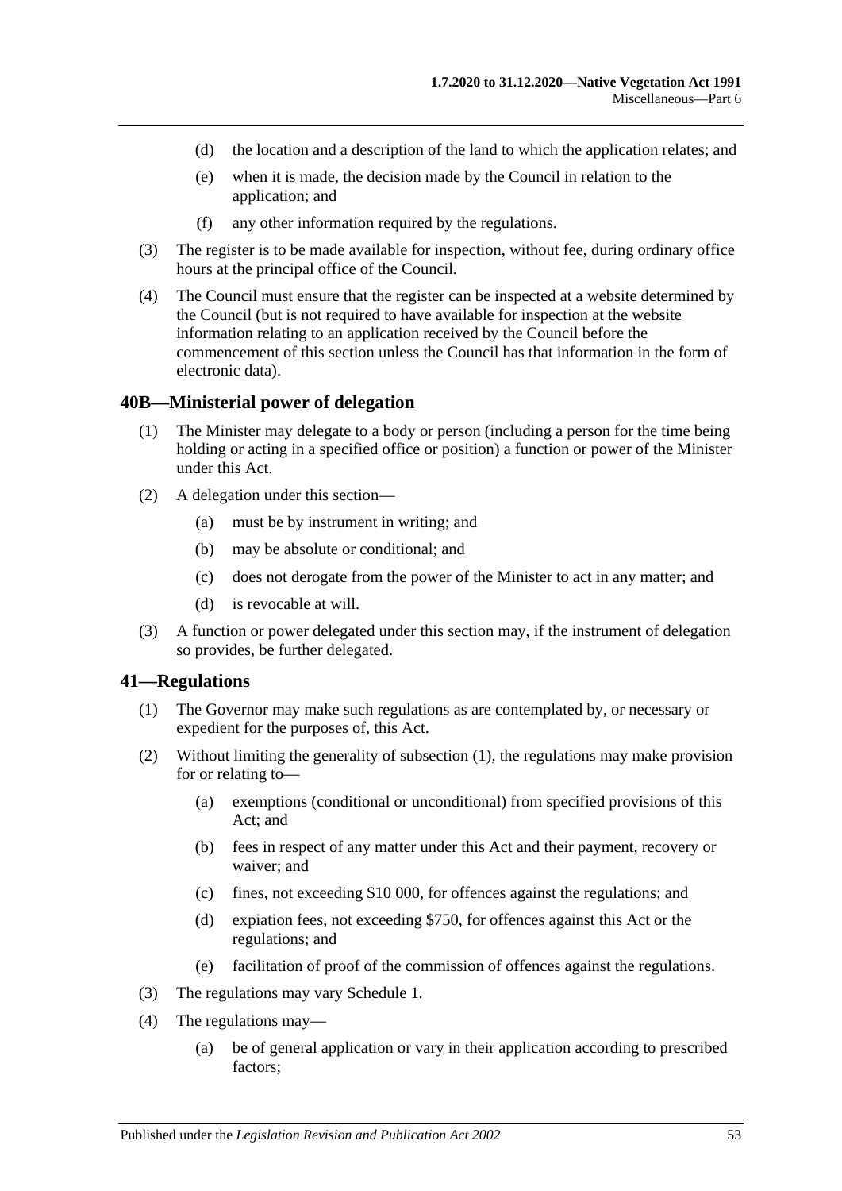(d) the location and a description of the land to which the application relates; and

(e) when it is made, the decision made by the Council in relation to the application; and

(f) any other information required by the regulations.

(3) The register is to be made available for inspection, without fee, during ordinary office hours at the principal office of the Council.

(4) The Council must ensure that the register can be inspected at a website determined by the Council (but is not required to have available for inspection at the website information relating to an application received by the Council before the commencement of this section unless the Council has that information in the form of electronic data).

## 40B—Ministerial power of delegation

(1) The Minister may delegate to a body or person (including a person for the time being holding or acting in a specified office or position) a function or power of the Minister under this Act.

(2) A delegation under this section—

(a) must be by instrument in writing; and

(b) may be absolute or conditional; and

(c) does not derogate from the power of the Minister to act in any matter; and

(d) is revocable at will.

(3) A function or power delegated under this section may, if the instrument of delegation so provides, be further delegated.

## 41—Regulations

(1) The Governor may make such regulations as are contemplated by, or necessary or expedient for the purposes of, this Act.

(2) Without limiting the generality of subsection (1), the regulations may make provision for or relating to—

(a) exemptions (conditional or unconditional) from specified provisions of this Act; and

(b) fees in respect of any matter under this Act and their payment, recovery or waiver; and

(c) fines, not exceeding $10 000, for offences against the regulations; and

(d) expiation fees, not exceeding $750, for offences against this Act or the regulations; and

(e) facilitation of proof of the commission of offences against the regulations.

(3) The regulations may vary Schedule 1.

(4) The regulations may—

(a) be of general application or vary in their application according to prescribed factors;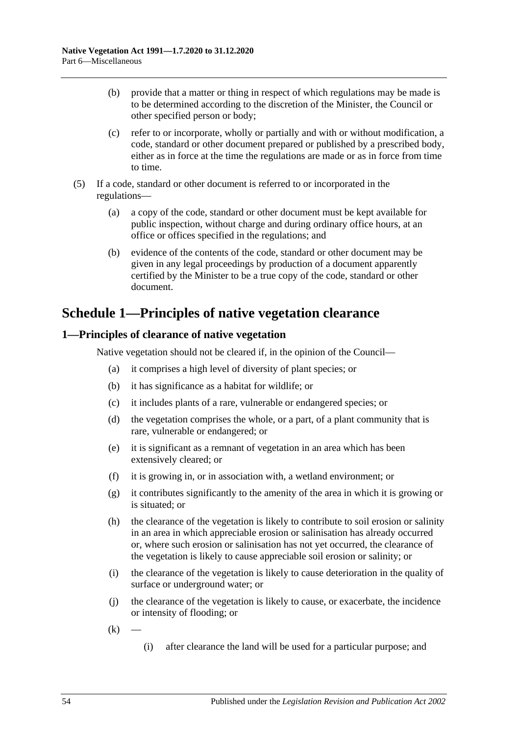(b) provide that a matter or thing in respect of which regulations may be made is to be determined according to the discretion of the Minister, the Council or other specified person or body;

(c) refer to or incorporate, wholly or partially and with or without modification, a code, standard or other document prepared or published by a prescribed body, either as in force at the time the regulations are made or as in force from time to time.

(5) If a code, standard or other document is referred to or incorporated in the regulations—

(a) a copy of the code, standard or other document must be kept available for public inspection, without charge and during ordinary office hours, at an office or offices specified in the regulations; and

(b) evidence of the contents of the code, standard or other document may be given in any legal proceedings by production of a document apparently certified by the Minister to be a true copy of the code, standard or other document.

# Schedule 1—Principles of native vegetation clearance

## 1—Principles of clearance of native vegetation

Native vegetation should not be cleared if, in the opinion of the Council—

(a) it comprises a high level of diversity of plant species; or

(b) it has significance as a habitat for wildlife; or

(c) it includes plants of a rare, vulnerable or endangered species; or

(d) the vegetation comprises the whole, or a part, of a plant community that is rare, vulnerable or endangered; or

(e) it is significant as a remnant of vegetation in an area which has been extensively cleared; or

(f) it is growing in, or in association with, a wetland environment; or

(g) it contributes significantly to the amenity of the area in which it is growing or is situated; or

(h) the clearance of the vegetation is likely to contribute to soil erosion or salinity in an area in which appreciable erosion or salinisation has already occurred or, where such erosion or salinisation has not yet occurred, the clearance of the vegetation is likely to cause appreciable soil erosion or salinity; or

(i) the clearance of the vegetation is likely to cause deterioration in the quality of surface or underground water; or

(j) the clearance of the vegetation is likely to cause, or exacerbate, the incidence or intensity of flooding; or

(k) —

(i) after clearance the land will be used for a particular purpose; and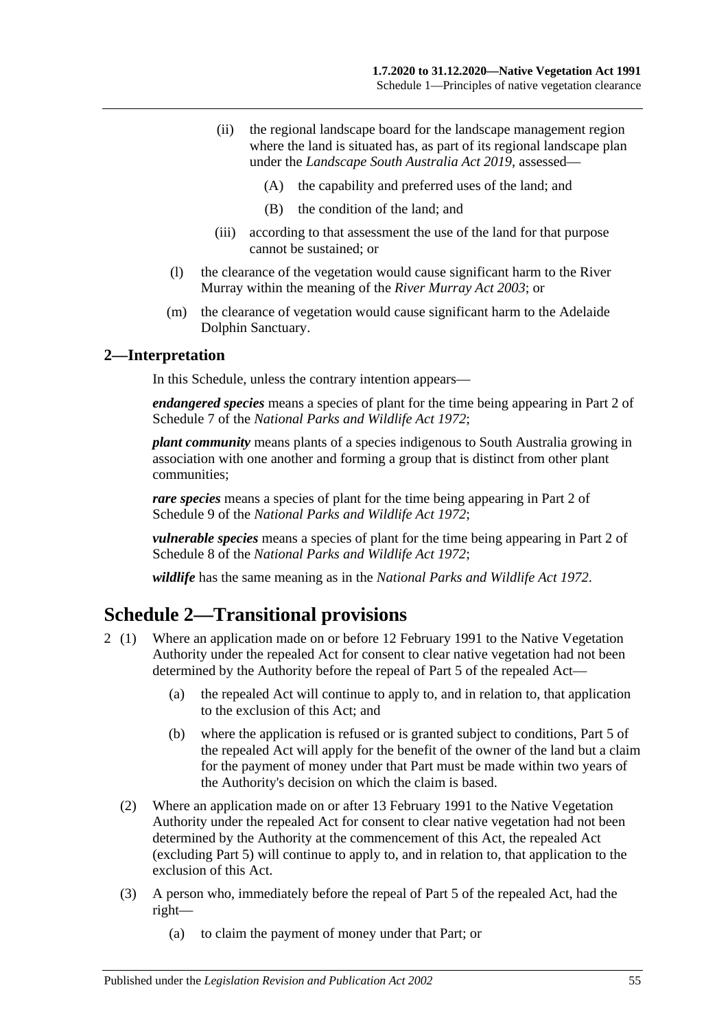(ii) the regional landscape board for the landscape management region where the land is situated has, as part of its regional landscape plan under the *Landscape South Australia Act 2019*, assessed—

(A) the capability and preferred uses of the land; and

(B) the condition of the land; and

(iii) according to that assessment the use of the land for that purpose cannot be sustained; or

(l) the clearance of the vegetation would cause significant harm to the River Murray within the meaning of the *River Murray Act 2003*; or

(m) the clearance of vegetation would cause significant harm to the Adelaide Dolphin Sanctuary.

### 2—Interpretation

In this Schedule, unless the contrary intention appears—

***endangered species*** means a species of plant for the time being appearing in Part 2 of Schedule 7 of the *National Parks and Wildlife Act 1972*;

***plant community*** means plants of a species indigenous to South Australia growing in association with one another and forming a group that is distinct from other plant communities;

***rare species*** means a species of plant for the time being appearing in Part 2 of Schedule 9 of the *National Parks and Wildlife Act 1972*;

***vulnerable species*** means a species of plant for the time being appearing in Part 2 of Schedule 8 of the *National Parks and Wildlife Act 1972*;

***wildlife*** has the same meaning as in the *National Parks and Wildlife Act 1972*.

## Schedule 2—Transitional provisions

2 (1) Where an application made on or before 12 February 1991 to the Native Vegetation Authority under the repealed Act for consent to clear native vegetation had not been determined by the Authority before the repeal of Part 5 of the repealed Act—

(a) the repealed Act will continue to apply to, and in relation to, that application to the exclusion of this Act; and

(b) where the application is refused or is granted subject to conditions, Part 5 of the repealed Act will apply for the benefit of the owner of the land but a claim for the payment of money under that Part must be made within two years of the Authority's decision on which the claim is based.

(2) Where an application made on or after 13 February 1991 to the Native Vegetation Authority under the repealed Act for consent to clear native vegetation had not been determined by the Authority at the commencement of this Act, the repealed Act (excluding Part 5) will continue to apply to, and in relation to, that application to the exclusion of this Act.

(3) A person who, immediately before the repeal of Part 5 of the repealed Act, had the right—

(a) to claim the payment of money under that Part; or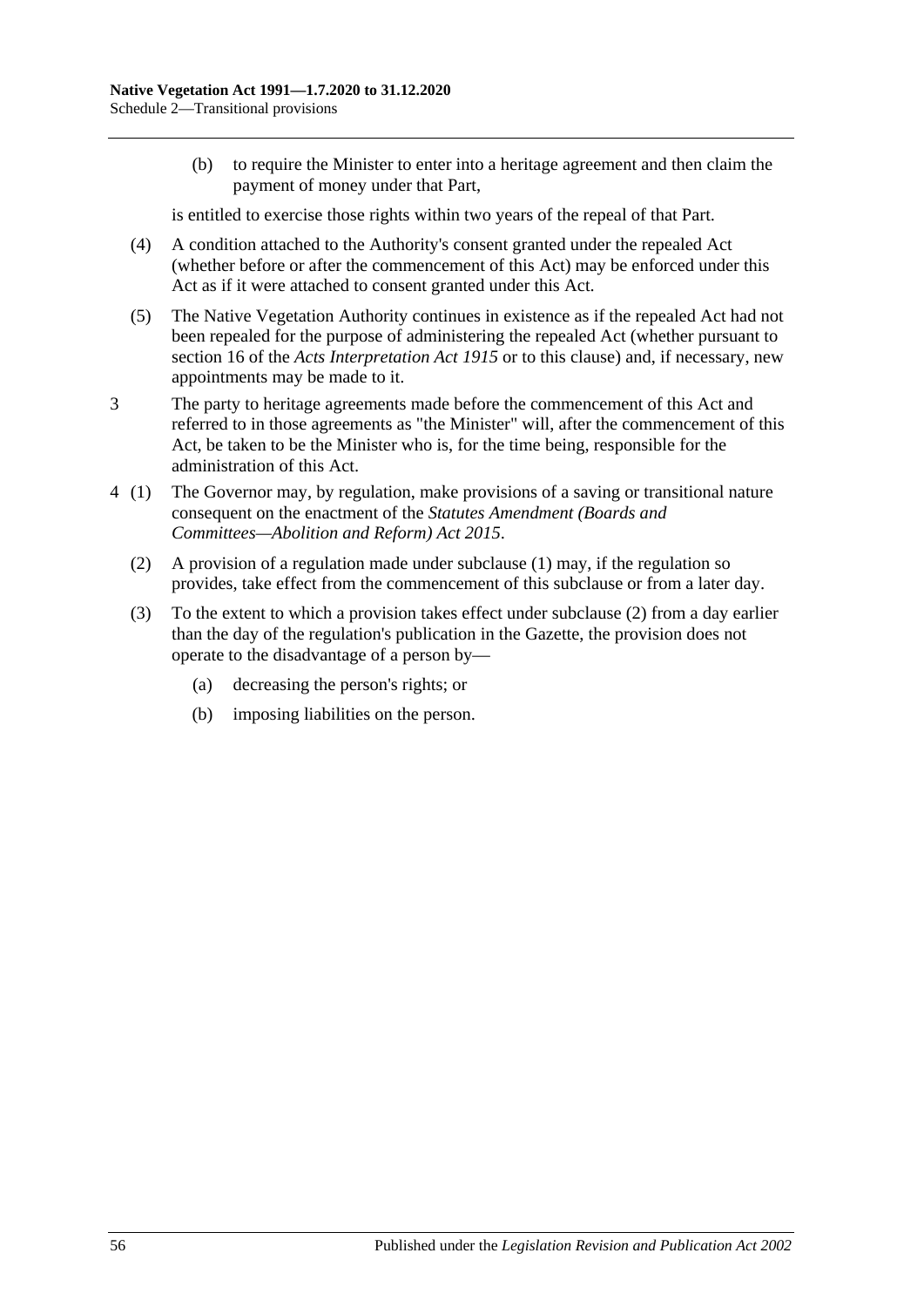(b) to require the Minister to enter into a heritage agreement and then claim the payment of money under that Part,

is entitled to exercise those rights within two years of the repeal of that Part.

(4) A condition attached to the Authority's consent granted under the repealed Act (whether before or after the commencement of this Act) may be enforced under this Act as if it were attached to consent granted under this Act.

(5) The Native Vegetation Authority continues in existence as if the repealed Act had not been repealed for the purpose of administering the repealed Act (whether pursuant to section 16 of the *Acts Interpretation Act 1915* or to this clause) and, if necessary, new appointments may be made to it.

3 The party to heritage agreements made before the commencement of this Act and referred to in those agreements as "the Minister" will, after the commencement of this Act, be taken to be the Minister who is, for the time being, responsible for the administration of this Act.

4 (1) The Governor may, by regulation, make provisions of a saving or transitional nature consequent on the enactment of the *Statutes Amendment (Boards and Committees—Abolition and Reform) Act 2015*.

(2) A provision of a regulation made under subclause (1) may, if the regulation so provides, take effect from the commencement of this subclause or from a later day.

(3) To the extent to which a provision takes effect under subclause (2) from a day earlier than the day of the regulation's publication in the Gazette, the provision does not operate to the disadvantage of a person by—

(a) decreasing the person's rights; or

(b) imposing liabilities on the person.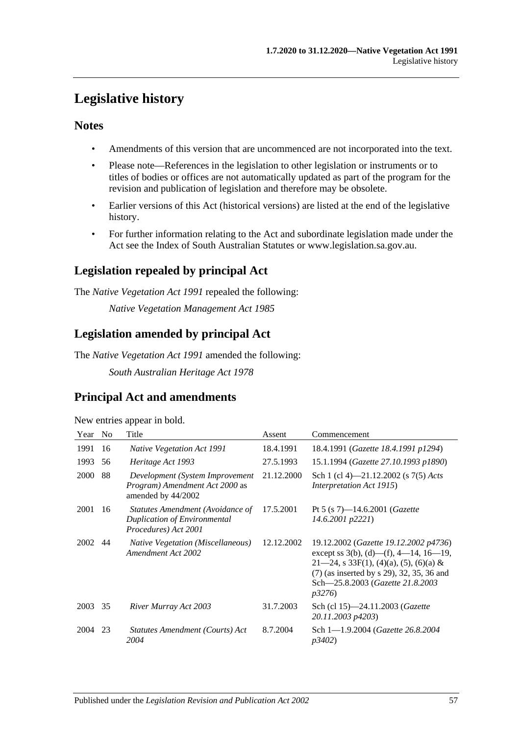# Legislative history

## Notes

- Amendments of this version that are uncommenced are not incorporated into the text.
- Please note—References in the legislation to other legislation or instruments or to titles of bodies or offices are not automatically updated as part of the program for the revision and publication of legislation and therefore may be obsolete.
- Earlier versions of this Act (historical versions) are listed at the end of the legislative history.
- For further information relating to the Act and subordinate legislation made under the Act see the Index of South Australian Statutes or www.legislation.sa.gov.au.

## Legislation repealed by principal Act

The *Native Vegetation Act 1991* repealed the following:

*Native Vegetation Management Act 1985*

## Legislation amended by principal Act

The *Native Vegetation Act 1991* amended the following:

*South Australian Heritage Act 1978*

## Principal Act and amendments

New entries appear in bold.

| Year | No | Title | Assent | Commencement |
|---|---|---|---|---|
| 1991 | 16 | *Native Vegetation Act 1991* | 18.4.1991 | 18.4.1991 (*Gazette 18.4.1991 p1294*) |
| 1993 | 56 | *Heritage Act 1993* | 27.5.1993 | 15.1.1994 (*Gazette 27.10.1993 p1890*) |
| 2000 | 88 | *Development (System Improvement Program) Amendment Act 2000* as amended by 44/2002 | 21.12.2000 | Sch 1 (cl 4)—21.12.2002 (s 7(5) *Acts Interpretation Act 1915*) |
| 2001 | 16 | *Statutes Amendment (Avoidance of Duplication of Environmental Procedures) Act 2001* | 17.5.2001 | Pt 5 (s 7)—14.6.2001 (*Gazette 14.6.2001 p2221*) |
| 2002 | 44 | *Native Vegetation (Miscellaneous) Amendment Act 2002* | 12.12.2002 | 19.12.2002 (*Gazette 19.12.2002 p4736*) except ss 3(b), (d)—(f), 4—14, 16—19, 21—24, s 33F(1), (4)(a), (5), (6)(a) & (7) (as inserted by s 29), 32, 35, 36 and Sch—25.8.2003 (*Gazette 21.8.2003 p3276*) |
| 2003 | 35 | *River Murray Act 2003* | 31.7.2003 | Sch (cl 15)—24.11.2003 (*Gazette 20.11.2003 p4203*) |
| 2004 | 23 | *Statutes Amendment (Courts) Act 2004* | 8.7.2004 | Sch 1—1.9.2004 (*Gazette 26.8.2004 p3402*) |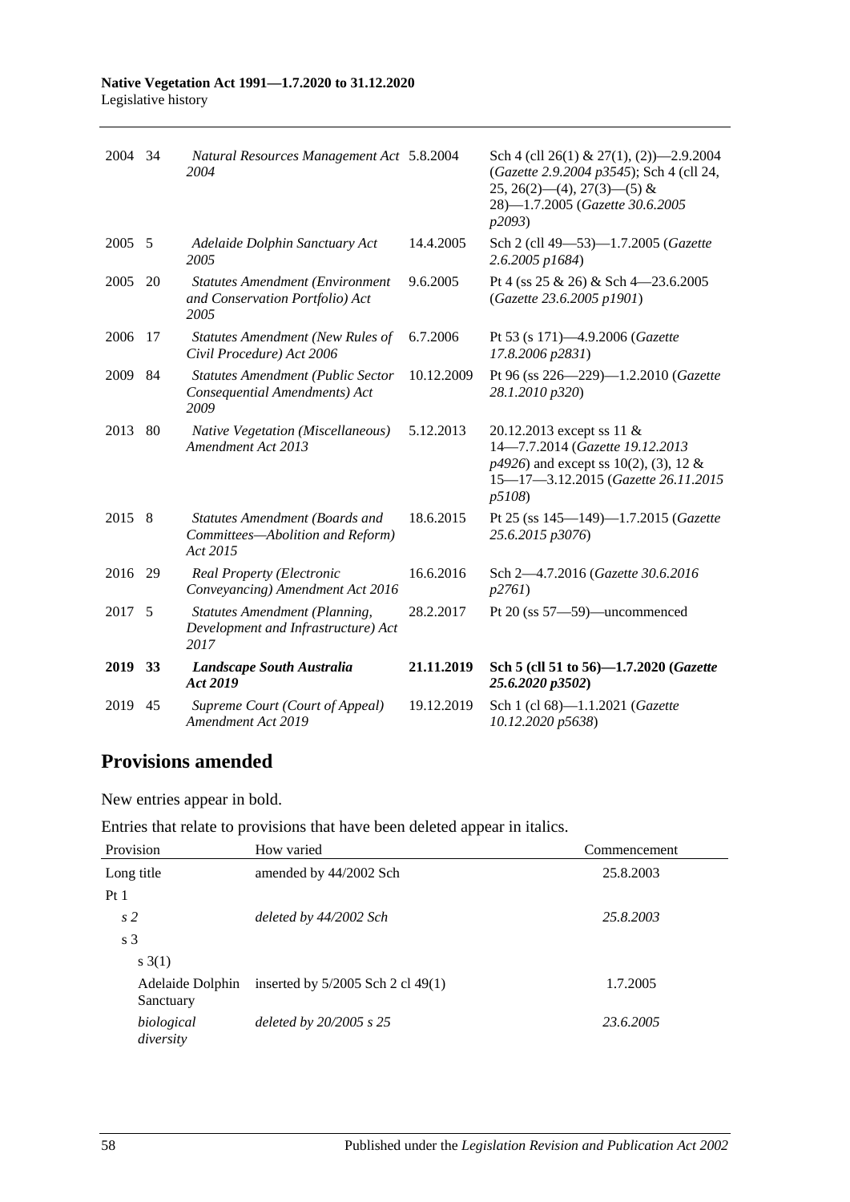| | | | | |
|---|---|---|---|---|
| 2004 | 34 | *Natural Resources Management Act 2004* | 5.8.2004 | Sch 4 (cll 26(1) & 27(1), (2))—2.9.2004 (*Gazette 2.9.2004 p3545*); Sch 4 (cll 24, 25, 26(2)—(4), 27(3)—(5) & 28)—1.7.2005 (*Gazette 30.6.2005 p2093*) |
| 2005 | 5 | *Adelaide Dolphin Sanctuary Act 2005* | 14.4.2005 | Sch 2 (cll 49—53)—1.7.2005 (*Gazette 2.6.2005 p1684*) |
| 2005 | 20 | *Statutes Amendment (Environment and Conservation Portfolio) Act 2005* | 9.6.2005 | Pt 4 (ss 25 & 26) & Sch 4—23.6.2005 (*Gazette 23.6.2005 p1901*) |
| 2006 | 17 | *Statutes Amendment (New Rules of Civil Procedure) Act 2006* | 6.7.2006 | Pt 53 (s 171)—4.9.2006 (*Gazette 17.8.2006 p2831*) |
| 2009 | 84 | *Statutes Amendment (Public Sector Consequential Amendments) Act 2009* | 10.12.2009 | Pt 96 (ss 226—229)—1.2.2010 (*Gazette 28.1.2010 p320*) |
| 2013 | 80 | *Native Vegetation (Miscellaneous) Amendment Act 2013* | 5.12.2013 | 20.12.2013 except ss 11 & 14—7.7.2014 (*Gazette 19.12.2013 p4926*) and except ss 10(2), (3), 12 & 15—17—3.12.2015 (*Gazette 26.11.2015 p5108*) |
| 2015 | 8 | *Statutes Amendment (Boards and Committees—Abolition and Reform) Act 2015* | 18.6.2015 | Pt 25 (ss 145—149)—1.7.2015 (*Gazette 25.6.2015 p3076*) |
| 2016 | 29 | *Real Property (Electronic Conveyancing) Amendment Act 2016* | 16.6.2016 | Sch 2—4.7.2016 (*Gazette 30.6.2016 p2761*) |
| 2017 | 5 | *Statutes Amendment (Planning, Development and Infrastructure) Act 2017* | 28.2.2017 | Pt 20 (ss 57—59)—uncommenced |
| **2019** | **33** | ***Landscape South Australia Act 2019*** | **21.11.2019** | **Sch 5 (cll 51 to 56)—1.7.2020 (*Gazette 25.6.2020 p3502*)** |
| 2019 | 45 | *Supreme Court (Court of Appeal) Amendment Act 2019* | 19.12.2019 | Sch 1 (cl 68)—1.1.2021 (*Gazette 10.12.2020 p5638*) |

## Provisions amended

New entries appear in bold.

Entries that relate to provisions that have been deleted appear in italics.

| Provision | How varied | Commencement |
|---|---|---|
| Long title | amended by 44/2002 Sch | 25.8.2003 |
| Pt 1 | | |
| *s 2* | *deleted by 44/2002 Sch* | *25.8.2003* |
| s 3 | | |
| s 3(1) | | |
| Adelaide Dolphin Sanctuary | inserted by 5/2005 Sch 2 cl 49(1) | 1.7.2005 |
| *biological diversity* | *deleted by 20/2005 s 25* | *23.6.2005* |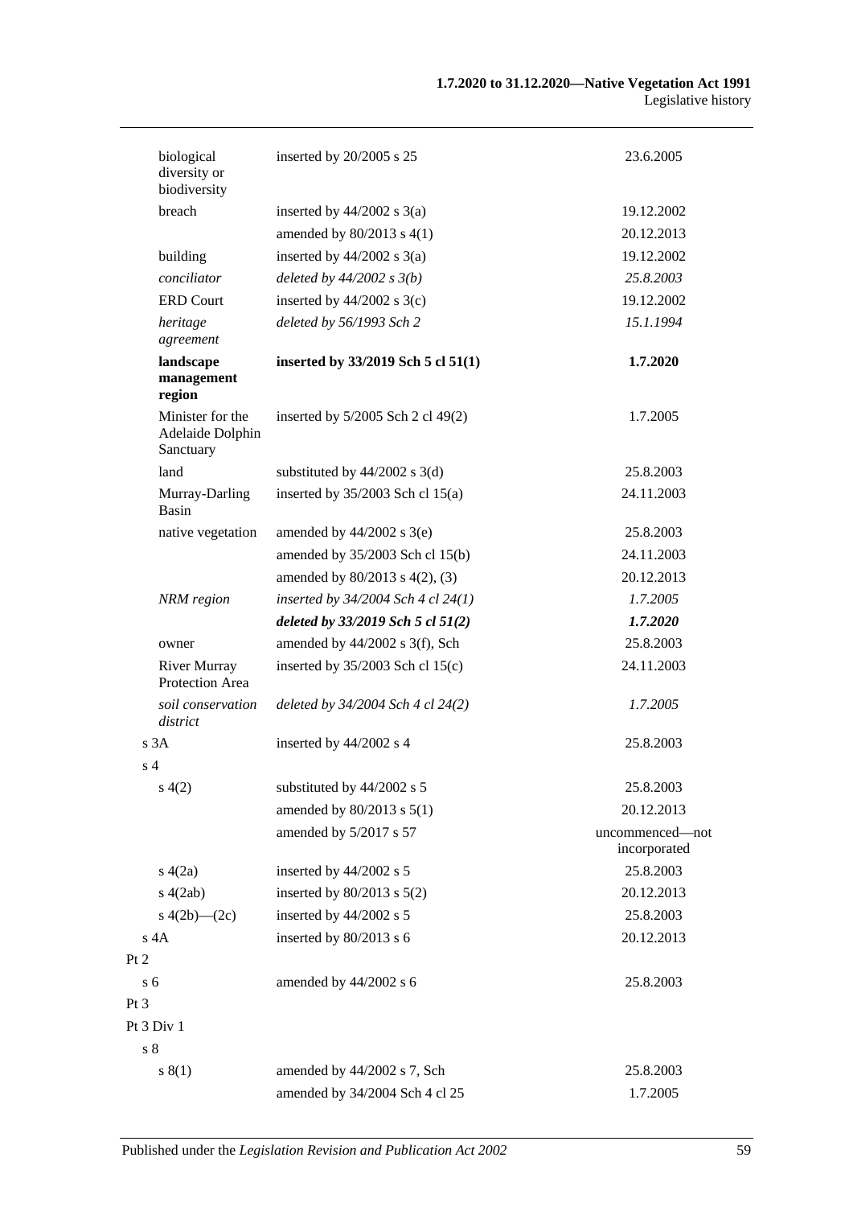| | | |
|---|---|---|
| biological diversity or biodiversity | inserted by 20/2005 s 25 | 23.6.2005 |
| breach | inserted by 44/2002 s 3(a) | 19.12.2002 |
| | amended by 80/2013 s 4(1) | 20.12.2013 |
| building | inserted by 44/2002 s 3(a) | 19.12.2002 |
| *conciliator* | *deleted by 44/2002 s 3(b)* | *25.8.2003* |
| ERD Court | inserted by 44/2002 s 3(c) | 19.12.2002 |
| *heritage agreement* | *deleted by 56/1993 Sch 2* | *15.1.1994* |
| **landscape management region** | **inserted by 33/2019 Sch 5 cl 51(1)** | **1.7.2020** |
| Minister for the Adelaide Dolphin Sanctuary | inserted by 5/2005 Sch 2 cl 49(2) | 1.7.2005 |
| land | substituted by 44/2002 s 3(d) | 25.8.2003 |
| Murray-Darling Basin | inserted by 35/2003 Sch cl 15(a) | 24.11.2003 |
| native vegetation | amended by 44/2002 s 3(e) | 25.8.2003 |
| | amended by 35/2003 Sch cl 15(b) | 24.11.2003 |
| | amended by 80/2013 s 4(2), (3) | 20.12.2013 |
| *NRM region* | *inserted by 34/2004 Sch 4 cl 24(1)* | *1.7.2005* |
| | ***deleted by 33/2019 Sch 5 cl 51(2)*** | ***1.7.2020*** |
| owner | amended by 44/2002 s 3(f), Sch | 25.8.2003 |
| River Murray Protection Area | inserted by 35/2003 Sch cl 15(c) | 24.11.2003 |
| *soil conservation district* | *deleted by 34/2004 Sch 4 cl 24(2)* | *1.7.2005* |
| s 3A | inserted by 44/2002 s 4 | 25.8.2003 |
| s 4 | | |
| s 4(2) | substituted by 44/2002 s 5 | 25.8.2003 |
| | amended by 80/2013 s 5(1) | 20.12.2013 |
| | amended by 5/2017 s 57 | uncommenced—not incorporated |
| s 4(2a) | inserted by 44/2002 s 5 | 25.8.2003 |
| s 4(2ab) | inserted by 80/2013 s 5(2) | 20.12.2013 |
| s 4(2b)—(2c) | inserted by 44/2002 s 5 | 25.8.2003 |
| s 4A | inserted by 80/2013 s 6 | 20.12.2013 |
| Pt 2 | | |
| s 6 | amended by 44/2002 s 6 | 25.8.2003 |
| Pt 3 | | |
| Pt 3 Div 1 | | |
| s 8 | | |
| s 8(1) | amended by 44/2002 s 7, Sch | 25.8.2003 |
| | amended by 34/2004 Sch 4 cl 25 | 1.7.2005 |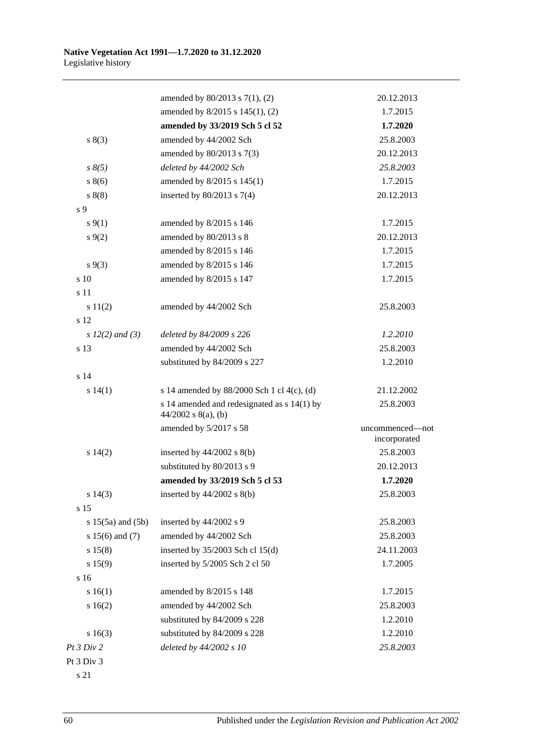| | | |
|---|---|---|
| | amended by 80/2013 s 7(1), (2) | 20.12.2013 |
| | amended by 8/2015 s 145(1), (2) | 1.7.2015 |
| | **amended by 33/2019 Sch 5 cl 52** | **1.7.2020** |
| s 8(3) | amended by 44/2002 Sch | 25.8.2003 |
| | amended by 80/2013 s 7(3) | 20.12.2013 |
| *s 8(5)* | *deleted by 44/2002 Sch* | *25.8.2003* |
| s 8(6) | amended by 8/2015 s 145(1) | 1.7.2015 |
| s 8(8) | inserted by 80/2013 s 7(4) | 20.12.2013 |
| s 9 | | |
| s 9(1) | amended by 8/2015 s 146 | 1.7.2015 |
| s 9(2) | amended by 80/2013 s 8 | 20.12.2013 |
| | amended by 8/2015 s 146 | 1.7.2015 |
| s 9(3) | amended by 8/2015 s 146 | 1.7.2015 |
| s 10 | amended by 8/2015 s 147 | 1.7.2015 |
| s 11 | | |
| s 11(2) | amended by 44/2002 Sch | 25.8.2003 |
| s 12 | | |
| *s 12(2) and (3)* | *deleted by 84/2009 s 226* | *1.2.2010* |
| s 13 | amended by 44/2002 Sch | 25.8.2003 |
| | substituted by 84/2009 s 227 | 1.2.2010 |
| s 14 | | |
| s 14(1) | s 14 amended by 88/2000 Sch 1 cl 4(c), (d) | 21.12.2002 |
| | s 14 amended and redesignated as s 14(1) by 44/2002 s 8(a), (b) | 25.8.2003 |
| | amended by 5/2017 s 58 | uncommenced—not incorporated |
| s 14(2) | inserted by 44/2002 s 8(b) | 25.8.2003 |
| | substituted by 80/2013 s 9 | 20.12.2013 |
| | **amended by 33/2019 Sch 5 cl 53** | **1.7.2020** |
| s 14(3) | inserted by 44/2002 s 8(b) | 25.8.2003 |
| s 15 | | |
| s 15(5a) and (5b) | inserted by 44/2002 s 9 | 25.8.2003 |
| s 15(6) and (7) | amended by 44/2002 Sch | 25.8.2003 |
| s 15(8) | inserted by 35/2003 Sch cl 15(d) | 24.11.2003 |
| s 15(9) | inserted by 5/2005 Sch 2 cl 50 | 1.7.2005 |
| s 16 | | |
| s 16(1) | amended by 8/2015 s 148 | 1.7.2015 |
| s 16(2) | amended by 44/2002 Sch | 25.8.2003 |
| | substituted by 84/2009 s 228 | 1.2.2010 |
| s 16(3) | substituted by 84/2009 s 228 | 1.2.2010 |
| *Pt 3 Div 2* | *deleted by 44/2002 s 10* | *25.8.2003* |
| Pt 3 Div 3 | | |
| s 21 | | |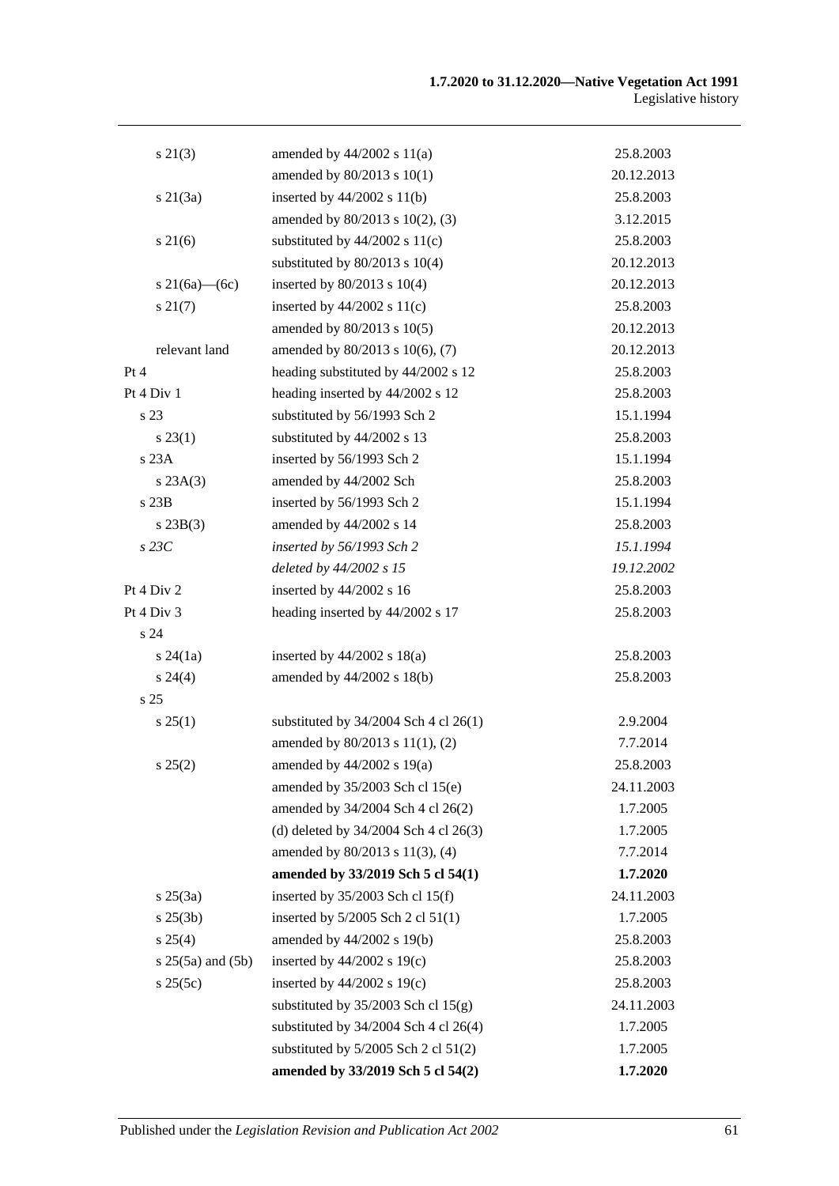| | | |
|---|---|---|
| s 21(3) | amended by 44/2002 s 11(a) | 25.8.2003 |
| | amended by 80/2013 s 10(1) | 20.12.2013 |
| s 21(3a) | inserted by 44/2002 s 11(b) | 25.8.2003 |
| | amended by 80/2013 s 10(2), (3) | 3.12.2015 |
| s 21(6) | substituted by 44/2002 s 11(c) | 25.8.2003 |
| | substituted by 80/2013 s 10(4) | 20.12.2013 |
| s 21(6a)—(6c) | inserted by 80/2013 s 10(4) | 20.12.2013 |
| s 21(7) | inserted by 44/2002 s 11(c) | 25.8.2003 |
| | amended by 80/2013 s 10(5) | 20.12.2013 |
| relevant land | amended by 80/2013 s 10(6), (7) | 20.12.2013 |
| Pt 4 | heading substituted by 44/2002 s 12 | 25.8.2003 |
| Pt 4 Div 1 | heading inserted by 44/2002 s 12 | 25.8.2003 |
| s 23 | substituted by 56/1993 Sch 2 | 15.1.1994 |
| s 23(1) | substituted by 44/2002 s 13 | 25.8.2003 |
| s 23A | inserted by 56/1993 Sch 2 | 15.1.1994 |
| s 23A(3) | amended by 44/2002 Sch | 25.8.2003 |
| s 23B | inserted by 56/1993 Sch 2 | 15.1.1994 |
| s 23B(3) | amended by 44/2002 s 14 | 25.8.2003 |
| *s 23C* | *inserted by 56/1993 Sch 2* | *15.1.1994* |
| | *deleted by 44/2002 s 15* | *19.12.2002* |
| Pt 4 Div 2 | inserted by 44/2002 s 16 | 25.8.2003 |
| Pt 4 Div 3 | heading inserted by 44/2002 s 17 | 25.8.2003 |
| s 24 | | |
| s 24(1a) | inserted by 44/2002 s 18(a) | 25.8.2003 |
| s 24(4) | amended by 44/2002 s 18(b) | 25.8.2003 |
| s 25 | | |
| s 25(1) | substituted by 34/2004 Sch 4 cl 26(1) | 2.9.2004 |
| | amended by 80/2013 s 11(1), (2) | 7.7.2014 |
| s 25(2) | amended by 44/2002 s 19(a) | 25.8.2003 |
| | amended by 35/2003 Sch cl 15(e) | 24.11.2003 |
| | amended by 34/2004 Sch 4 cl 26(2) | 1.7.2005 |
| | (d) deleted by 34/2004 Sch 4 cl 26(3) | 1.7.2005 |
| | amended by 80/2013 s 11(3), (4) | 7.7.2014 |
| | **amended by 33/2019 Sch 5 cl 54(1)** | **1.7.2020** |
| s 25(3a) | inserted by 35/2003 Sch cl 15(f) | 24.11.2003 |
| s 25(3b) | inserted by 5/2005 Sch 2 cl 51(1) | 1.7.2005 |
| s 25(4) | amended by 44/2002 s 19(b) | 25.8.2003 |
| s 25(5a) and (5b) | inserted by 44/2002 s 19(c) | 25.8.2003 |
| s 25(5c) | inserted by 44/2002 s 19(c) | 25.8.2003 |
| | substituted by 35/2003 Sch cl 15(g) | 24.11.2003 |
| | substituted by 34/2004 Sch 4 cl 26(4) | 1.7.2005 |
| | substituted by 5/2005 Sch 2 cl 51(2) | 1.7.2005 |
| | **amended by 33/2019 Sch 5 cl 54(2)** | **1.7.2020** |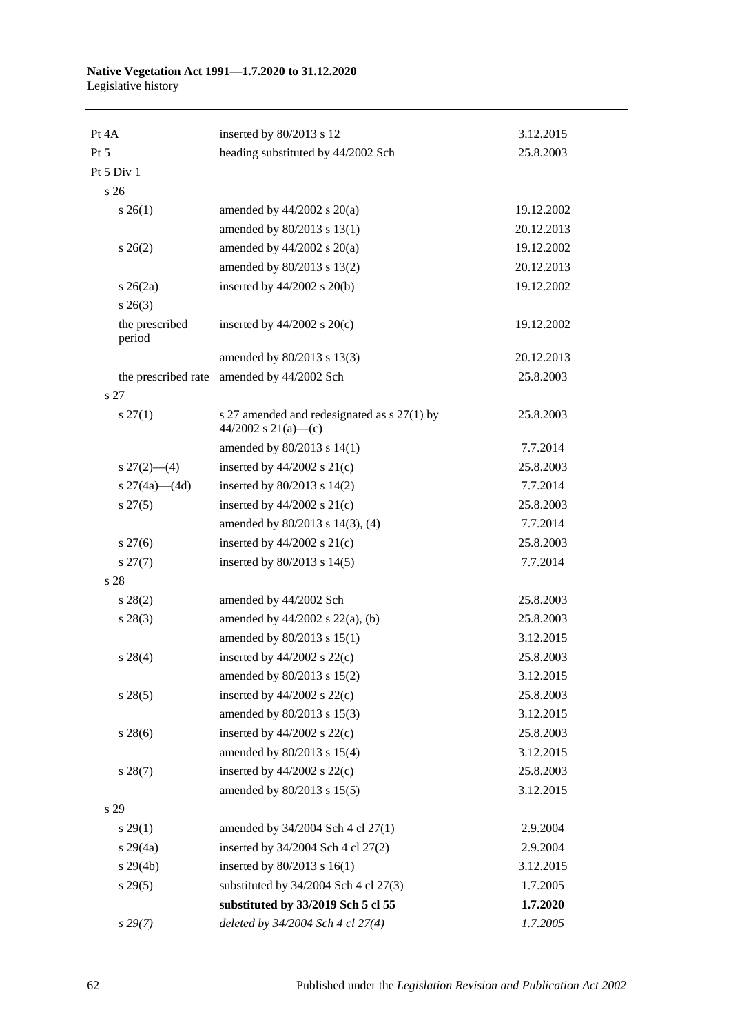| | | |
|---|---|---|
| Pt 4A | inserted by 80/2013 s 12 | 3.12.2015 |
| Pt 5 | heading substituted by 44/2002 Sch | 25.8.2003 |
| Pt 5 Div 1 | | |
| s 26 | | |
| s 26(1) | amended by 44/2002 s 20(a) | 19.12.2002 |
| | amended by 80/2013 s 13(1) | 20.12.2013 |
| s 26(2) | amended by 44/2002 s 20(a) | 19.12.2002 |
| | amended by 80/2013 s 13(2) | 20.12.2013 |
| s 26(2a) | inserted by 44/2002 s 20(b) | 19.12.2002 |
| s 26(3) | | |
| the prescribed period | inserted by 44/2002 s 20(c) | 19.12.2002 |
| | amended by 80/2013 s 13(3) | 20.12.2013 |
| the prescribed rate | amended by 44/2002 Sch | 25.8.2003 |
| s 27 | | |
| s 27(1) | s 27 amended and redesignated as s 27(1) by 44/2002 s 21(a)—(c) | 25.8.2003 |
| | amended by 80/2013 s 14(1) | 7.7.2014 |
| s 27(2)—(4) | inserted by 44/2002 s 21(c) | 25.8.2003 |
| s 27(4a)—(4d) | inserted by 80/2013 s 14(2) | 7.7.2014 |
| s 27(5) | inserted by 44/2002 s 21(c) | 25.8.2003 |
| | amended by 80/2013 s 14(3), (4) | 7.7.2014 |
| s 27(6) | inserted by 44/2002 s 21(c) | 25.8.2003 |
| s 27(7) | inserted by 80/2013 s 14(5) | 7.7.2014 |
| s 28 | | |
| s 28(2) | amended by 44/2002 Sch | 25.8.2003 |
| s 28(3) | amended by 44/2002 s 22(a), (b) | 25.8.2003 |
| | amended by 80/2013 s 15(1) | 3.12.2015 |
| s 28(4) | inserted by 44/2002 s 22(c) | 25.8.2003 |
| | amended by 80/2013 s 15(2) | 3.12.2015 |
| s 28(5) | inserted by 44/2002 s 22(c) | 25.8.2003 |
| | amended by 80/2013 s 15(3) | 3.12.2015 |
| s 28(6) | inserted by 44/2002 s 22(c) | 25.8.2003 |
| | amended by 80/2013 s 15(4) | 3.12.2015 |
| s 28(7) | inserted by 44/2002 s 22(c) | 25.8.2003 |
| | amended by 80/2013 s 15(5) | 3.12.2015 |
| s 29 | | |
| s 29(1) | amended by 34/2004 Sch 4 cl 27(1) | 2.9.2004 |
| s 29(4a) | inserted by 34/2004 Sch 4 cl 27(2) | 2.9.2004 |
| s 29(4b) | inserted by 80/2013 s 16(1) | 3.12.2015 |
| s 29(5) | substituted by 34/2004 Sch 4 cl 27(3) | 1.7.2005 |
| | **substituted by 33/2019 Sch 5 cl 55** | **1.7.2020** |
| *s 29(7)* | *deleted by 34/2004 Sch 4 cl 27(4)* | *1.7.2005* |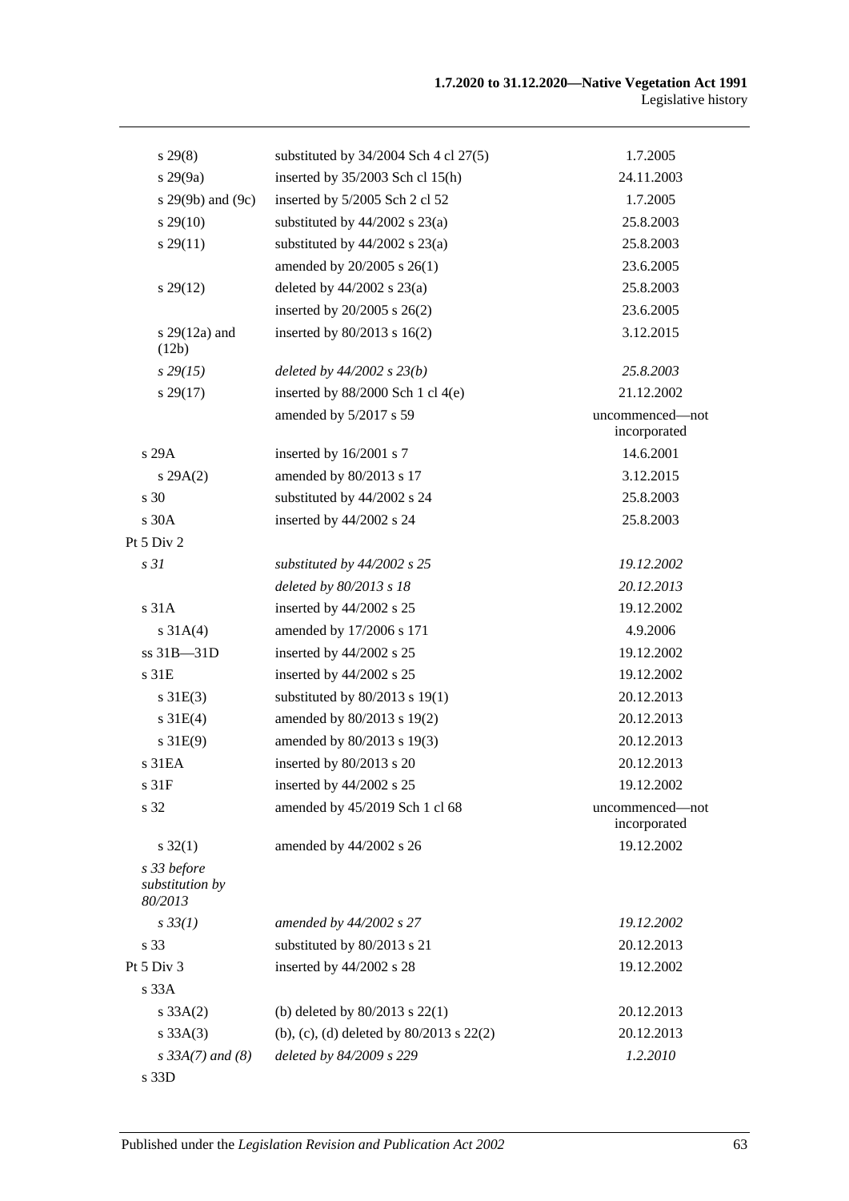| | | |
|---|---|---|
| s 29(8) | substituted by 34/2004 Sch 4 cl 27(5) | 1.7.2005 |
| s 29(9a) | inserted by 35/2003 Sch cl 15(h) | 24.11.2003 |
| s 29(9b) and (9c) | inserted by 5/2005 Sch 2 cl 52 | 1.7.2005 |
| s 29(10) | substituted by 44/2002 s 23(a) | 25.8.2003 |
| s 29(11) | substituted by 44/2002 s 23(a) | 25.8.2003 |
| | amended by 20/2005 s 26(1) | 23.6.2005 |
| s 29(12) | deleted by 44/2002 s 23(a) | 25.8.2003 |
| | inserted by 20/2005 s 26(2) | 23.6.2005 |
| s 29(12a) and (12b) | inserted by 80/2013 s 16(2) | 3.12.2015 |
| *s 29(15)* | *deleted by 44/2002 s 23(b)* | *25.8.2003* |
| s 29(17) | inserted by 88/2000 Sch 1 cl 4(e) | 21.12.2002 |
| | amended by 5/2017 s 59 | uncommenced—not incorporated |
| s 29A | inserted by 16/2001 s 7 | 14.6.2001 |
| s 29A(2) | amended by 80/2013 s 17 | 3.12.2015 |
| s 30 | substituted by 44/2002 s 24 | 25.8.2003 |
| s 30A | inserted by 44/2002 s 24 | 25.8.2003 |
| Pt 5 Div 2 | | |
| *s 31* | *substituted by 44/2002 s 25* | *19.12.2002* |
| | *deleted by 80/2013 s 18* | *20.12.2013* |
| s 31A | inserted by 44/2002 s 25 | 19.12.2002 |
| s 31A(4) | amended by 17/2006 s 171 | 4.9.2006 |
| ss 31B—31D | inserted by 44/2002 s 25 | 19.12.2002 |
| s 31E | inserted by 44/2002 s 25 | 19.12.2002 |
| s 31E(3) | substituted by 80/2013 s 19(1) | 20.12.2013 |
| s 31E(4) | amended by 80/2013 s 19(2) | 20.12.2013 |
| s 31E(9) | amended by 80/2013 s 19(3) | 20.12.2013 |
| s 31EA | inserted by 80/2013 s 20 | 20.12.2013 |
| s 31F | inserted by 44/2002 s 25 | 19.12.2002 |
| s 32 | amended by 45/2019 Sch 1 cl 68 | uncommenced—not incorporated |
| s 32(1) | amended by 44/2002 s 26 | 19.12.2002 |
| *s 33 before substitution by 80/2013* | | |
| *s 33(1)* | *amended by 44/2002 s 27* | *19.12.2002* |
| s 33 | substituted by 80/2013 s 21 | 20.12.2013 |
| Pt 5 Div 3 | inserted by 44/2002 s 28 | 19.12.2002 |
| s 33A | | |
| s 33A(2) | (b) deleted by 80/2013 s 22(1) | 20.12.2013 |
| s 33A(3) | (b), (c), (d) deleted by 80/2013 s 22(2) | 20.12.2013 |
| *s 33A(7) and (8)* | *deleted by 84/2009 s 229* | *1.2.2010* |
| s 33D | | |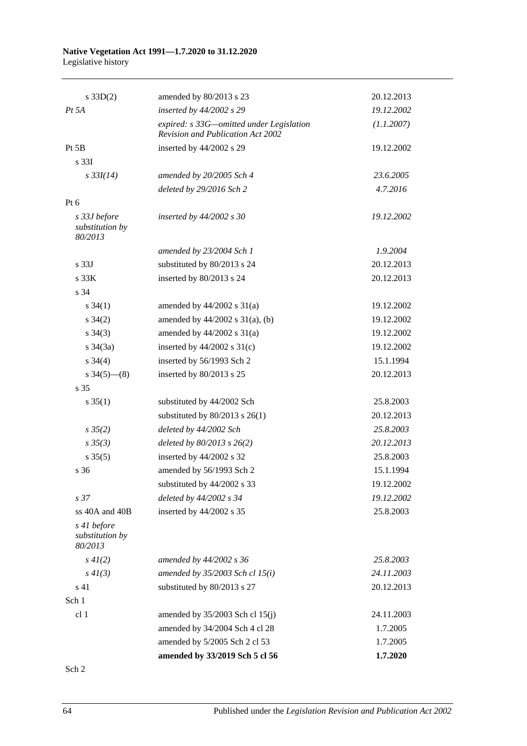| | | |
|---|---|---|
| s 33D(2) | amended by 80/2013 s 23 | 20.12.2013 |
| *Pt 5A* | *inserted by 44/2002 s 29* | *19.12.2002* |
| | *expired: s 33G—omitted under Legislation Revision and Publication Act 2002* | *(1.1.2007)* |
| Pt 5B | inserted by 44/2002 s 29 | 19.12.2002 |
| s 33I | | |
| *s 33I(14)* | *amended by 20/2005 Sch 4* | *23.6.2005* |
| | *deleted by 29/2016 Sch 2* | *4.7.2016* |
| Pt 6 | | |
| *s 33J before substitution by 80/2013* | *inserted by 44/2002 s 30* | *19.12.2002* |
| | *amended by 23/2004 Sch 1* | *1.9.2004* |
| s 33J | substituted by 80/2013 s 24 | 20.12.2013 |
| s 33K | inserted by 80/2013 s 24 | 20.12.2013 |
| s 34 | | |
| s 34(1) | amended by 44/2002 s 31(a) | 19.12.2002 |
| s 34(2) | amended by 44/2002 s 31(a), (b) | 19.12.2002 |
| s 34(3) | amended by 44/2002 s 31(a) | 19.12.2002 |
| s 34(3a) | inserted by 44/2002 s 31(c) | 19.12.2002 |
| s 34(4) | inserted by 56/1993 Sch 2 | 15.1.1994 |
| s 34(5)—(8) | inserted by 80/2013 s 25 | 20.12.2013 |
| s 35 | | |
| s 35(1) | substituted by 44/2002 Sch | 25.8.2003 |
| | substituted by 80/2013 s 26(1) | 20.12.2013 |
| *s 35(2)* | *deleted by 44/2002 Sch* | *25.8.2003* |
| *s 35(3)* | *deleted by 80/2013 s 26(2)* | *20.12.2013* |
| s 35(5) | inserted by 44/2002 s 32 | 25.8.2003 |
| s 36 | amended by 56/1993 Sch 2 | 15.1.1994 |
| | substituted by 44/2002 s 33 | 19.12.2002 |
| *s 37* | *deleted by 44/2002 s 34* | *19.12.2002* |
| ss 40A and 40B | inserted by 44/2002 s 35 | 25.8.2003 |
| *s 41 before substitution by 80/2013* | | |
| *s 41(2)* | *amended by 44/2002 s 36* | *25.8.2003* |
| *s 41(3)* | *amended by 35/2003 Sch cl 15(i)* | *24.11.2003* |
| s 41 | substituted by 80/2013 s 27 | 20.12.2013 |
| Sch 1 | | |
| cl 1 | amended by 35/2003 Sch cl 15(j) | 24.11.2003 |
| | amended by 34/2004 Sch 4 cl 28 | 1.7.2005 |
| | amended by 5/2005 Sch 2 cl 53 | 1.7.2005 |
| | **amended by 33/2019 Sch 5 cl 56** | **1.7.2020** |
| Sch 2 | | |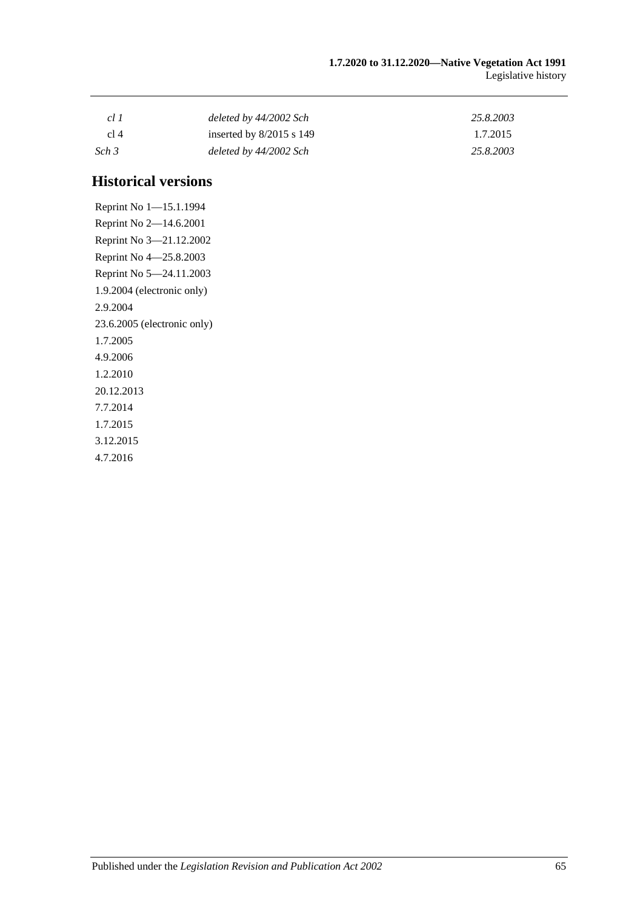| | | |
|---|---|---|
| *cl 1* | *deleted by 44/2002 Sch* | *25.8.2003* |
| cl 4 | inserted by 8/2015 s 149 | 1.7.2015 |
| *Sch 3* | *deleted by 44/2002 Sch* | *25.8.2003* |

## Historical versions

Reprint No 1—15.1.1994

Reprint No 2—14.6.2001

Reprint No 3—21.12.2002

Reprint No 4—25.8.2003

Reprint No 5—24.11.2003

1.9.2004 (electronic only)

2.9.2004

23.6.2005 (electronic only)

1.7.2005

4.9.2006

1.2.2010

20.12.2013

7.7.2014

1.7.2015

3.12.2015

4.7.2016